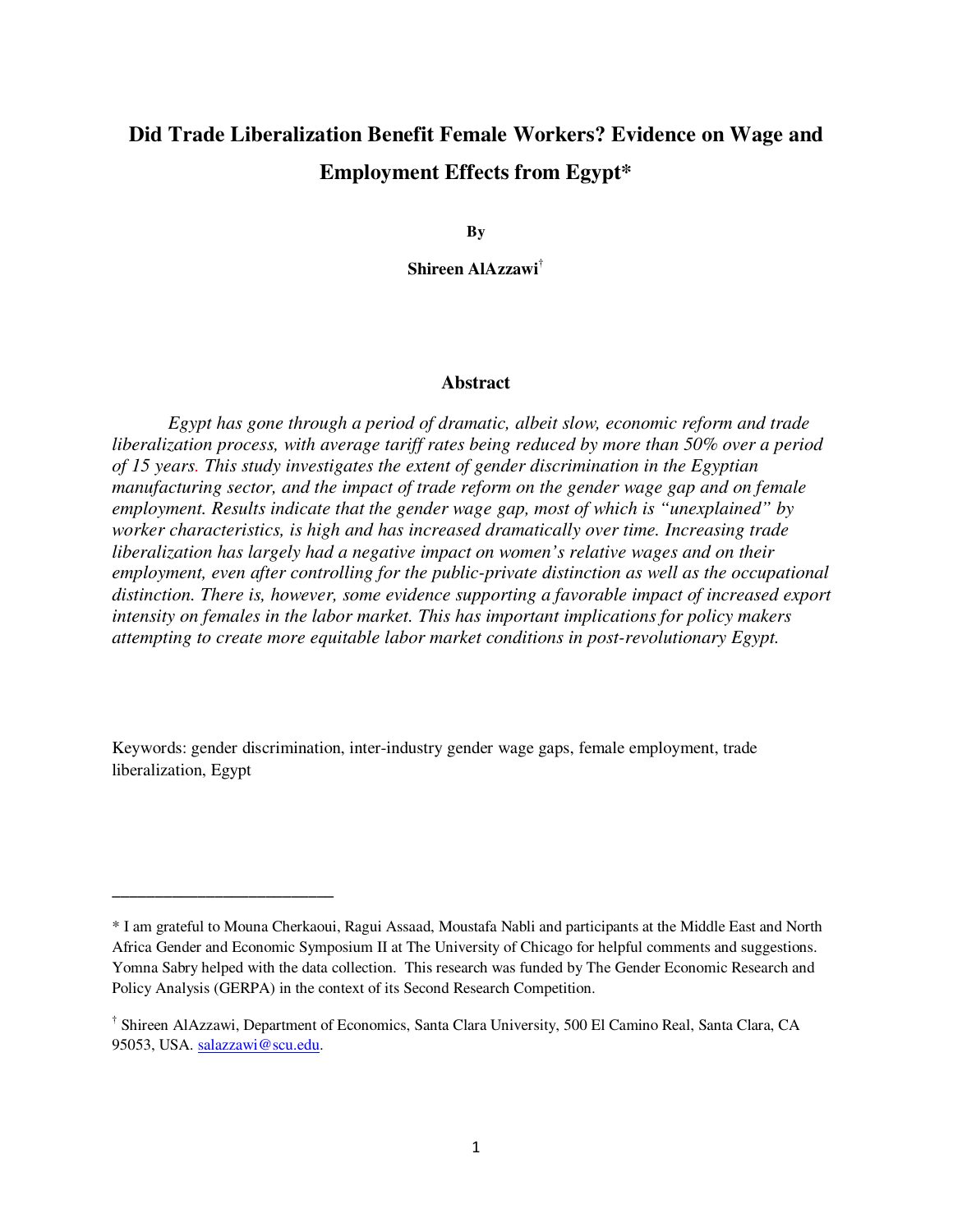# Did Trade Liberalization Benefit Female Workers? Evidence on Wage and Employment Effects from Egypt*

**By**

**Shireen AlAzzawi**[†]

## Abstract

*Egypt has gone through a period of dramatic, albeit slow, economic reform and trade liberalization process, with average tariff rates being reduced by more than 50% over a period of 15 years. This study investigates the extent of gender discrimination in the Egyptian manufacturing sector, and the impact of trade reform on the gender wage gap and on female employment. Results indicate that the gender wage gap, most of which is "unexplained" by worker characteristics, is high and has increased dramatically over time. Increasing trade liberalization has largely had a negative impact on women's relative wages and on their employment, even after controlling for the public-private distinction as well as the occupational distinction. There is, however, some evidence supporting a favorable impact of increased export intensity on females in the labor market. This has important implications for policy makers attempting to create more equitable labor market conditions in post-revolutionary Egypt.*

Keywords: gender discrimination, inter-industry gender wage gaps, female employment, trade liberalization, Egypt

---

* I am grateful to Mouna Cherkaoui, Ragui Assaad, Moustafa Nabli and participants at the Middle East and North Africa Gender and Economic Symposium II at The University of Chicago for helpful comments and suggestions. Yomna Sabry helped with the data collection. This research was funded by The Gender Economic Research and Policy Analysis (GERPA) in the context of its Second Research Competition.

[†] Shireen AlAzzawi, Department of Economics, Santa Clara University, 500 El Camino Real, Santa Clara, CA 95053, USA. salazzawi@scu.edu.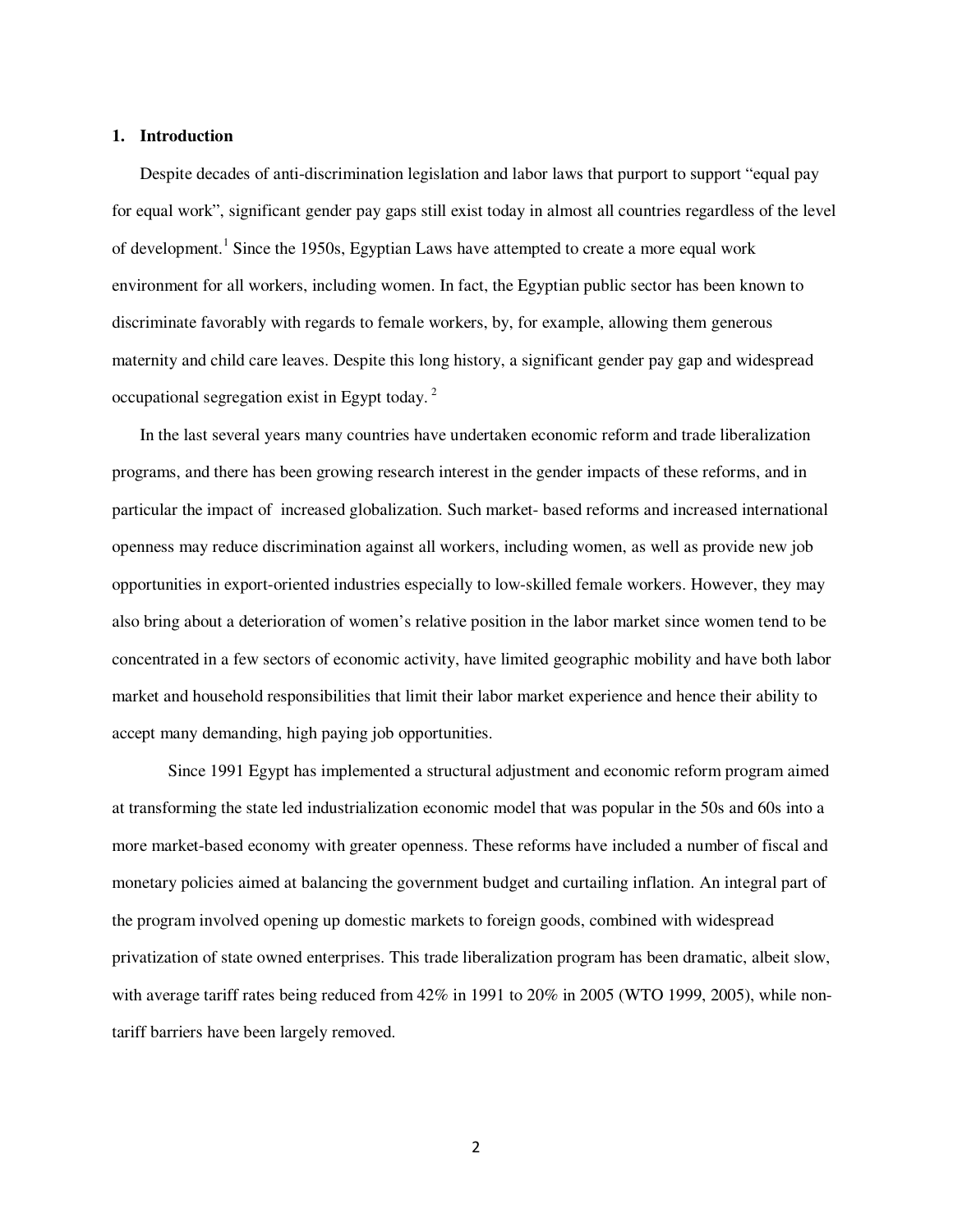## 1. Introduction

Despite decades of anti-discrimination legislation and labor laws that purport to support "equal pay for equal work", significant gender pay gaps still exist today in almost all countries regardless of the level of development.[1] Since the 1950s, Egyptian Laws have attempted to create a more equal work environment for all workers, including women. In fact, the Egyptian public sector has been known to discriminate favorably with regards to female workers, by, for example, allowing them generous maternity and child care leaves. Despite this long history, a significant gender pay gap and widespread occupational segregation exist in Egypt today. [2]

In the last several years many countries have undertaken economic reform and trade liberalization programs, and there has been growing research interest in the gender impacts of these reforms, and in particular the impact of increased globalization. Such market- based reforms and increased international openness may reduce discrimination against all workers, including women, as well as provide new job opportunities in export-oriented industries especially to low-skilled female workers. However, they may also bring about a deterioration of women's relative position in the labor market since women tend to be concentrated in a few sectors of economic activity, have limited geographic mobility and have both labor market and household responsibilities that limit their labor market experience and hence their ability to accept many demanding, high paying job opportunities.

Since 1991 Egypt has implemented a structural adjustment and economic reform program aimed at transforming the state led industrialization economic model that was popular in the 50s and 60s into a more market-based economy with greater openness. These reforms have included a number of fiscal and monetary policies aimed at balancing the government budget and curtailing inflation. An integral part of the program involved opening up domestic markets to foreign goods, combined with widespread privatization of state owned enterprises. This trade liberalization program has been dramatic, albeit slow, with average tariff rates being reduced from 42% in 1991 to 20% in 2005 (WTO 1999, 2005), while non-tariff barriers have been largely removed.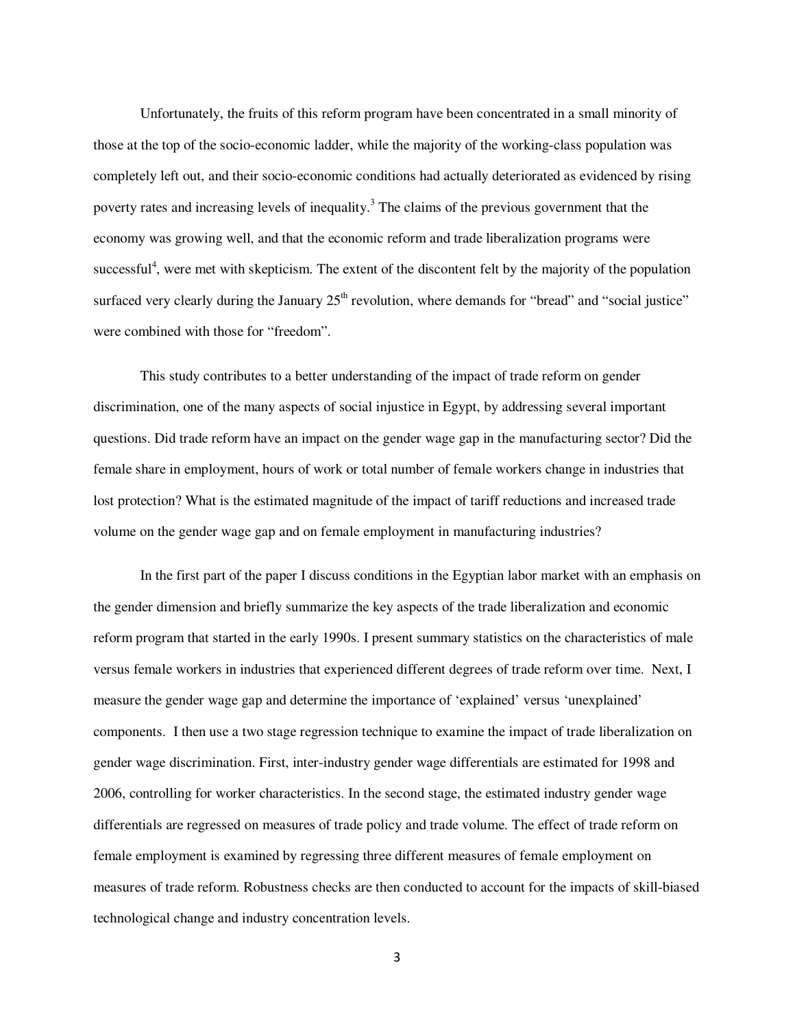Unfortunately, the fruits of this reform program have been concentrated in a small minority of those at the top of the socio-economic ladder, while the majority of the working-class population was completely left out, and their socio-economic conditions had actually deteriorated as evidenced by rising poverty rates and increasing levels of inequality.[3] The claims of the previous government that the economy was growing well, and that the economic reform and trade liberalization programs were successful[4], were met with skepticism. The extent of the discontent felt by the majority of the population surfaced very clearly during the January 25th revolution, where demands for "bread" and "social justice" were combined with those for "freedom".

This study contributes to a better understanding of the impact of trade reform on gender discrimination, one of the many aspects of social injustice in Egypt, by addressing several important questions. Did trade reform have an impact on the gender wage gap in the manufacturing sector? Did the female share in employment, hours of work or total number of female workers change in industries that lost protection? What is the estimated magnitude of the impact of tariff reductions and increased trade volume on the gender wage gap and on female employment in manufacturing industries?

In the first part of the paper I discuss conditions in the Egyptian labor market with an emphasis on the gender dimension and briefly summarize the key aspects of the trade liberalization and economic reform program that started in the early 1990s. I present summary statistics on the characteristics of male versus female workers in industries that experienced different degrees of trade reform over time. Next, I measure the gender wage gap and determine the importance of 'explained' versus 'unexplained' components. I then use a two stage regression technique to examine the impact of trade liberalization on gender wage discrimination. First, inter-industry gender wage differentials are estimated for 1998 and 2006, controlling for worker characteristics. In the second stage, the estimated industry gender wage differentials are regressed on measures of trade policy and trade volume. The effect of trade reform on female employment is examined by regressing three different measures of female employment on measures of trade reform. Robustness checks are then conducted to account for the impacts of skill-biased technological change and industry concentration levels.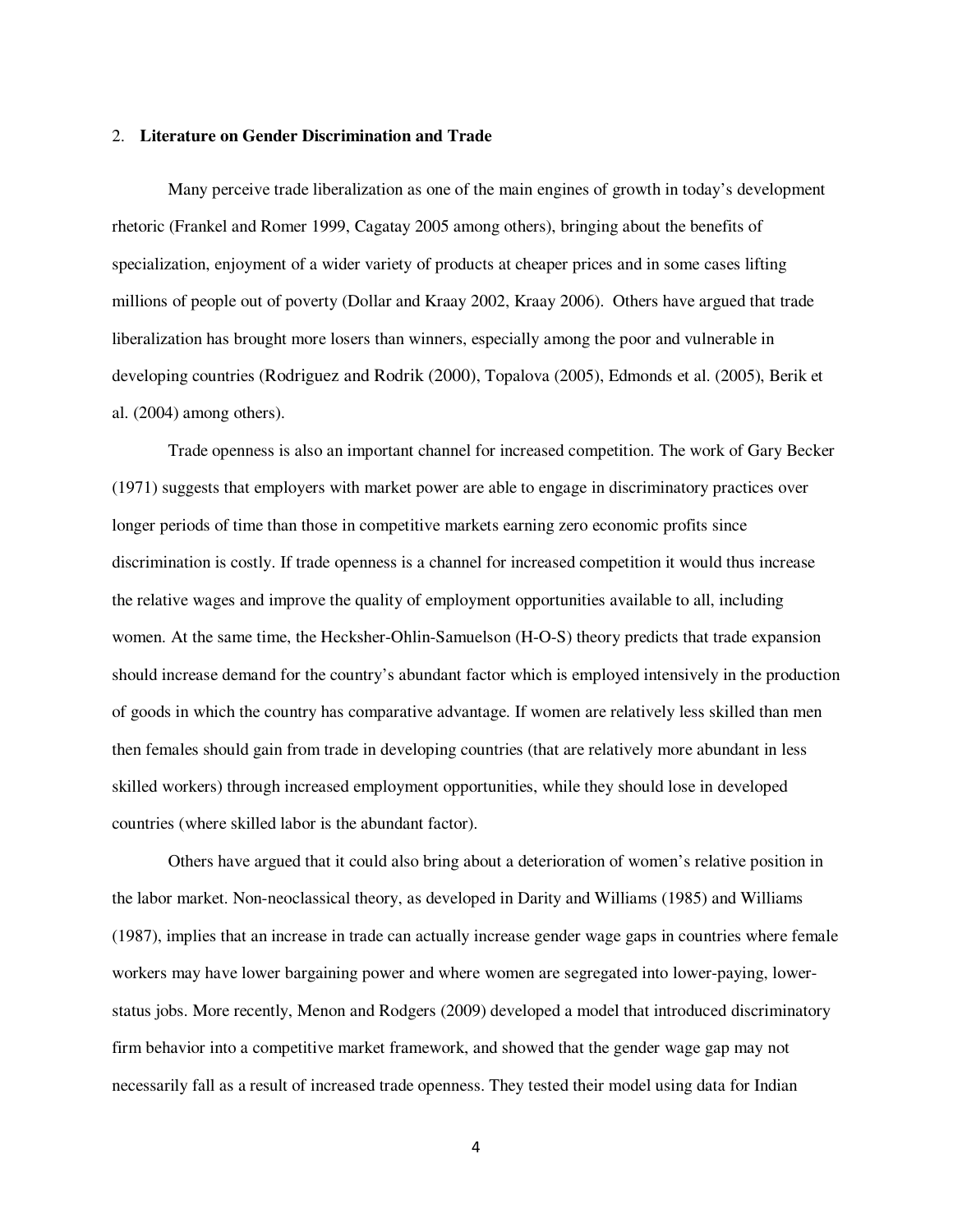## 2. **Literature on Gender Discrimination and Trade**

Many perceive trade liberalization as one of the main engines of growth in today's development rhetoric (Frankel and Romer 1999, Cagatay 2005 among others), bringing about the benefits of specialization, enjoyment of a wider variety of products at cheaper prices and in some cases lifting millions of people out of poverty (Dollar and Kraay 2002, Kraay 2006). Others have argued that trade liberalization has brought more losers than winners, especially among the poor and vulnerable in developing countries (Rodriguez and Rodrik (2000), Topalova (2005), Edmonds et al. (2005), Berik et al. (2004) among others).

Trade openness is also an important channel for increased competition. The work of Gary Becker (1971) suggests that employers with market power are able to engage in discriminatory practices over longer periods of time than those in competitive markets earning zero economic profits since discrimination is costly. If trade openness is a channel for increased competition it would thus increase the relative wages and improve the quality of employment opportunities available to all, including women. At the same time, the Heckser-Ohlin-Samuelson (H-O-S) theory predicts that trade expansion should increase demand for the country's abundant factor which is employed intensively in the production of goods in which the country has comparative advantage. If women are relatively less skilled than men then females should gain from trade in developing countries (that are relatively more abundant in less skilled workers) through increased employment opportunities, while they should lose in developed countries (where skilled labor is the abundant factor).

Others have argued that it could also bring about a deterioration of women's relative position in the labor market. Non-neoclassical theory, as developed in Darity and Williams (1985) and Williams (1987), implies that an increase in trade can actually increase gender wage gaps in countries where female workers may have lower bargaining power and where women are segregated into lower-paying, lower-status jobs. More recently, Menon and Rodgers (2009) developed a model that introduced discriminatory firm behavior into a competitive market framework, and showed that the gender wage gap may not necessarily fall as a result of increased trade openness. They tested their model using data for Indian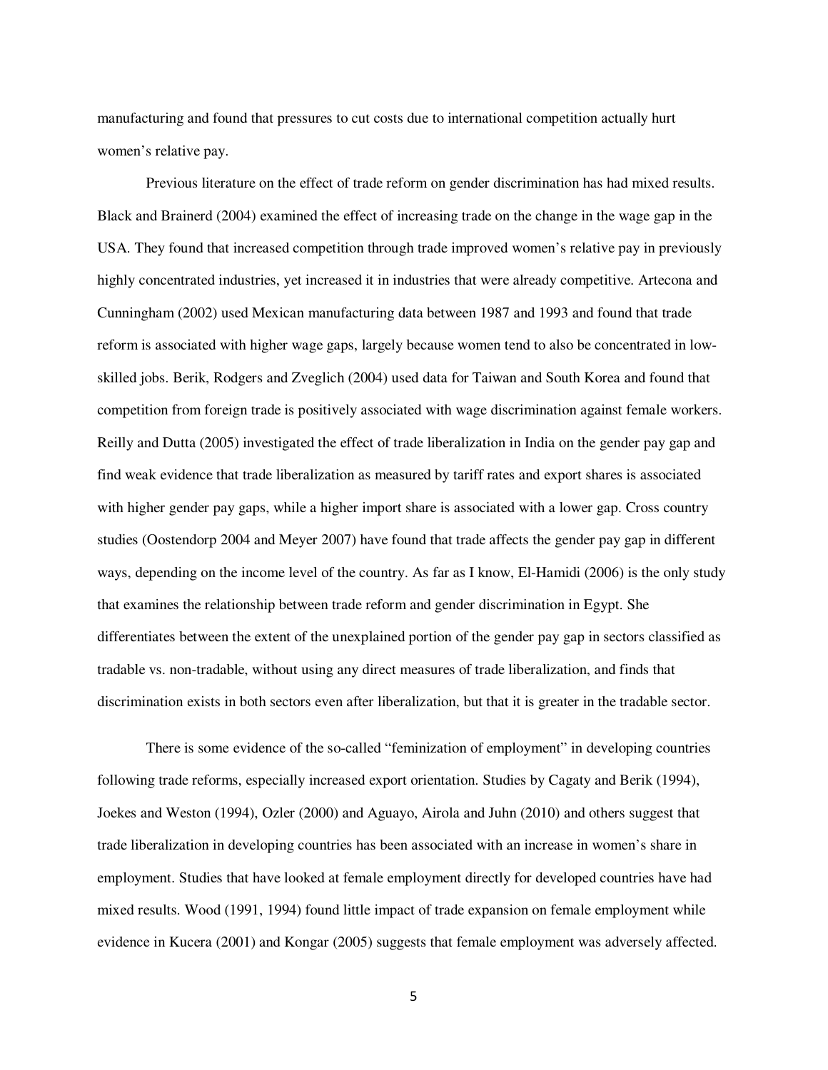manufacturing and found that pressures to cut costs due to international competition actually hurt women's relative pay.

Previous literature on the effect of trade reform on gender discrimination has had mixed results. Black and Brainerd (2004) examined the effect of increasing trade on the change in the wage gap in the USA. They found that increased competition through trade improved women's relative pay in previously highly concentrated industries, yet increased it in industries that were already competitive. Artecona and Cunningham (2002) used Mexican manufacturing data between 1987 and 1993 and found that trade reform is associated with higher wage gaps, largely because women tend to also be concentrated in low-skilled jobs. Berik, Rodgers and Zveglich (2004) used data for Taiwan and South Korea and found that competition from foreign trade is positively associated with wage discrimination against female workers. Reilly and Dutta (2005) investigated the effect of trade liberalization in India on the gender pay gap and find weak evidence that trade liberalization as measured by tariff rates and export shares is associated with higher gender pay gaps, while a higher import share is associated with a lower gap. Cross country studies (Oostendorp 2004 and Meyer 2007) have found that trade affects the gender pay gap in different ways, depending on the income level of the country. As far as I know, El-Hamidi (2006) is the only study that examines the relationship between trade reform and gender discrimination in Egypt. She differentiates between the extent of the unexplained portion of the gender pay gap in sectors classified as tradable vs. non-tradable, without using any direct measures of trade liberalization, and finds that discrimination exists in both sectors even after liberalization, but that it is greater in the tradable sector.

There is some evidence of the so-called "feminization of employment" in developing countries following trade reforms, especially increased export orientation. Studies by Cagaty and Berik (1994), Joekes and Weston (1994), Ozler (2000) and Aguayo, Airola and Juhn (2010) and others suggest that trade liberalization in developing countries has been associated with an increase in women's share in employment. Studies that have looked at female employment directly for developed countries have had mixed results. Wood (1991, 1994) found little impact of trade expansion on female employment while evidence in Kucera (2001) and Kongar (2005) suggests that female employment was adversely affected.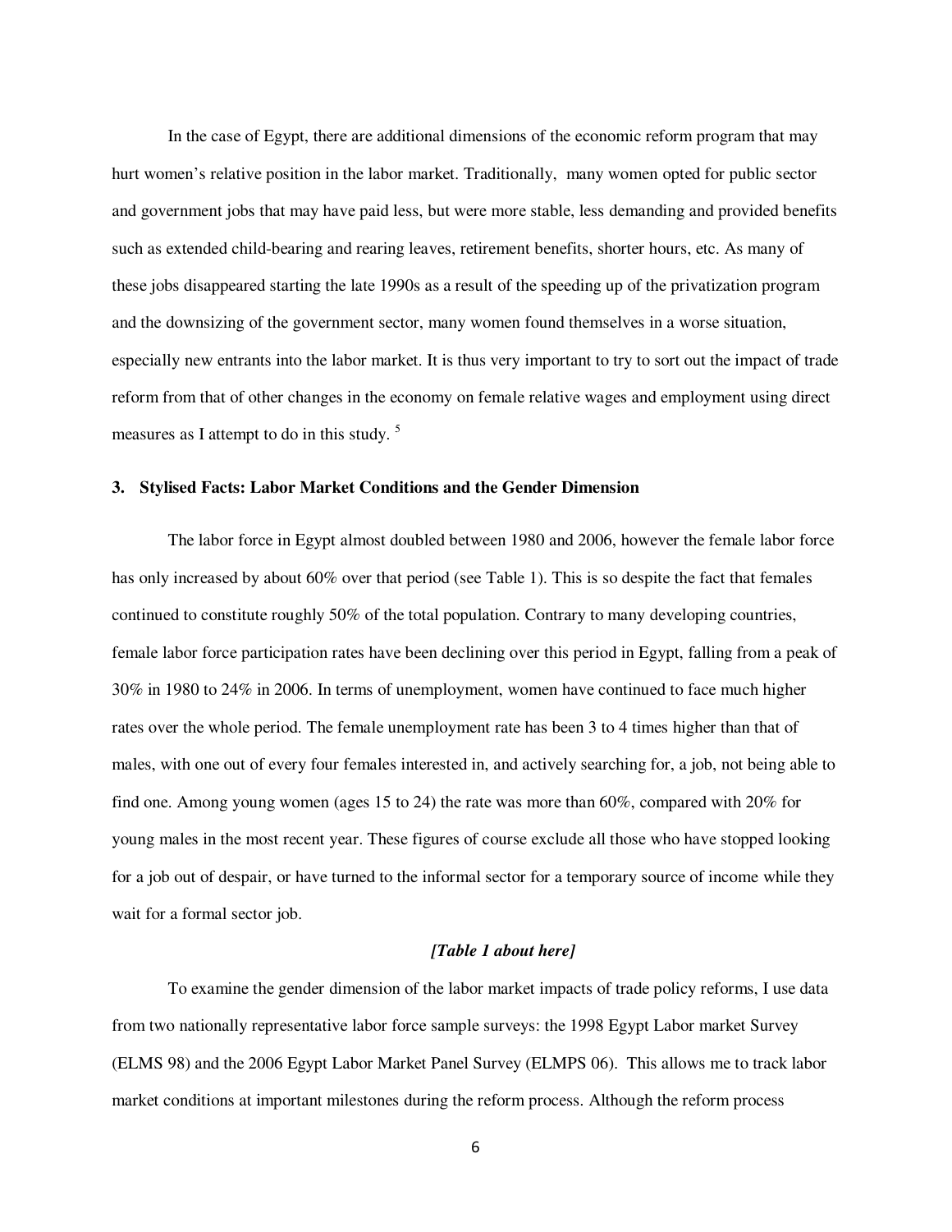In the case of Egypt, there are additional dimensions of the economic reform program that may hurt women's relative position in the labor market. Traditionally, many women opted for public sector and government jobs that may have paid less, but were more stable, less demanding and provided benefits such as extended child-bearing and rearing leaves, retirement benefits, shorter hours, etc. As many of these jobs disappeared starting the late 1990s as a result of the speeding up of the privatization program and the downsizing of the government sector, many women found themselves in a worse situation, especially new entrants into the labor market. It is thus very important to try to sort out the impact of trade reform from that of other changes in the economy on female relative wages and employment using direct measures as I attempt to do in this study. [5]

### 3. Stylised Facts: Labor Market Conditions and the Gender Dimension

The labor force in Egypt almost doubled between 1980 and 2006, however the female labor force has only increased by about 60% over that period (see Table 1). This is so despite the fact that females continued to constitute roughly 50% of the total population. Contrary to many developing countries, female labor force participation rates have been declining over this period in Egypt, falling from a peak of 30% in 1980 to 24% in 2006. In terms of unemployment, women have continued to face much higher rates over the whole period. The female unemployment rate has been 3 to 4 times higher than that of males, with one out of every four females interested in, and actively searching for, a job, not being able to find one. Among young women (ages 15 to 24) the rate was more than 60%, compared with 20% for young males in the most recent year. These figures of course exclude all those who have stopped looking for a job out of despair, or have turned to the informal sector for a temporary source of income while they wait for a formal sector job.

***[Table 1 about here]***

To examine the gender dimension of the labor market impacts of trade policy reforms, I use data from two nationally representative labor force sample surveys: the 1998 Egypt Labor market Survey (ELMS 98) and the 2006 Egypt Labor Market Panel Survey (ELMPS 06). This allows me to track labor market conditions at important milestones during the reform process. Although the reform process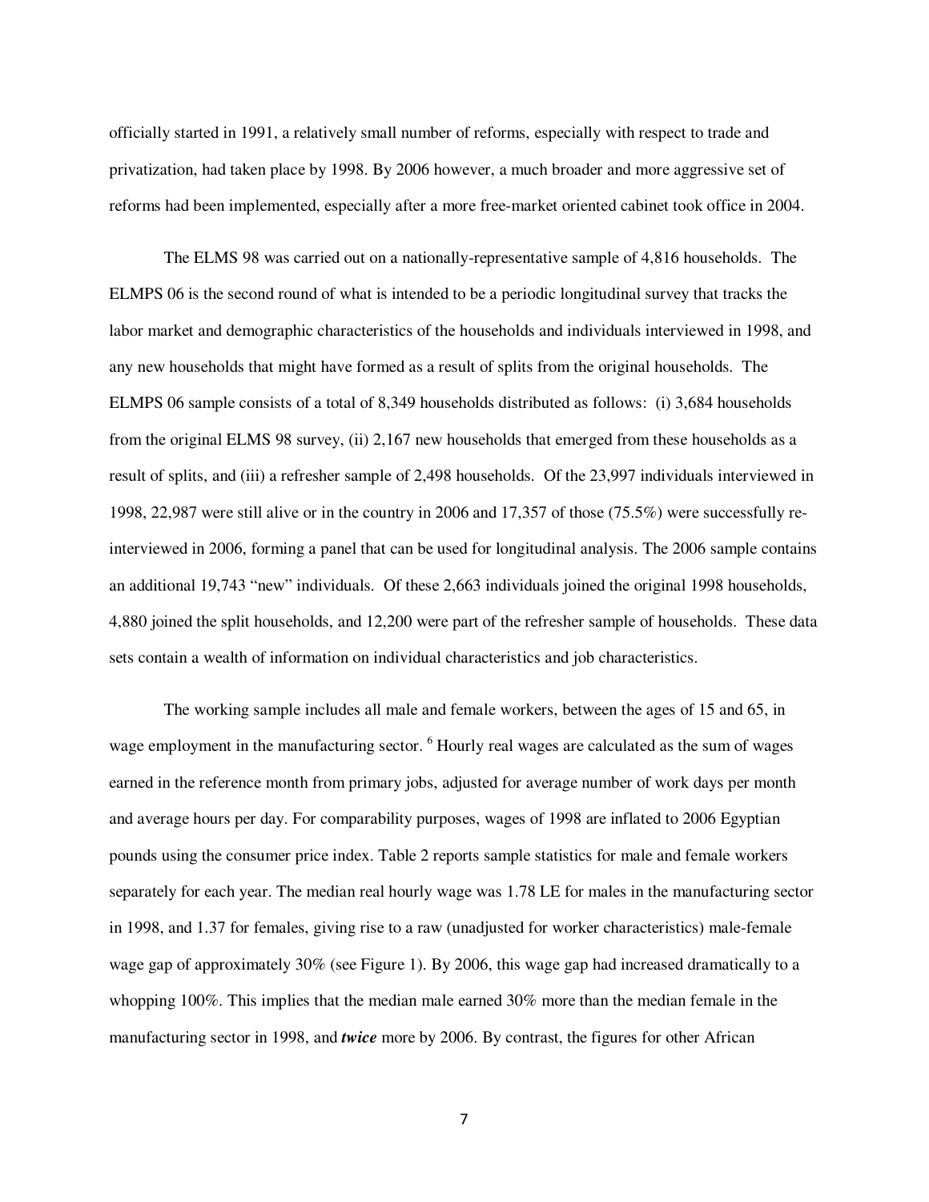officially started in 1991, a relatively small number of reforms, especially with respect to trade and privatization, had taken place by 1998. By 2006 however, a much broader and more aggressive set of reforms had been implemented, especially after a more free-market oriented cabinet took office in 2004.

The ELMS 98 was carried out on a nationally-representative sample of 4,816 households. The ELMPS 06 is the second round of what is intended to be a periodic longitudinal survey that tracks the labor market and demographic characteristics of the households and individuals interviewed in 1998, and any new households that might have formed as a result of splits from the original households. The ELMPS 06 sample consists of a total of 8,349 households distributed as follows: (i) 3,684 households from the original ELMS 98 survey, (ii) 2,167 new households that emerged from these households as a result of splits, and (iii) a refresher sample of 2,498 households. Of the 23,997 individuals interviewed in 1998, 22,987 were still alive or in the country in 2006 and 17,357 of those (75.5%) were successfully re-interviewed in 2006, forming a panel that can be used for longitudinal analysis. The 2006 sample contains an additional 19,743 "new" individuals. Of these 2,663 individuals joined the original 1998 households, 4,880 joined the split households, and 12,200 were part of the refresher sample of households. These data sets contain a wealth of information on individual characteristics and job characteristics.

The working sample includes all male and female workers, between the ages of 15 and 65, in wage employment in the manufacturing sector. [6] Hourly real wages are calculated as the sum of wages earned in the reference month from primary jobs, adjusted for average number of work days per month and average hours per day. For comparability purposes, wages of 1998 are inflated to 2006 Egyptian pounds using the consumer price index. Table 2 reports sample statistics for male and female workers separately for each year. The median real hourly wage was 1.78 LE for males in the manufacturing sector in 1998, and 1.37 for females, giving rise to a raw (unadjusted for worker characteristics) male-female wage gap of approximately 30% (see Figure 1). By 2006, this wage gap had increased dramatically to a whopping 100%. This implies that the median male earned 30% more than the median female in the manufacturing sector in 1998, and ***twice*** more by 2006. By contrast, the figures for other African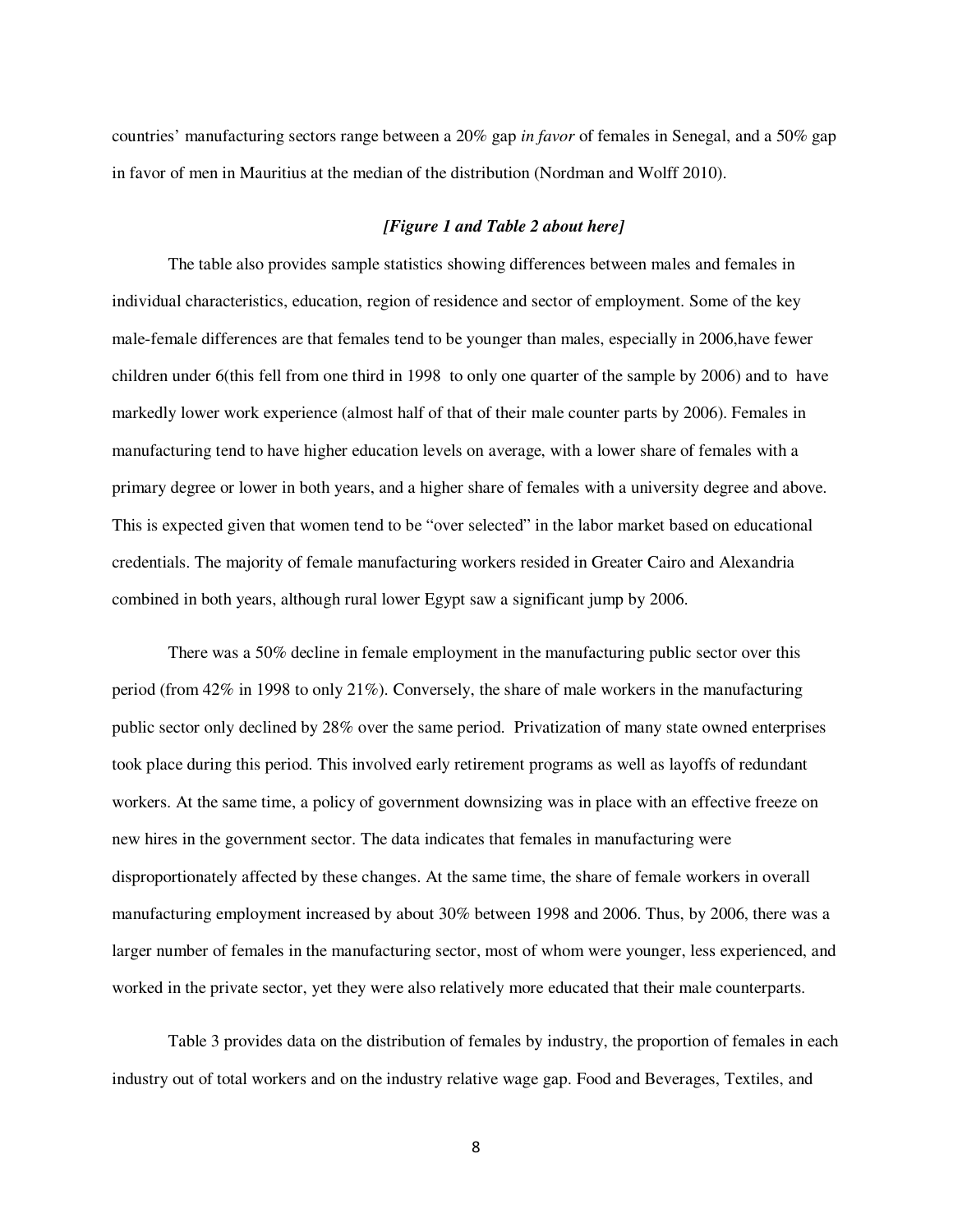countries' manufacturing sectors range between a 20% gap *in favor* of females in Senegal, and a 50% gap in favor of men in Mauritius at the median of the distribution (Nordman and Wolff 2010).

***[Figure 1 and Table 2 about here]***

The table also provides sample statistics showing differences between males and females in individual characteristics, education, region of residence and sector of employment. Some of the key male-female differences are that females tend to be younger than males, especially in 2006,have fewer children under 6(this fell from one third in 1998 to only one quarter of the sample by 2006) and to have markedly lower work experience (almost half of that of their male counter parts by 2006). Females in manufacturing tend to have higher education levels on average, with a lower share of females with a primary degree or lower in both years, and a higher share of females with a university degree and above. This is expected given that women tend to be "over selected" in the labor market based on educational credentials. The majority of female manufacturing workers resided in Greater Cairo and Alexandria combined in both years, although rural lower Egypt saw a significant jump by 2006.

There was a 50% decline in female employment in the manufacturing public sector over this period (from 42% in 1998 to only 21%). Conversely, the share of male workers in the manufacturing public sector only declined by 28% over the same period. Privatization of many state owned enterprises took place during this period. This involved early retirement programs as well as layoffs of redundant workers. At the same time, a policy of government downsizing was in place with an effective freeze on new hires in the government sector. The data indicates that females in manufacturing were disproportionately affected by these changes. At the same time, the share of female workers in overall manufacturing employment increased by about 30% between 1998 and 2006. Thus, by 2006, there was a larger number of females in the manufacturing sector, most of whom were younger, less experienced, and worked in the private sector, yet they were also relatively more educated that their male counterparts.

Table 3 provides data on the distribution of females by industry, the proportion of females in each industry out of total workers and on the industry relative wage gap. Food and Beverages, Textiles, and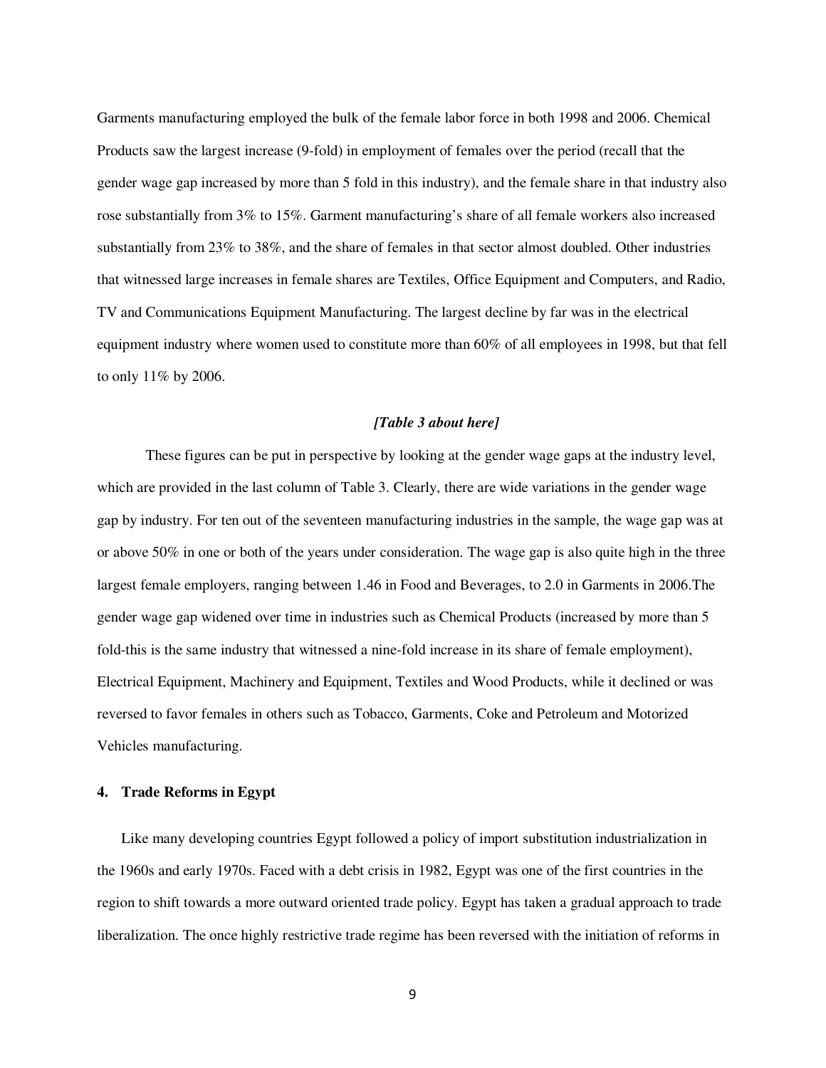Garments manufacturing employed the bulk of the female labor force in both 1998 and 2006. Chemical Products saw the largest increase (9-fold) in employment of females over the period (recall that the gender wage gap increased by more than 5 fold in this industry), and the female share in that industry also rose substantially from 3% to 15%. Garment manufacturing's share of all female workers also increased substantially from 23% to 38%, and the share of females in that sector almost doubled. Other industries that witnessed large increases in female shares are Textiles, Office Equipment and Computers, and Radio, TV and Communications Equipment Manufacturing. The largest decline by far was in the electrical equipment industry where women used to constitute more than 60% of all employees in 1998, but that fell to only 11% by 2006.

***[Table 3 about here]***

These figures can be put in perspective by looking at the gender wage gaps at the industry level, which are provided in the last column of Table 3. Clearly, there are wide variations in the gender wage gap by industry. For ten out of the seventeen manufacturing industries in the sample, the wage gap was at or above 50% in one or both of the years under consideration. The wage gap is also quite high in the three largest female employers, ranging between 1.46 in Food and Beverages, to 2.0 in Garments in 2006.The gender wage gap widened over time in industries such as Chemical Products (increased by more than 5 fold-this is the same industry that witnessed a nine-fold increase in its share of female employment), Electrical Equipment, Machinery and Equipment, Textiles and Wood Products, while it declined or was reversed to favor females in others such as Tobacco, Garments, Coke and Petroleum and Motorized Vehicles manufacturing.

## 4. Trade Reforms in Egypt

Like many developing countries Egypt followed a policy of import substitution industrialization in the 1960s and early 1970s. Faced with a debt crisis in 1982, Egypt was one of the first countries in the region to shift towards a more outward oriented trade policy. Egypt has taken a gradual approach to trade liberalization. The once highly restrictive trade regime has been reversed with the initiation of reforms in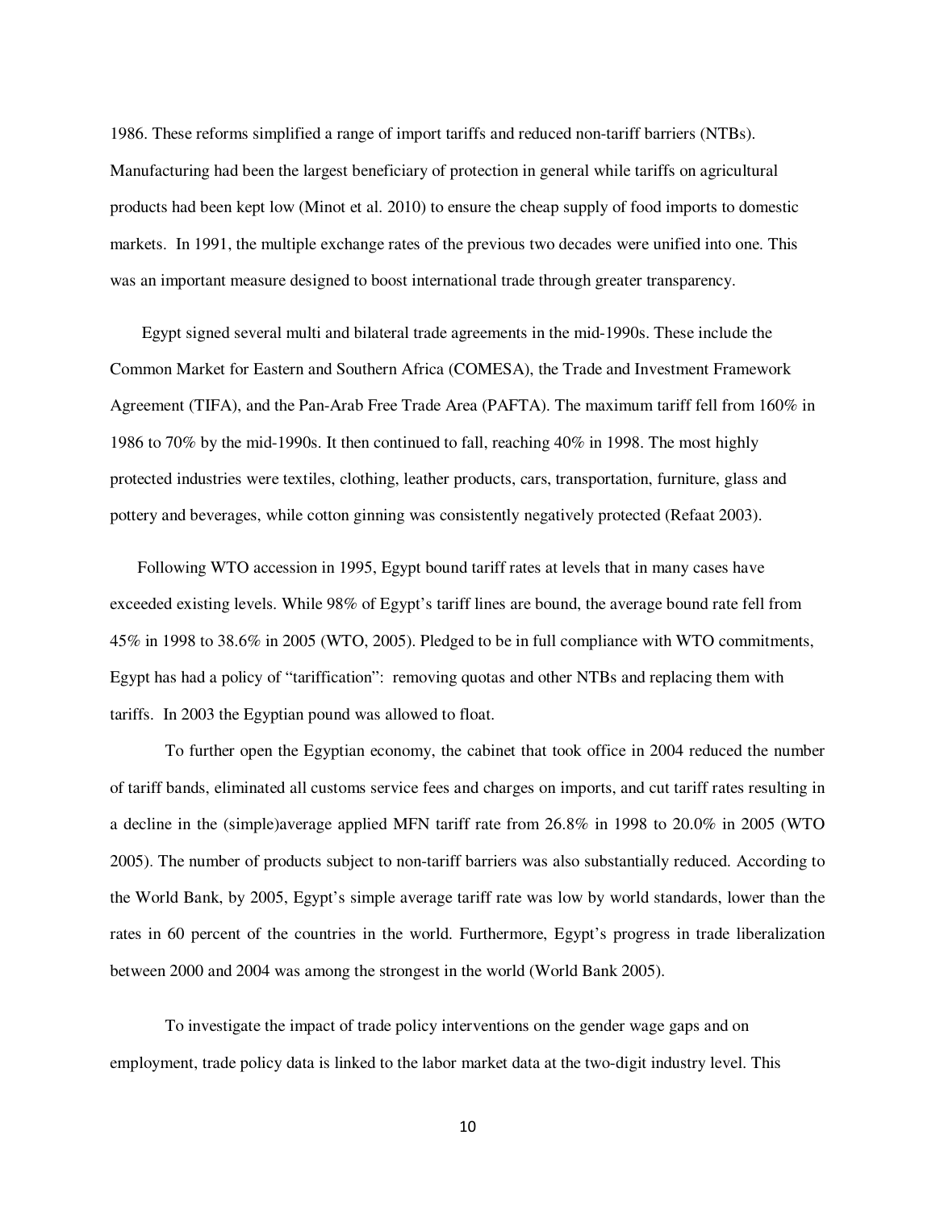1986. These reforms simplified a range of import tariffs and reduced non-tariff barriers (NTBs). Manufacturing had been the largest beneficiary of protection in general while tariffs on agricultural products had been kept low (Minot et al. 2010) to ensure the cheap supply of food imports to domestic markets. In 1991, the multiple exchange rates of the previous two decades were unified into one. This was an important measure designed to boost international trade through greater transparency.

Egypt signed several multi and bilateral trade agreements in the mid-1990s. These include the Common Market for Eastern and Southern Africa (COMESA), the Trade and Investment Framework Agreement (TIFA), and the Pan-Arab Free Trade Area (PAFTA). The maximum tariff fell from 160% in 1986 to 70% by the mid-1990s. It then continued to fall, reaching 40% in 1998. The most highly protected industries were textiles, clothing, leather products, cars, transportation, furniture, glass and pottery and beverages, while cotton ginning was consistently negatively protected (Refaat 2003).

Following WTO accession in 1995, Egypt bound tariff rates at levels that in many cases have exceeded existing levels. While 98% of Egypt's tariff lines are bound, the average bound rate fell from 45% in 1998 to 38.6% in 2005 (WTO, 2005). Pledged to be in full compliance with WTO commitments, Egypt has had a policy of "tariffication": removing quotas and other NTBs and replacing them with tariffs. In 2003 the Egyptian pound was allowed to float.

To further open the Egyptian economy, the cabinet that took office in 2004 reduced the number of tariff bands, eliminated all customs service fees and charges on imports, and cut tariff rates resulting in a decline in the (simple)average applied MFN tariff rate from 26.8% in 1998 to 20.0% in 2005 (WTO 2005). The number of products subject to non-tariff barriers was also substantially reduced. According to the World Bank, by 2005, Egypt's simple average tariff rate was low by world standards, lower than the rates in 60 percent of the countries in the world. Furthermore, Egypt's progress in trade liberalization between 2000 and 2004 was among the strongest in the world (World Bank 2005).

To investigate the impact of trade policy interventions on the gender wage gaps and on employment, trade policy data is linked to the labor market data at the two-digit industry level. This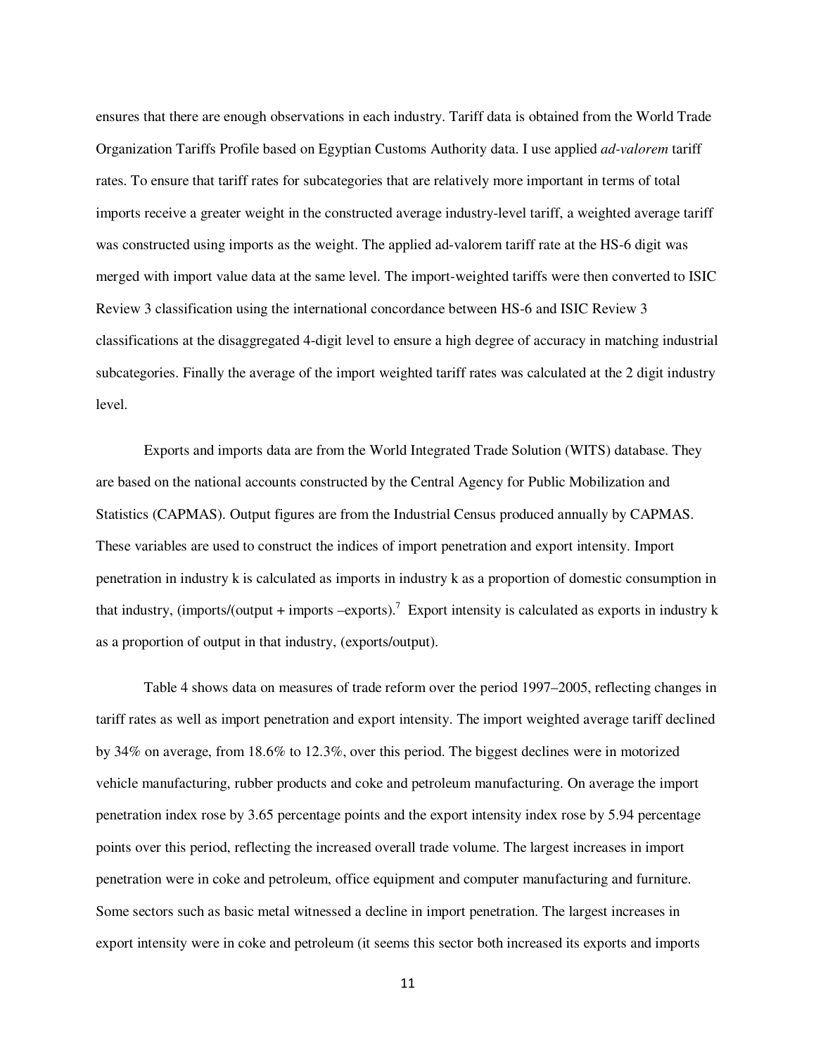ensures that there are enough observations in each industry. Tariff data is obtained from the World Trade Organization Tariffs Profile based on Egyptian Customs Authority data. I use applied *ad-valorem* tariff rates. To ensure that tariff rates for subcategories that are relatively more important in terms of total imports receive a greater weight in the constructed average industry-level tariff, a weighted average tariff was constructed using imports as the weight. The applied ad-valorem tariff rate at the HS-6 digit was merged with import value data at the same level. The import-weighted tariffs were then converted to ISIC Review 3 classification using the international concordance between HS-6 and ISIC Review 3 classifications at the disaggregated 4-digit level to ensure a high degree of accuracy in matching industrial subcategories. Finally the average of the import weighted tariff rates was calculated at the 2 digit industry level.

Exports and imports data are from the World Integrated Trade Solution (WITS) database. They are based on the national accounts constructed by the Central Agency for Public Mobilization and Statistics (CAPMAS). Output figures are from the Industrial Census produced annually by CAPMAS. These variables are used to construct the indices of import penetration and export intensity. Import penetration in industry k is calculated as imports in industry k as a proportion of domestic consumption in that industry, (imports/(output + imports –exports).[7] Export intensity is calculated as exports in industry k as a proportion of output in that industry, (exports/output).

Table 4 shows data on measures of trade reform over the period 1997–2005, reflecting changes in tariff rates as well as import penetration and export intensity. The import weighted average tariff declined by 34% on average, from 18.6% to 12.3%, over this period. The biggest declines were in motorized vehicle manufacturing, rubber products and coke and petroleum manufacturing. On average the import penetration index rose by 3.65 percentage points and the export intensity index rose by 5.94 percentage points over this period, reflecting the increased overall trade volume. The largest increases in import penetration were in coke and petroleum, office equipment and computer manufacturing and furniture. Some sectors such as basic metal witnessed a decline in import penetration. The largest increases in export intensity were in coke and petroleum (it seems this sector both increased its exports and imports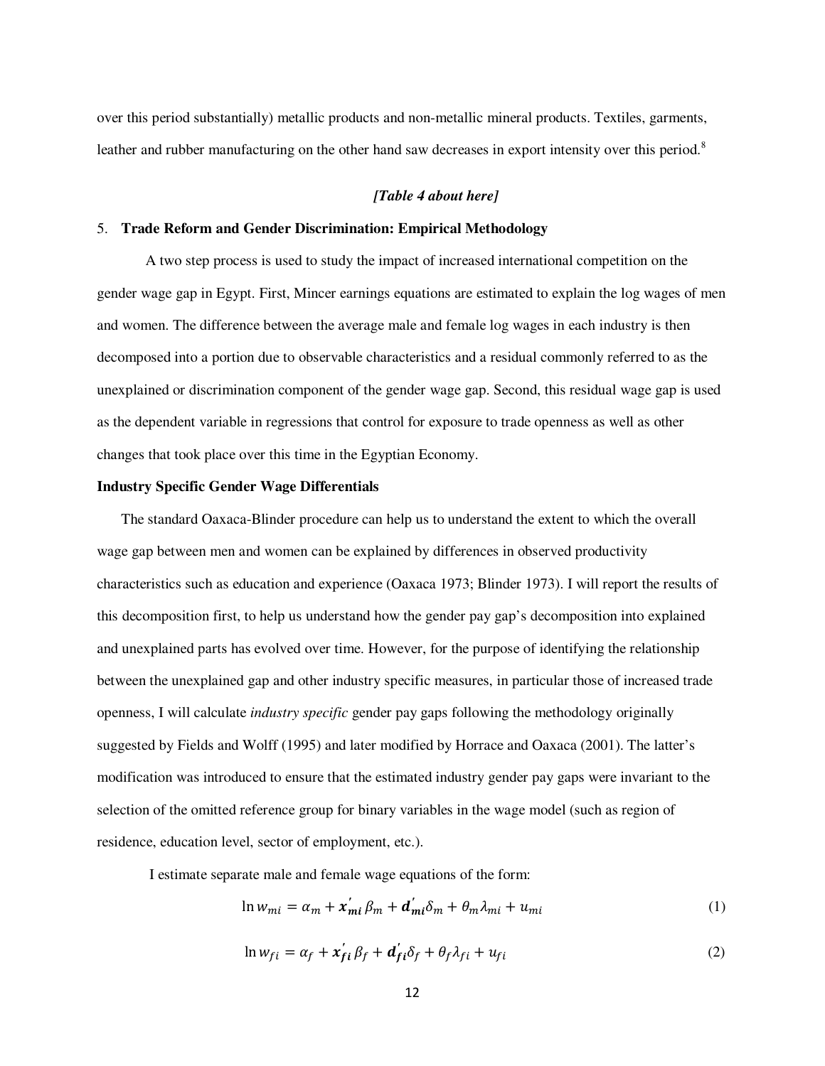over this period substantially) metallic products and non-metallic mineral products. Textiles, garments, leather and rubber manufacturing on the other hand saw decreases in export intensity over this period.[8]

*[Table 4 about here]*

## 5. Trade Reform and Gender Discrimination: Empirical Methodology

A two step process is used to study the impact of increased international competition on the gender wage gap in Egypt. First, Mincer earnings equations are estimated to explain the log wages of men and women. The difference between the average male and female log wages in each industry is then decomposed into a portion due to observable characteristics and a residual commonly referred to as the unexplained or discrimination component of the gender wage gap. Second, this residual wage gap is used as the dependent variable in regressions that control for exposure to trade openness as well as other changes that took place over this time in the Egyptian Economy.

### Industry Specific Gender Wage Differentials

The standard Oaxaca-Blinder procedure can help us to understand the extent to which the overall wage gap between men and women can be explained by differences in observed productivity characteristics such as education and experience (Oaxaca 1973; Blinder 1973). I will report the results of this decomposition first, to help us understand how the gender pay gap's decomposition into explained and unexplained parts has evolved over time. However, for the purpose of identifying the relationship between the unexplained gap and other industry specific measures, in particular those of increased trade openness, I will calculate *industry specific* gender pay gaps following the methodology originally suggested by Fields and Wolff (1995) and later modified by Horrace and Oaxaca (2001). The latter's modification was introduced to ensure that the estimated industry gender pay gaps were invariant to the selection of the omitted reference group for binary variables in the wage model (such as region of residence, education level, sector of employment, etc.).

I estimate separate male and female wage equations of the form:

$$\ln w_{mi} = \alpha_m + \boldsymbol{x}_{\boldsymbol{mi}}^{'} \beta_m + \boldsymbol{d}_{\boldsymbol{mi}}^{'} \delta_m + \theta_m \lambda_{mi} + u_{mi} \tag{1}$$

$$\ln w_{fi} = \alpha_f + \boldsymbol{x}_{\boldsymbol{fi}}^{'} \beta_f + \boldsymbol{d}_{\boldsymbol{fi}}^{'} \delta_f + \theta_f \lambda_{fi} + u_{fi} \tag{2}$$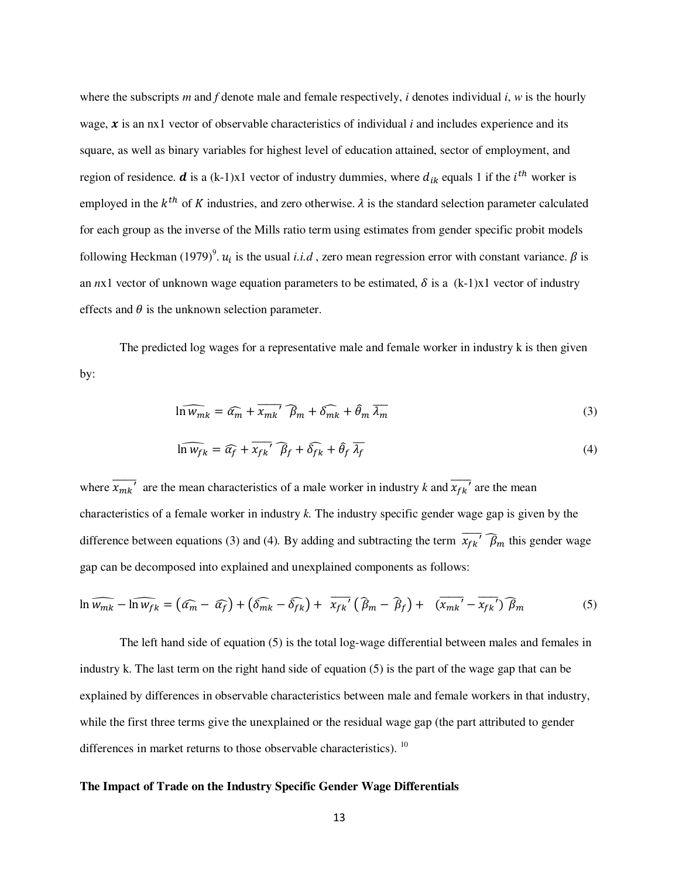where the subscripts *m* and *f* denote male and female respectively, *i* denotes individual *i*, *w* is the hourly wage, $\boldsymbol{x}$ is an nx1 vector of observable characteristics of individual *i* and includes experience and its square, as well as binary variables for highest level of education attained, sector of employment, and region of residence. $\boldsymbol{d}$ is a (k-1)x1 vector of industry dummies, where $d_{ik}$ equals 1 if the $i^{th}$ worker is employed in the $k^{th}$ of $K$ industries, and zero otherwise. $\lambda$ is the standard selection parameter calculated for each group as the inverse of the Mills ratio term using estimates from gender specific probit models following Heckman (1979)[9]. $u_i$ is the usual *i.i.d*, zero mean regression error with constant variance. $\beta$ is an *n*x1 vector of unknown wage equation parameters to be estimated, $\delta$ is a (k-1)x1 vector of industry effects and $\theta$ is the unknown selection parameter.

The predicted log wages for a representative male and female worker in industry k is then given by:

$$\widehat{\ln w_{mk}} = \widehat{\alpha_m} + \overline{x_{mk}'}\,\widehat{\beta_m} + \widehat{\delta_{mk}} + \hat{\theta}_m\,\overline{\lambda_m} \tag{3}$$

$$\widehat{\ln w_{fk}} = \widehat{\alpha_f} + \overline{x_{fk}'}\,\widehat{\beta_f} + \widehat{\delta_{fk}} + \hat{\theta}_f\,\overline{\lambda_f} \tag{4}$$

where $\overline{x_{mk}'}$ are the mean characteristics of a male worker in industry *k* and $\overline{x_{fk}'}$ are the mean characteristics of a female worker in industry *k*. The industry specific gender wage gap is given by the difference between equations (3) and (4). By adding and subtracting the term $\overline{x_{fk}'}\,\widehat{\beta_m}$ this gender wage gap can be decomposed into explained and unexplained components as follows:

$$\widehat{\ln w_{mk}} - \widehat{\ln w_{fk}} = \left(\widehat{\alpha_m} - \widehat{\alpha_f}\right) + \left(\widehat{\delta_{mk}} - \widehat{\delta_{fk}}\right) + \overline{x_{fk}'}\left(\widehat{\beta_m} - \widehat{\beta_f}\right) + \left(\overline{x_{mk}'} - \overline{x_{fk}'}\right)\widehat{\beta_m} \tag{5}$$

The left hand side of equation (5) is the total log-wage differential between males and females in industry k. The last term on the right hand side of equation (5) is the part of the wage gap that can be explained by differences in observable characteristics between male and female workers in that industry, while the first three terms give the unexplained or the residual wage gap (the part attributed to gender differences in market returns to those observable characteristics). [10]

**The Impact of Trade on the Industry Specific Gender Wage Differentials**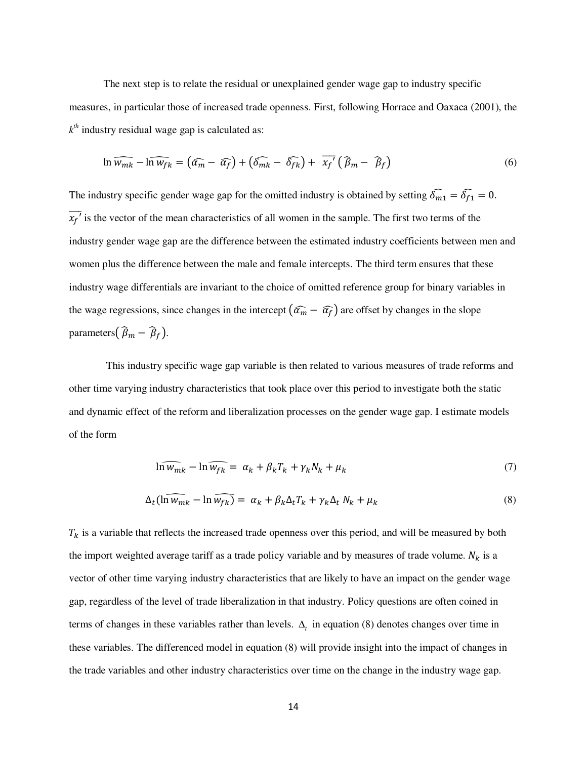The next step is to relate the residual or unexplained gender wage gap to industry specific measures, in particular those of increased trade openness. First, following Horrace and Oaxaca (2001), the $k^{th}$ industry residual wage gap is calculated as:

$$\ln \widehat{w_{mk}} - \ln \widehat{w_{fk}} = \left(\widehat{\alpha_m} - \widehat{\alpha_f}\right) + \left(\widehat{\delta_{mk}} - \widehat{\delta_{fk}}\right) + \overline{x_f}' \left(\widehat{\beta}_m - \widehat{\beta}_f\right) \tag{6}$$

The industry specific gender wage gap for the omitted industry is obtained by setting $\widehat{\delta_{m1}} = \widehat{\delta_{f1}} = 0$. $\overline{x_f}'$ is the vector of the mean characteristics of all women in the sample. The first two terms of the industry gender wage gap are the difference between the estimated industry coefficients between men and women plus the difference between the male and female intercepts. The third term ensures that these industry wage differentials are invariant to the choice of omitted reference group for binary variables in the wage regressions, since changes in the intercept $\left(\widehat{\alpha_m} - \widehat{\alpha_f}\right)$ are offset by changes in the slope parameters$\left(\widehat{\beta}_m - \widehat{\beta}_f\right)$.

This industry specific wage gap variable is then related to various measures of trade reforms and other time varying industry characteristics that took place over this period to investigate both the static and dynamic effect of the reform and liberalization processes on the gender wage gap. I estimate models of the form

$$\ln \widehat{w_{mk}} - \ln \widehat{w_{fk}} = \alpha_k + \beta_k T_k + \gamma_k N_k + \mu_k \tag{7}$$

$$\Delta_t (\ln \widehat{w_{mk}} - \ln \widehat{w_{fk}}) = \alpha_k + \beta_k \Delta_t T_k + \gamma_k \Delta_t N_k + \mu_k \tag{8}$$

$T_k$ is a variable that reflects the increased trade openness over this period, and will be measured by both the import weighted average tariff as a trade policy variable and by measures of trade volume. $N_k$ is a vector of other time varying industry characteristics that are likely to have an impact on the gender wage gap, regardless of the level of trade liberalization in that industry. Policy questions are often coined in terms of changes in these variables rather than levels. $\Delta_t$ in equation (8) denotes changes over time in these variables. The differenced model in equation (8) will provide insight into the impact of changes in the trade variables and other industry characteristics over time on the change in the industry wage gap.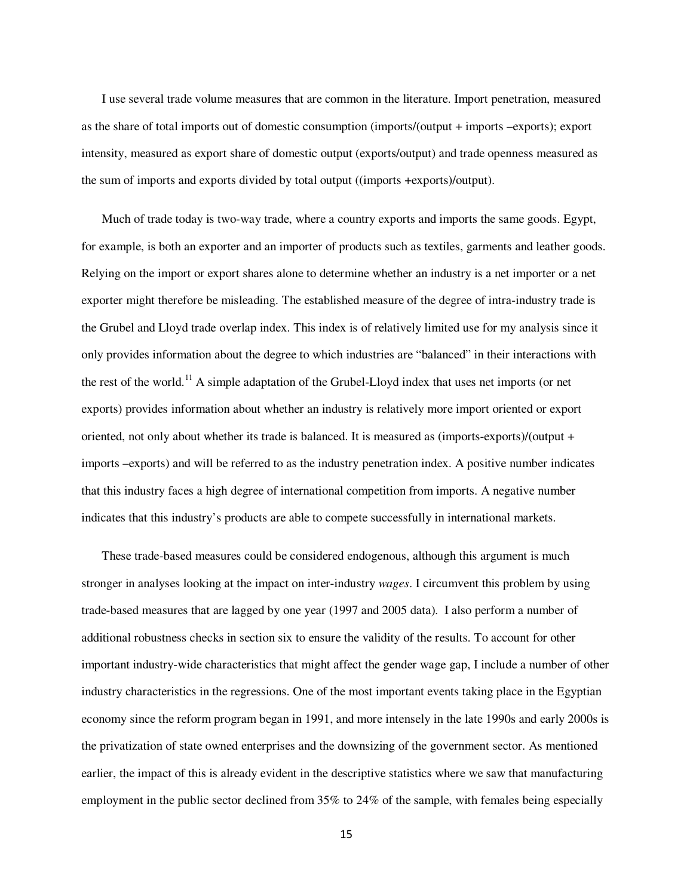I use several trade volume measures that are common in the literature. Import penetration, measured as the share of total imports out of domestic consumption (imports/(output + imports –exports); export intensity, measured as export share of domestic output (exports/output) and trade openness measured as the sum of imports and exports divided by total output ((imports +exports)/output).

Much of trade today is two-way trade, where a country exports and imports the same goods. Egypt, for example, is both an exporter and an importer of products such as textiles, garments and leather goods. Relying on the import or export shares alone to determine whether an industry is a net importer or a net exporter might therefore be misleading. The established measure of the degree of intra-industry trade is the Grubel and Lloyd trade overlap index. This index is of relatively limited use for my analysis since it only provides information about the degree to which industries are "balanced" in their interactions with the rest of the world.[11] A simple adaptation of the Grubel-Lloyd index that uses net imports (or net exports) provides information about whether an industry is relatively more import oriented or export oriented, not only about whether its trade is balanced. It is measured as (imports-exports)/(output + imports –exports) and will be referred to as the industry penetration index. A positive number indicates that this industry faces a high degree of international competition from imports. A negative number indicates that this industry's products are able to compete successfully in international markets.

These trade-based measures could be considered endogenous, although this argument is much stronger in analyses looking at the impact on inter-industry *wages*. I circumvent this problem by using trade-based measures that are lagged by one year (1997 and 2005 data). I also perform a number of additional robustness checks in section six to ensure the validity of the results. To account for other important industry-wide characteristics that might affect the gender wage gap, I include a number of other industry characteristics in the regressions. One of the most important events taking place in the Egyptian economy since the reform program began in 1991, and more intensely in the late 1990s and early 2000s is the privatization of state owned enterprises and the downsizing of the government sector. As mentioned earlier, the impact of this is already evident in the descriptive statistics where we saw that manufacturing employment in the public sector declined from 35% to 24% of the sample, with females being especially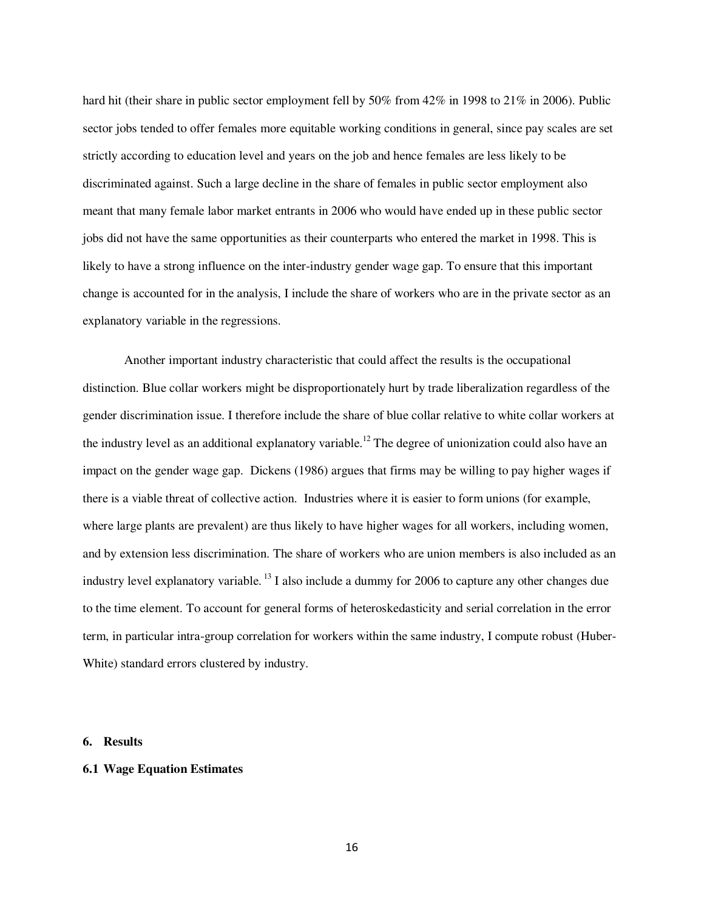hard hit (their share in public sector employment fell by 50% from 42% in 1998 to 21% in 2006). Public sector jobs tended to offer females more equitable working conditions in general, since pay scales are set strictly according to education level and years on the job and hence females are less likely to be discriminated against. Such a large decline in the share of females in public sector employment also meant that many female labor market entrants in 2006 who would have ended up in these public sector jobs did not have the same opportunities as their counterparts who entered the market in 1998. This is likely to have a strong influence on the inter-industry gender wage gap. To ensure that this important change is accounted for in the analysis, I include the share of workers who are in the private sector as an explanatory variable in the regressions.

Another important industry characteristic that could affect the results is the occupational distinction. Blue collar workers might be disproportionately hurt by trade liberalization regardless of the gender discrimination issue. I therefore include the share of blue collar relative to white collar workers at the industry level as an additional explanatory variable.[12] The degree of unionization could also have an impact on the gender wage gap. Dickens (1986) argues that firms may be willing to pay higher wages if there is a viable threat of collective action. Industries where it is easier to form unions (for example, where large plants are prevalent) are thus likely to have higher wages for all workers, including women, and by extension less discrimination. The share of workers who are union members is also included as an industry level explanatory variable. [13] I also include a dummy for 2006 to capture any other changes due to the time element. To account for general forms of heteroskedasticity and serial correlation in the error term, in particular intra-group correlation for workers within the same industry, I compute robust (Huber-White) standard errors clustered by industry.

## 6. Results

### 6.1 Wage Equation Estimates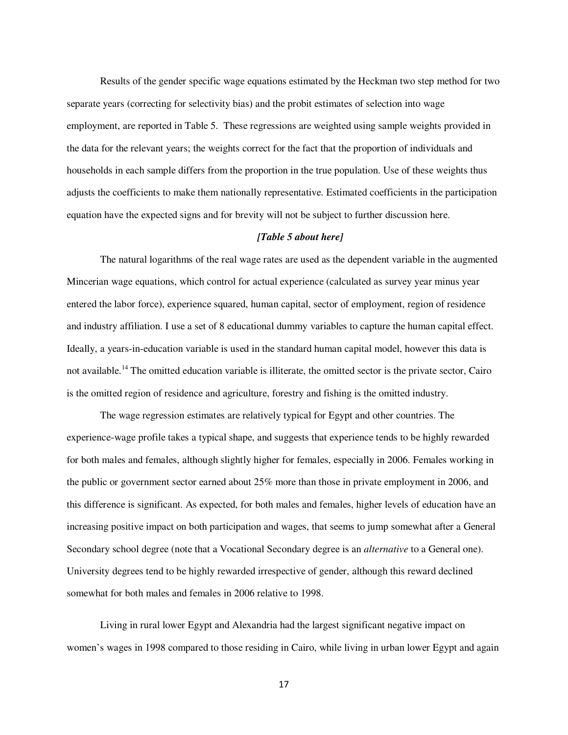Results of the gender specific wage equations estimated by the Heckman two step method for two separate years (correcting for selectivity bias) and the probit estimates of selection into wage employment, are reported in Table 5. These regressions are weighted using sample weights provided in the data for the relevant years; the weights correct for the fact that the proportion of individuals and households in each sample differs from the proportion in the true population. Use of these weights thus adjusts the coefficients to make them nationally representative. Estimated coefficients in the participation equation have the expected signs and for brevity will not be subject to further discussion here.

***[Table 5 about here]***

The natural logarithms of the real wage rates are used as the dependent variable in the augmented Mincerian wage equations, which control for actual experience (calculated as survey year minus year entered the labor force), experience squared, human capital, sector of employment, region of residence and industry affiliation. I use a set of 8 educational dummy variables to capture the human capital effect. Ideally, a years-in-education variable is used in the standard human capital model, however this data is not available.[14] The omitted education variable is illiterate, the omitted sector is the private sector, Cairo is the omitted region of residence and agriculture, forestry and fishing is the omitted industry.

The wage regression estimates are relatively typical for Egypt and other countries. The experience-wage profile takes a typical shape, and suggests that experience tends to be highly rewarded for both males and females, although slightly higher for females, especially in 2006. Females working in the public or government sector earned about 25% more than those in private employment in 2006, and this difference is significant. As expected, for both males and females, higher levels of education have an increasing positive impact on both participation and wages, that seems to jump somewhat after a General Secondary school degree (note that a Vocational Secondary degree is an *alternative* to a General one). University degrees tend to be highly rewarded irrespective of gender, although this reward declined somewhat for both males and females in 2006 relative to 1998.

Living in rural lower Egypt and Alexandria had the largest significant negative impact on women's wages in 1998 compared to those residing in Cairo, while living in urban lower Egypt and again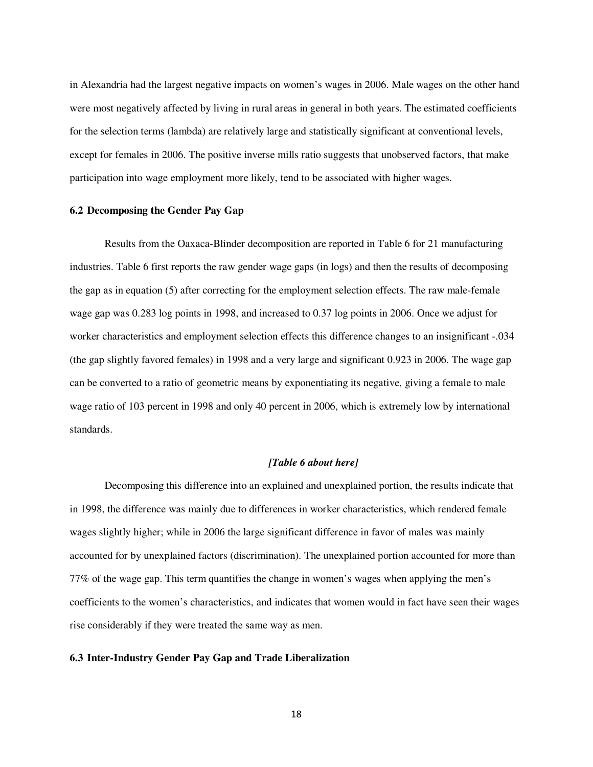in Alexandria had the largest negative impacts on women's wages in 2006. Male wages on the other hand were most negatively affected by living in rural areas in general in both years. The estimated coefficients for the selection terms (lambda) are relatively large and statistically significant at conventional levels, except for females in 2006. The positive inverse mills ratio suggests that unobserved factors, that make participation into wage employment more likely, tend to be associated with higher wages.

### 6.2 Decomposing the Gender Pay Gap

Results from the Oaxaca-Blinder decomposition are reported in Table 6 for 21 manufacturing industries. Table 6 first reports the raw gender wage gaps (in logs) and then the results of decomposing the gap as in equation (5) after correcting for the employment selection effects. The raw male-female wage gap was 0.283 log points in 1998, and increased to 0.37 log points in 2006. Once we adjust for worker characteristics and employment selection effects this difference changes to an insignificant -.034 (the gap slightly favored females) in 1998 and a very large and significant 0.923 in 2006. The wage gap can be converted to a ratio of geometric means by exponentiating its negative, giving a female to male wage ratio of 103 percent in 1998 and only 40 percent in 2006, which is extremely low by international standards.

***[Table 6 about here]***

Decomposing this difference into an explained and unexplained portion, the results indicate that in 1998, the difference was mainly due to differences in worker characteristics, which rendered female wages slightly higher; while in 2006 the large significant difference in favor of males was mainly accounted for by unexplained factors (discrimination). The unexplained portion accounted for more than 77% of the wage gap. This term quantifies the change in women's wages when applying the men's coefficients to the women's characteristics, and indicates that women would in fact have seen their wages rise considerably if they were treated the same way as men.

### 6.3 Inter-Industry Gender Pay Gap and Trade Liberalization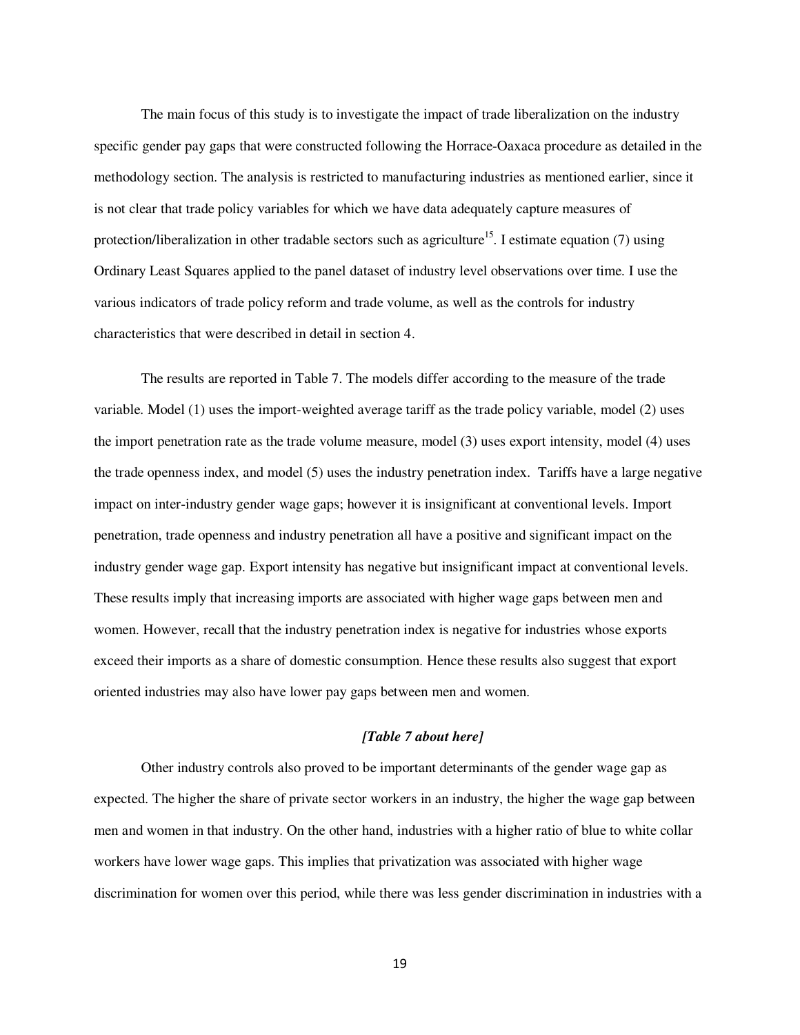The main focus of this study is to investigate the impact of trade liberalization on the industry specific gender pay gaps that were constructed following the Horrace-Oaxaca procedure as detailed in the methodology section. The analysis is restricted to manufacturing industries as mentioned earlier, since it is not clear that trade policy variables for which we have data adequately capture measures of protection/liberalization in other tradable sectors such as agriculture[15]. I estimate equation (7) using Ordinary Least Squares applied to the panel dataset of industry level observations over time. I use the various indicators of trade policy reform and trade volume, as well as the controls for industry characteristics that were described in detail in section 4.

The results are reported in Table 7. The models differ according to the measure of the trade variable. Model (1) uses the import-weighted average tariff as the trade policy variable, model (2) uses the import penetration rate as the trade volume measure, model (3) uses export intensity, model (4) uses the trade openness index, and model (5) uses the industry penetration index. Tariffs have a large negative impact on inter-industry gender wage gaps; however it is insignificant at conventional levels. Import penetration, trade openness and industry penetration all have a positive and significant impact on the industry gender wage gap. Export intensity has negative but insignificant impact at conventional levels. These results imply that increasing imports are associated with higher wage gaps between men and women. However, recall that the industry penetration index is negative for industries whose exports exceed their imports as a share of domestic consumption. Hence these results also suggest that export oriented industries may also have lower pay gaps between men and women.

***[Table 7 about here]***

Other industry controls also proved to be important determinants of the gender wage gap as expected. The higher the share of private sector workers in an industry, the higher the wage gap between men and women in that industry. On the other hand, industries with a higher ratio of blue to white collar workers have lower wage gaps. This implies that privatization was associated with higher wage discrimination for women over this period, while there was less gender discrimination in industries with a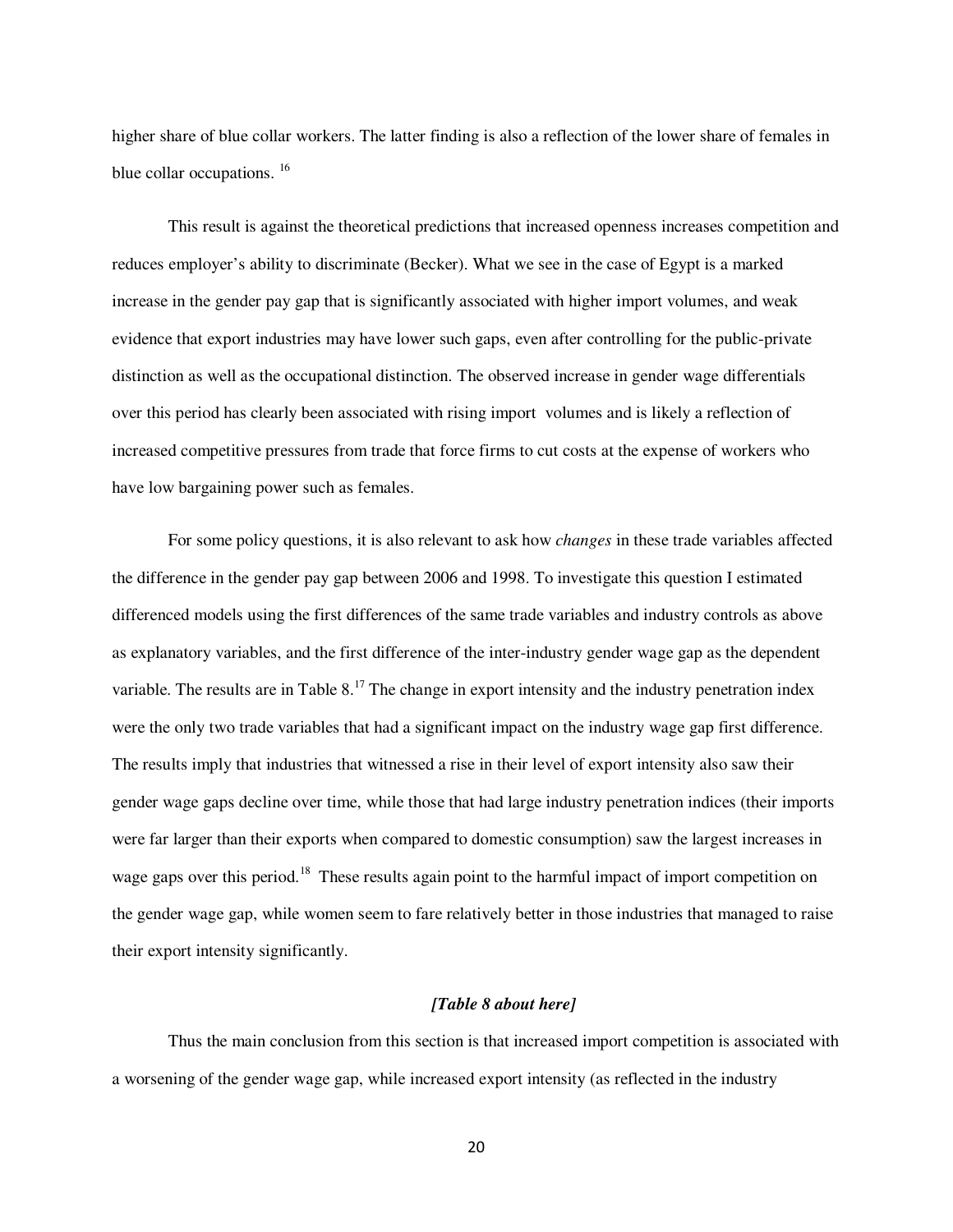higher share of blue collar workers. The latter finding is also a reflection of the lower share of females in blue collar occupations. [16]

This result is against the theoretical predictions that increased openness increases competition and reduces employer's ability to discriminate (Becker). What we see in the case of Egypt is a marked increase in the gender pay gap that is significantly associated with higher import volumes, and weak evidence that export industries may have lower such gaps, even after controlling for the public-private distinction as well as the occupational distinction. The observed increase in gender wage differentials over this period has clearly been associated with rising import volumes and is likely a reflection of increased competitive pressures from trade that force firms to cut costs at the expense of workers who have low bargaining power such as females.

For some policy questions, it is also relevant to ask how *changes* in these trade variables affected the difference in the gender pay gap between 2006 and 1998. To investigate this question I estimated differenced models using the first differences of the same trade variables and industry controls as above as explanatory variables, and the first difference of the inter-industry gender wage gap as the dependent variable. The results are in Table 8.[17] The change in export intensity and the industry penetration index were the only two trade variables that had a significant impact on the industry wage gap first difference. The results imply that industries that witnessed a rise in their level of export intensity also saw their gender wage gaps decline over time, while those that had large industry penetration indices (their imports were far larger than their exports when compared to domestic consumption) saw the largest increases in wage gaps over this period.[18] These results again point to the harmful impact of import competition on the gender wage gap, while women seem to fare relatively better in those industries that managed to raise their export intensity significantly.

***[Table 8 about here]***

Thus the main conclusion from this section is that increased import competition is associated with a worsening of the gender wage gap, while increased export intensity (as reflected in the industry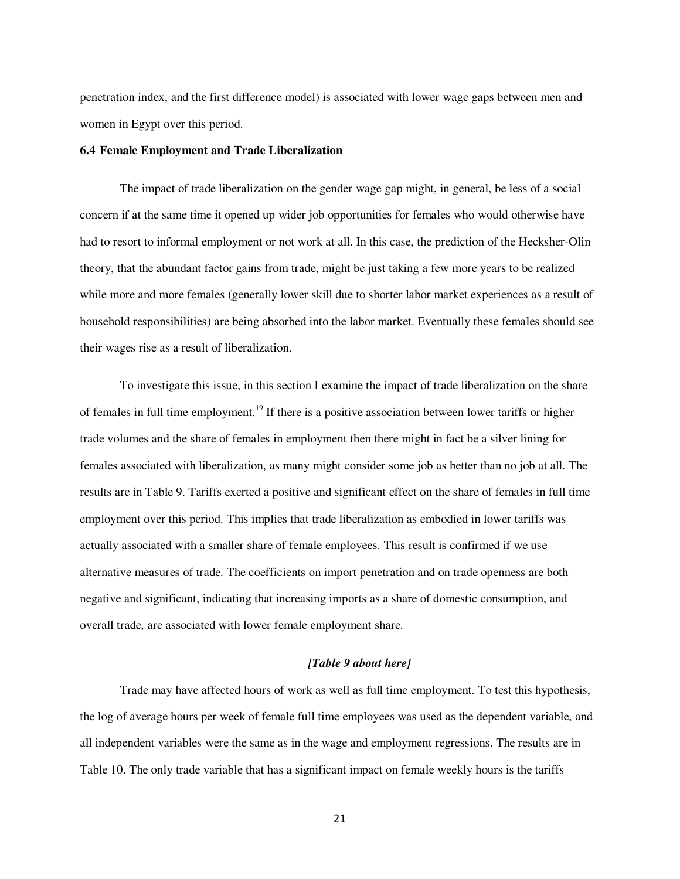penetration index, and the first difference model) is associated with lower wage gaps between men and women in Egypt over this period.

### 6.4 Female Employment and Trade Liberalization

The impact of trade liberalization on the gender wage gap might, in general, be less of a social concern if at the same time it opened up wider job opportunities for females who would otherwise have had to resort to informal employment or not work at all. In this case, the prediction of the Hecksher-Olin theory, that the abundant factor gains from trade, might be just taking a few more years to be realized while more and more females (generally lower skill due to shorter labor market experiences as a result of household responsibilities) are being absorbed into the labor market. Eventually these females should see their wages rise as a result of liberalization.

To investigate this issue, in this section I examine the impact of trade liberalization on the share of females in full time employment.[19] If there is a positive association between lower tariffs or higher trade volumes and the share of females in employment then there might in fact be a silver lining for females associated with liberalization, as many might consider some job as better than no job at all. The results are in Table 9. Tariffs exerted a positive and significant effect on the share of females in full time employment over this period. This implies that trade liberalization as embodied in lower tariffs was actually associated with a smaller share of female employees. This result is confirmed if we use alternative measures of trade. The coefficients on import penetration and on trade openness are both negative and significant, indicating that increasing imports as a share of domestic consumption, and overall trade, are associated with lower female employment share.

***[Table 9 about here]***

Trade may have affected hours of work as well as full time employment. To test this hypothesis, the log of average hours per week of female full time employees was used as the dependent variable, and all independent variables were the same as in the wage and employment regressions. The results are in Table 10. The only trade variable that has a significant impact on female weekly hours is the tariffs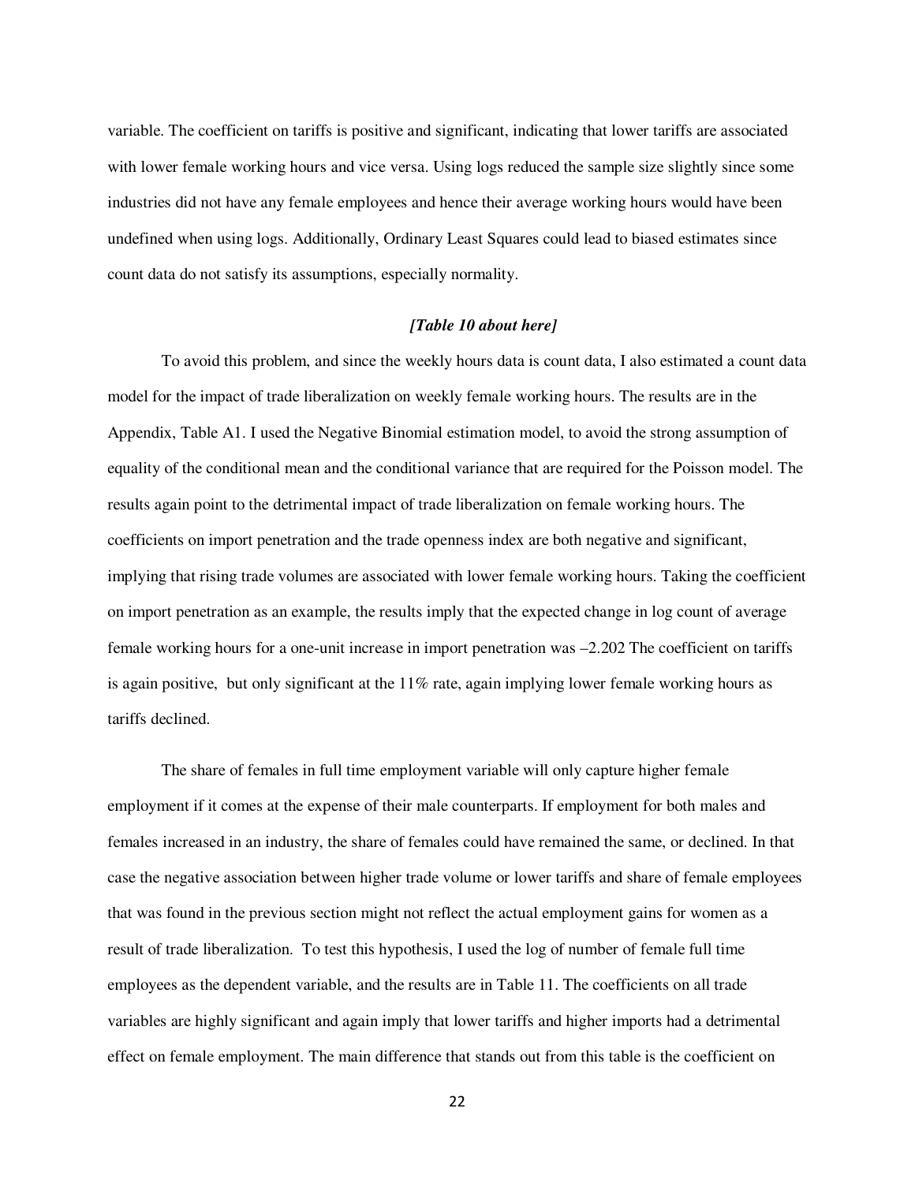variable. The coefficient on tariffs is positive and significant, indicating that lower tariffs are associated with lower female working hours and vice versa. Using logs reduced the sample size slightly since some industries did not have any female employees and hence their average working hours would have been undefined when using logs. Additionally, Ordinary Least Squares could lead to biased estimates since count data do not satisfy its assumptions, especially normality.

***[Table 10 about here]***

To avoid this problem, and since the weekly hours data is count data, I also estimated a count data model for the impact of trade liberalization on weekly female working hours. The results are in the Appendix, Table A1. I used the Negative Binomial estimation model, to avoid the strong assumption of equality of the conditional mean and the conditional variance that are required for the Poisson model. The results again point to the detrimental impact of trade liberalization on female working hours. The coefficients on import penetration and the trade openness index are both negative and significant, implying that rising trade volumes are associated with lower female working hours. Taking the coefficient on import penetration as an example, the results imply that the expected change in log count of average female working hours for a one-unit increase in import penetration was –2.202 The coefficient on tariffs is again positive, but only significant at the 11% rate, again implying lower female working hours as tariffs declined.

The share of females in full time employment variable will only capture higher female employment if it comes at the expense of their male counterparts. If employment for both males and females increased in an industry, the share of females could have remained the same, or declined. In that case the negative association between higher trade volume or lower tariffs and share of female employees that was found in the previous section might not reflect the actual employment gains for women as a result of trade liberalization. To test this hypothesis, I used the log of number of female full time employees as the dependent variable, and the results are in Table 11. The coefficients on all trade variables are highly significant and again imply that lower tariffs and higher imports had a detrimental effect on female employment. The main difference that stands out from this table is the coefficient on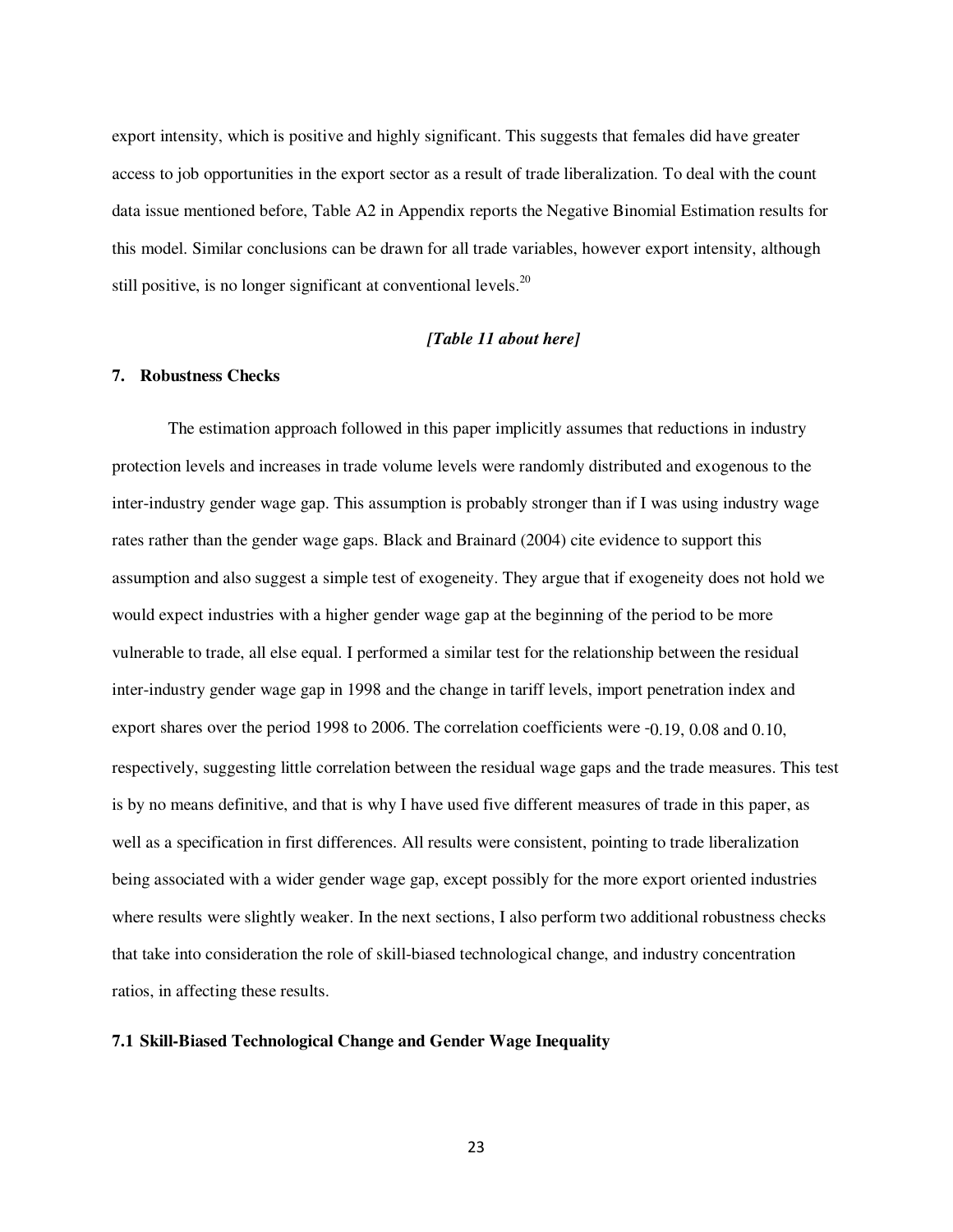export intensity, which is positive and highly significant. This suggests that females did have greater access to job opportunities in the export sector as a result of trade liberalization. To deal with the count data issue mentioned before, Table A2 in Appendix reports the Negative Binomial Estimation results for this model. Similar conclusions can be drawn for all trade variables, however export intensity, although still positive, is no longer significant at conventional levels.[20]

*[Table 11 about here]*

## 7. Robustness Checks

The estimation approach followed in this paper implicitly assumes that reductions in industry protection levels and increases in trade volume levels were randomly distributed and exogenous to the inter-industry gender wage gap. This assumption is probably stronger than if I was using industry wage rates rather than the gender wage gaps. Black and Brainard (2004) cite evidence to support this assumption and also suggest a simple test of exogeneity. They argue that if exogeneity does not hold we would expect industries with a higher gender wage gap at the beginning of the period to be more vulnerable to trade, all else equal. I performed a similar test for the relationship between the residual inter-industry gender wage gap in 1998 and the change in tariff levels, import penetration index and export shares over the period 1998 to 2006. The correlation coefficients were -0.19, 0.08 and 0.10, respectively, suggesting little correlation between the residual wage gaps and the trade measures. This test is by no means definitive, and that is why I have used five different measures of trade in this paper, as well as a specification in first differences. All results were consistent, pointing to trade liberalization being associated with a wider gender wage gap, except possibly for the more export oriented industries where results were slightly weaker. In the next sections, I also perform two additional robustness checks that take into consideration the role of skill-biased technological change, and industry concentration ratios, in affecting these results.

### 7.1 Skill-Biased Technological Change and Gender Wage Inequality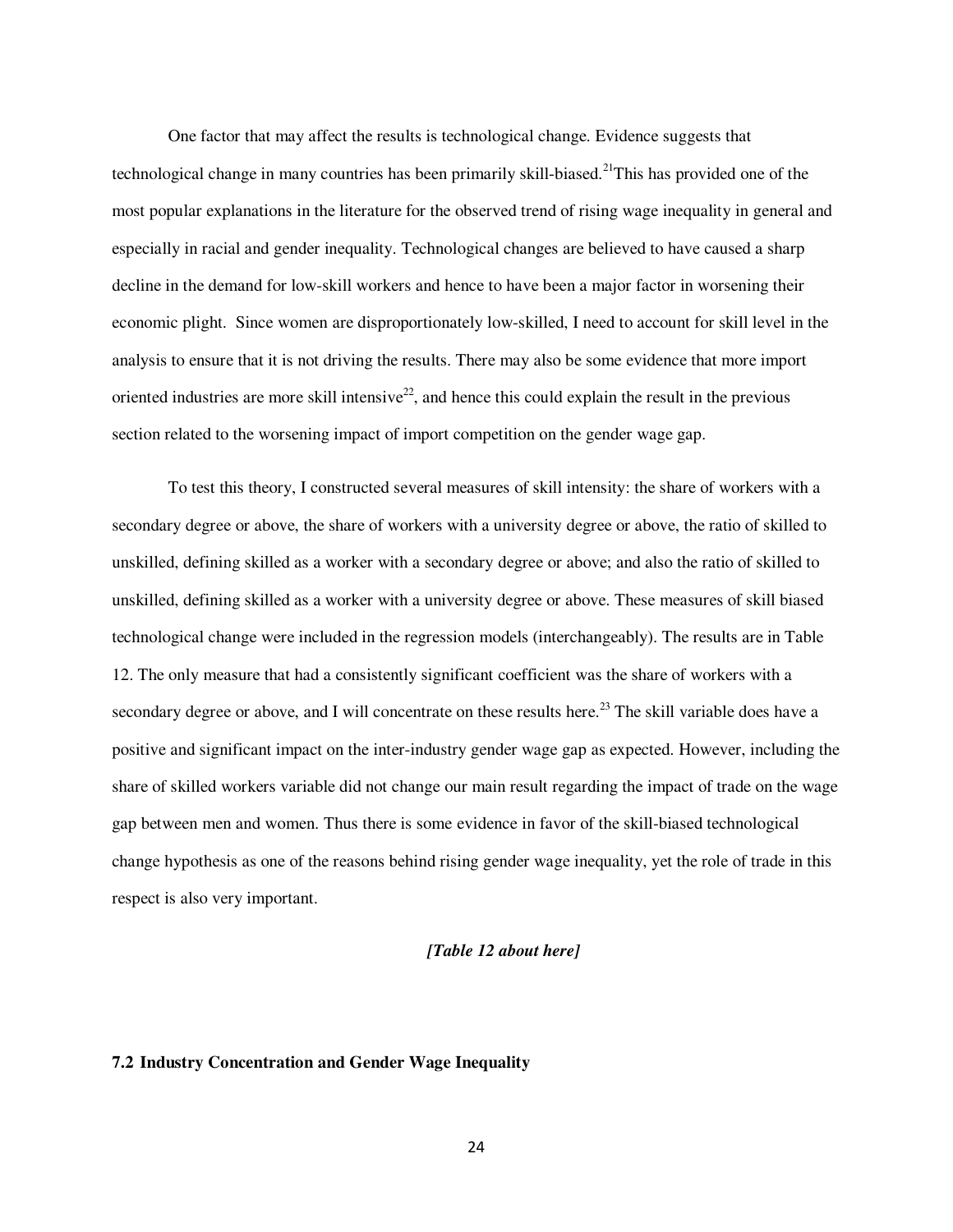One factor that may affect the results is technological change. Evidence suggests that technological change in many countries has been primarily skill-biased.[21]This has provided one of the most popular explanations in the literature for the observed trend of rising wage inequality in general and especially in racial and gender inequality. Technological changes are believed to have caused a sharp decline in the demand for low-skill workers and hence to have been a major factor in worsening their economic plight. Since women are disproportionately low-skilled, I need to account for skill level in the analysis to ensure that it is not driving the results. There may also be some evidence that more import oriented industries are more skill intensive[22], and hence this could explain the result in the previous section related to the worsening impact of import competition on the gender wage gap.

To test this theory, I constructed several measures of skill intensity: the share of workers with a secondary degree or above, the share of workers with a university degree or above, the ratio of skilled to unskilled, defining skilled as a worker with a secondary degree or above; and also the ratio of skilled to unskilled, defining skilled as a worker with a university degree or above. These measures of skill biased technological change were included in the regression models (interchangeably). The results are in Table 12. The only measure that had a consistently significant coefficient was the share of workers with a secondary degree or above, and I will concentrate on these results here.[23] The skill variable does have a positive and significant impact on the inter-industry gender wage gap as expected. However, including the share of skilled workers variable did not change our main result regarding the impact of trade on the wage gap between men and women. Thus there is some evidence in favor of the skill-biased technological change hypothesis as one of the reasons behind rising gender wage inequality, yet the role of trade in this respect is also very important.

***[Table 12 about here]***

### 7.2 Industry Concentration and Gender Wage Inequality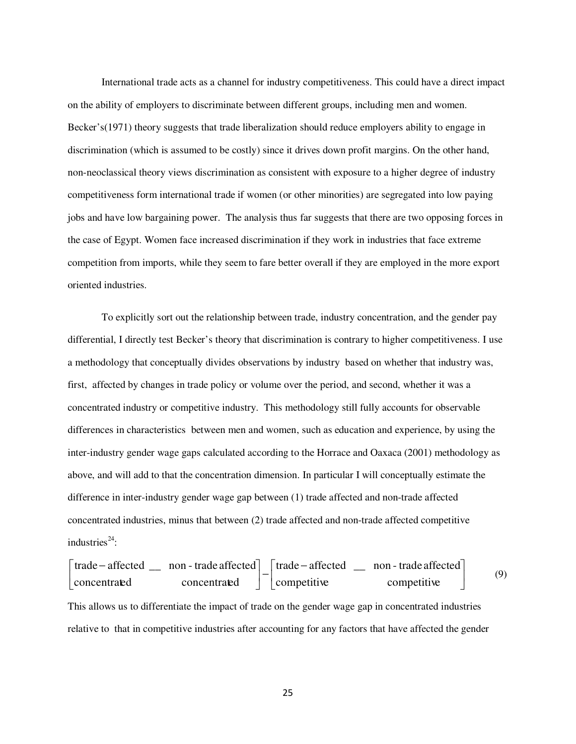International trade acts as a channel for industry competitiveness. This could have a direct impact on the ability of employers to discriminate between different groups, including men and women. Becker's(1971) theory suggests that trade liberalization should reduce employers ability to engage in discrimination (which is assumed to be costly) since it drives down profit margins. On the other hand, non-neoclassical theory views discrimination as consistent with exposure to a higher degree of industry competitiveness form international trade if women (or other minorities) are segregated into low paying jobs and have low bargaining power. The analysis thus far suggests that there are two opposing forces in the case of Egypt. Women face increased discrimination if they work in industries that face extreme competition from imports, while they seem to fare better overall if they are employed in the more export oriented industries.

To explicitly sort out the relationship between trade, industry concentration, and the gender pay differential, I directly test Becker's theory that discrimination is contrary to higher competitiveness. I use a methodology that conceptually divides observations by industry based on whether that industry was, first, affected by changes in trade policy or volume over the period, and second, whether it was a concentrated industry or competitive industry. This methodology still fully accounts for observable differences in characteristics between men and women, such as education and experience, by using the inter-industry gender wage gaps calculated according to the Horrace and Oaxaca (2001) methodology as above, and will add to that the concentration dimension. In particular I will conceptually estimate the difference in inter-industry gender wage gap between (1) trade affected and non-trade affected concentrated industries, minus that between (2) trade affected and non-trade affected competitive industries[24]:

$$\begin{bmatrix} \text{trade}-\text{affected} & \_\_ & \text{non - trade affected} \\ \text{concentrated} & & \text{concentrated} \end{bmatrix} - \begin{bmatrix} \text{trade}-\text{affected} & \_\_ & \text{non - trade affected} \\ \text{competitive} & & \text{competitive} \end{bmatrix} \tag{9}$$

This allows us to differentiate the impact of trade on the gender wage gap in concentrated industries relative to that in competitive industries after accounting for any factors that have affected the gender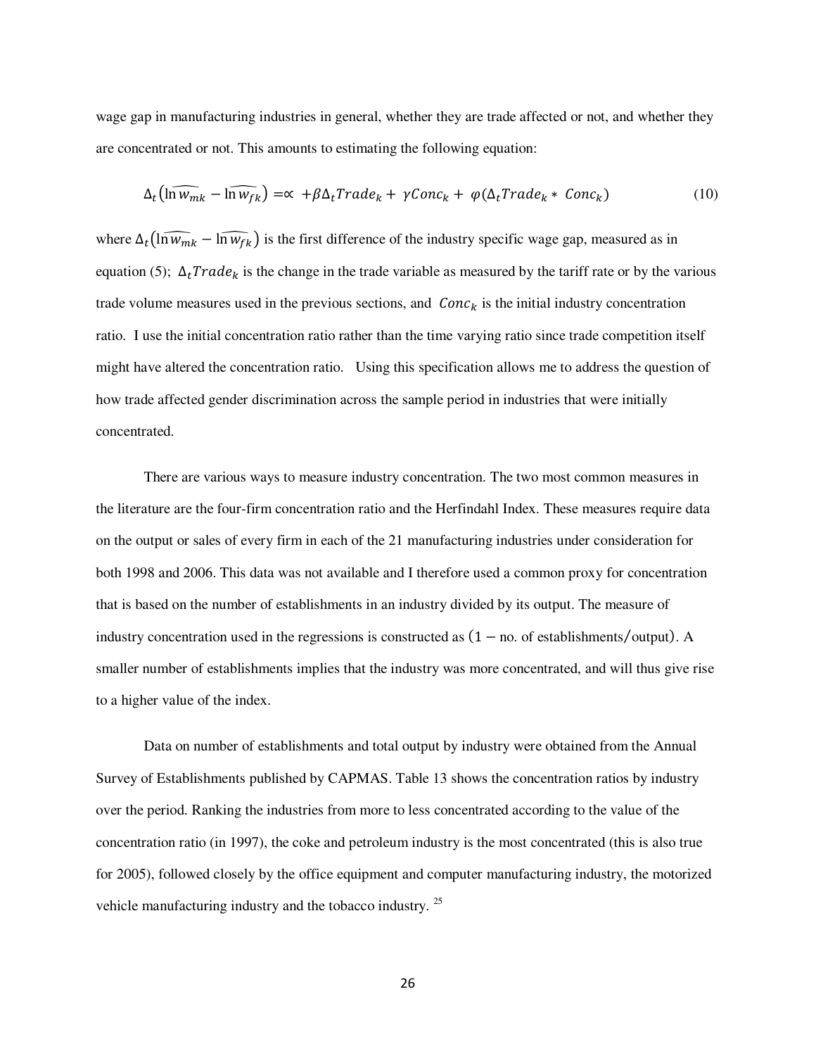wage gap in manufacturing industries in general, whether they are trade affected or not, and whether they are concentrated or not. This amounts to estimating the following equation:

$$\Delta_t\left(\widehat{\ln w_{mk}} - \widehat{\ln w_{fk}}\right) = \propto \, + \beta \Delta_t Trade_k + \, \gamma Conc_k + \, \varphi(\Delta_t Trade_k * \, Conc_k) \tag{10}$$

where $\Delta_t\left(\widehat{\ln w_{mk}} - \widehat{\ln w_{fk}}\right)$ is the first difference of the industry specific wage gap, measured as in equation (5); $\Delta_t Trade_k$ is the change in the trade variable as measured by the tariff rate or by the various trade volume measures used in the previous sections, and $Conc_k$ is the initial industry concentration ratio. I use the initial concentration ratio rather than the time varying ratio since trade competition itself might have altered the concentration ratio. Using this specification allows me to address the question of how trade affected gender discrimination across the sample period in industries that were initially concentrated.

There are various ways to measure industry concentration. The two most common measures in the literature are the four-firm concentration ratio and the Herfindahl Index. These measures require data on the output or sales of every firm in each of the 21 manufacturing industries under consideration for both 1998 and 2006. This data was not available and I therefore used a common proxy for concentration that is based on the number of establishments in an industry divided by its output. The measure of industry concentration used in the regressions is constructed as $(1 - \text{no. of establishments/output})$. A smaller number of establishments implies that the industry was more concentrated, and will thus give rise to a higher value of the index.

Data on number of establishments and total output by industry were obtained from the Annual Survey of Establishments published by CAPMAS. Table 13 shows the concentration ratios by industry over the period. Ranking the industries from more to less concentrated according to the value of the concentration ratio (in 1997), the coke and petroleum industry is the most concentrated (this is also true for 2005), followed closely by the office equipment and computer manufacturing industry, the motorized vehicle manufacturing industry and the tobacco industry. [25]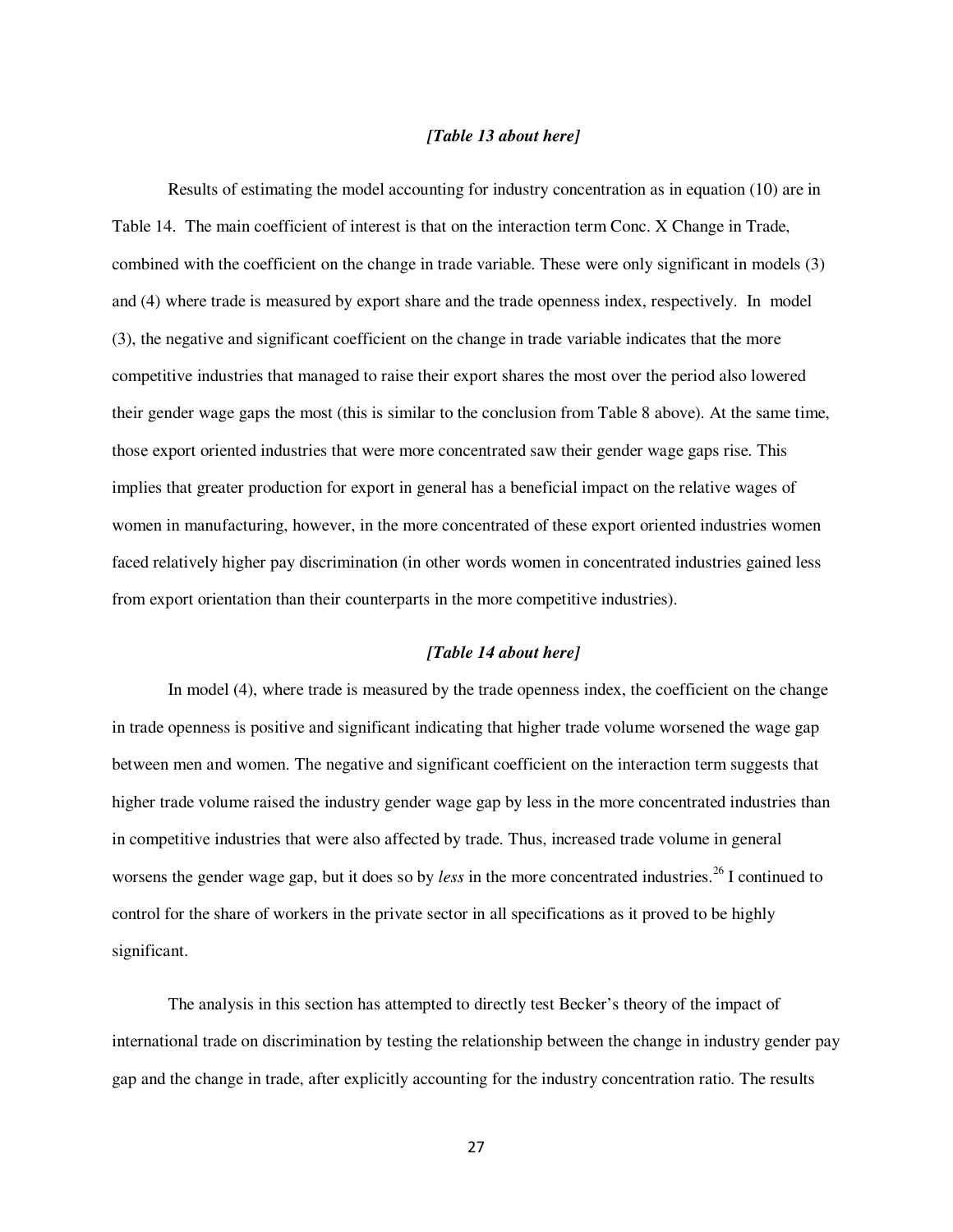*[Table 13 about here]*

Results of estimating the model accounting for industry concentration as in equation (10) are in Table 14. The main coefficient of interest is that on the interaction term Conc. X Change in Trade, combined with the coefficient on the change in trade variable. These were only significant in models (3) and (4) where trade is measured by export share and the trade openness index, respectively. In model (3), the negative and significant coefficient on the change in trade variable indicates that the more competitive industries that managed to raise their export shares the most over the period also lowered their gender wage gaps the most (this is similar to the conclusion from Table 8 above). At the same time, those export oriented industries that were more concentrated saw their gender wage gaps rise. This implies that greater production for export in general has a beneficial impact on the relative wages of women in manufacturing, however, in the more concentrated of these export oriented industries women faced relatively higher pay discrimination (in other words women in concentrated industries gained less from export orientation than their counterparts in the more competitive industries).

*[Table 14 about here]*

In model (4), where trade is measured by the trade openness index, the coefficient on the change in trade openness is positive and significant indicating that higher trade volume worsened the wage gap between men and women. The negative and significant coefficient on the interaction term suggests that higher trade volume raised the industry gender wage gap by less in the more concentrated industries than in competitive industries that were also affected by trade. Thus, increased trade volume in general worsens the gender wage gap, but it does so by *less* in the more concentrated industries.[26] I continued to control for the share of workers in the private sector in all specifications as it proved to be highly significant.

The analysis in this section has attempted to directly test Becker's theory of the impact of international trade on discrimination by testing the relationship between the change in industry gender pay gap and the change in trade, after explicitly accounting for the industry concentration ratio. The results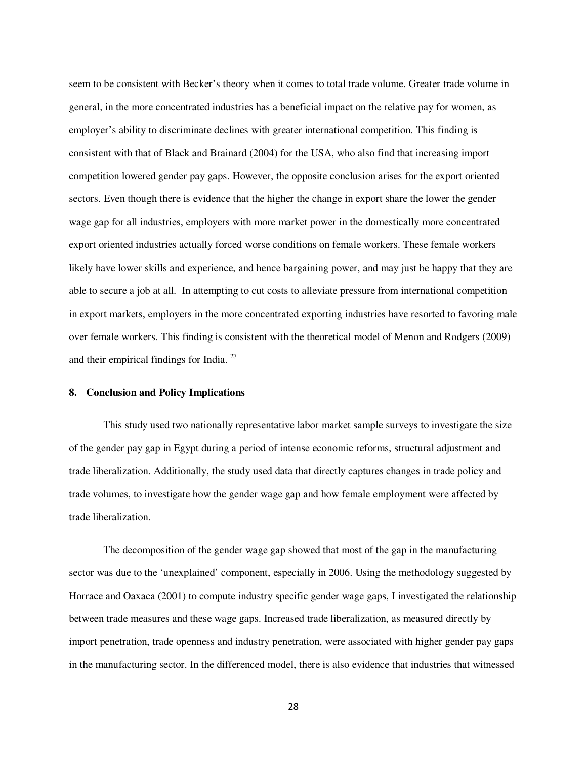seem to be consistent with Becker's theory when it comes to total trade volume. Greater trade volume in general, in the more concentrated industries has a beneficial impact on the relative pay for women, as employer's ability to discriminate declines with greater international competition. This finding is consistent with that of Black and Brainard (2004) for the USA, who also find that increasing import competition lowered gender pay gaps. However, the opposite conclusion arises for the export oriented sectors. Even though there is evidence that the higher the change in export share the lower the gender wage gap for all industries, employers with more market power in the domestically more concentrated export oriented industries actually forced worse conditions on female workers. These female workers likely have lower skills and experience, and hence bargaining power, and may just be happy that they are able to secure a job at all. In attempting to cut costs to alleviate pressure from international competition in export markets, employers in the more concentrated exporting industries have resorted to favoring male over female workers. This finding is consistent with the theoretical model of Menon and Rodgers (2009) and their empirical findings for India. [27]

## 8. Conclusion and Policy Implications

This study used two nationally representative labor market sample surveys to investigate the size of the gender pay gap in Egypt during a period of intense economic reforms, structural adjustment and trade liberalization. Additionally, the study used data that directly captures changes in trade policy and trade volumes, to investigate how the gender wage gap and how female employment were affected by trade liberalization.

The decomposition of the gender wage gap showed that most of the gap in the manufacturing sector was due to the 'unexplained' component, especially in 2006. Using the methodology suggested by Horrace and Oaxaca (2001) to compute industry specific gender wage gaps, I investigated the relationship between trade measures and these wage gaps. Increased trade liberalization, as measured directly by import penetration, trade openness and industry penetration, were associated with higher gender pay gaps in the manufacturing sector. In the differenced model, there is also evidence that industries that witnessed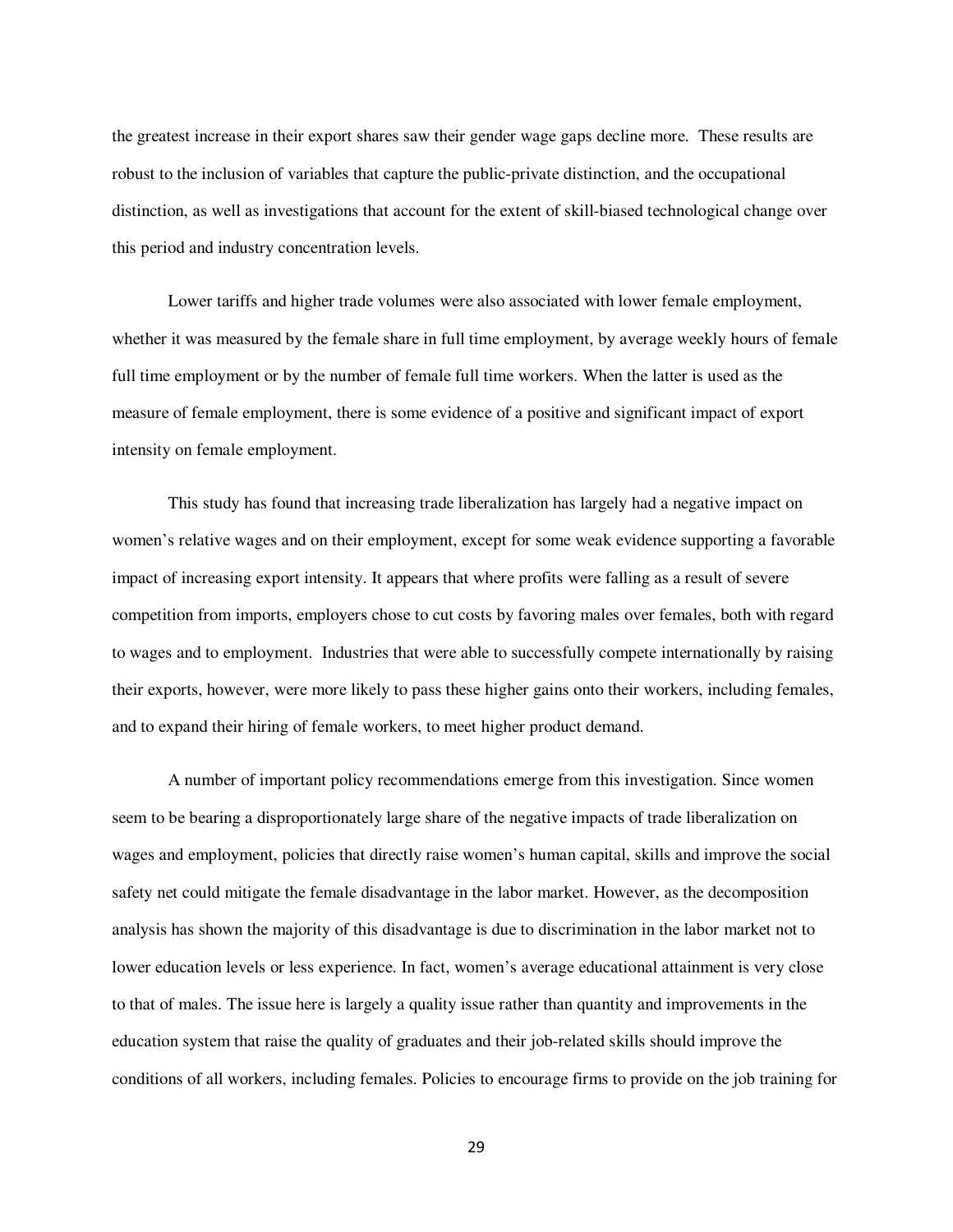the greatest increase in their export shares saw their gender wage gaps decline more. These results are robust to the inclusion of variables that capture the public-private distinction, and the occupational distinction, as well as investigations that account for the extent of skill-biased technological change over this period and industry concentration levels.

Lower tariffs and higher trade volumes were also associated with lower female employment, whether it was measured by the female share in full time employment, by average weekly hours of female full time employment or by the number of female full time workers. When the latter is used as the measure of female employment, there is some evidence of a positive and significant impact of export intensity on female employment.

This study has found that increasing trade liberalization has largely had a negative impact on women's relative wages and on their employment, except for some weak evidence supporting a favorable impact of increasing export intensity. It appears that where profits were falling as a result of severe competition from imports, employers chose to cut costs by favoring males over females, both with regard to wages and to employment. Industries that were able to successfully compete internationally by raising their exports, however, were more likely to pass these higher gains onto their workers, including females, and to expand their hiring of female workers, to meet higher product demand.

A number of important policy recommendations emerge from this investigation. Since women seem to be bearing a disproportionately large share of the negative impacts of trade liberalization on wages and employment, policies that directly raise women's human capital, skills and improve the social safety net could mitigate the female disadvantage in the labor market. However, as the decomposition analysis has shown the majority of this disadvantage is due to discrimination in the labor market not to lower education levels or less experience. In fact, women's average educational attainment is very close to that of males. The issue here is largely a quality issue rather than quantity and improvements in the education system that raise the quality of graduates and their job-related skills should improve the conditions of all workers, including females. Policies to encourage firms to provide on the job training for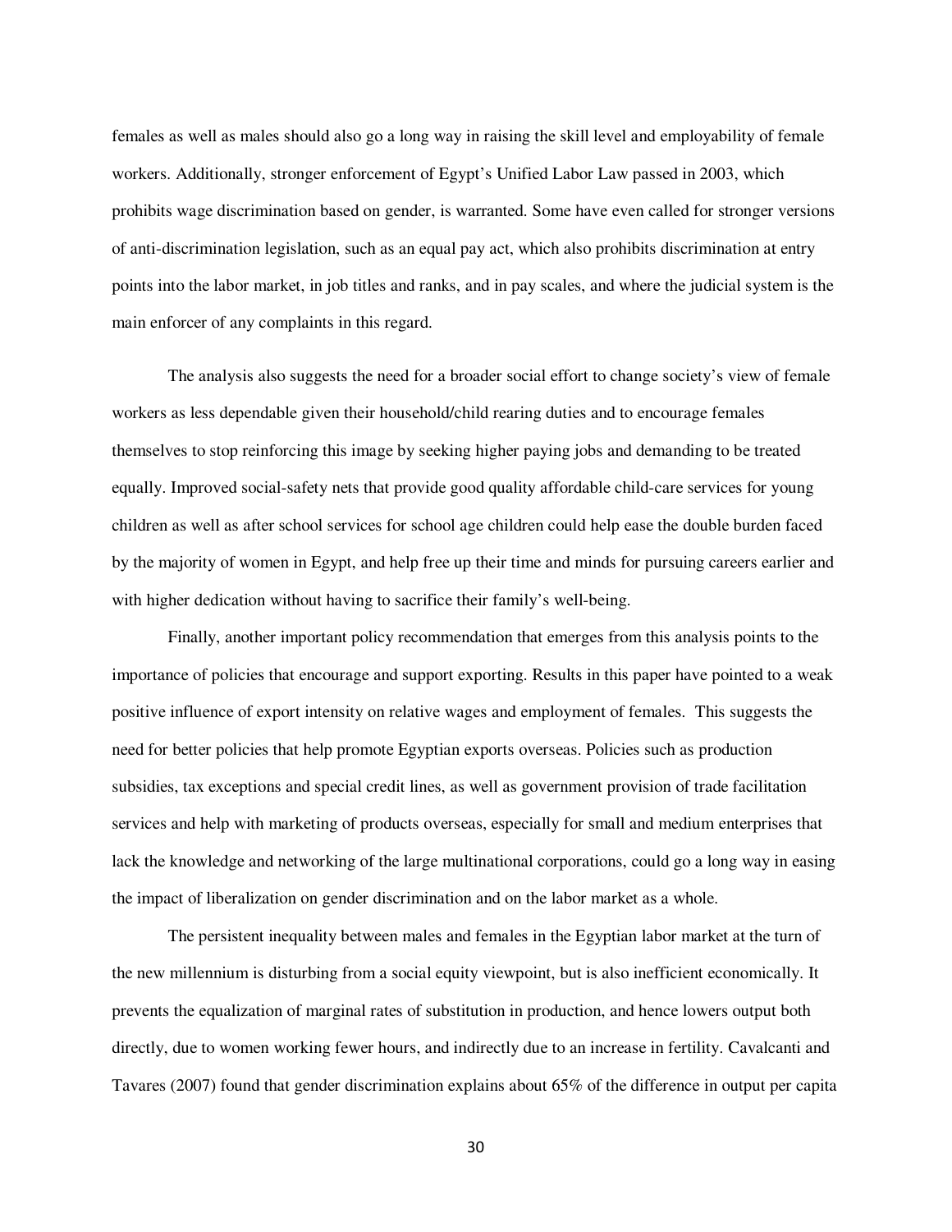females as well as males should also go a long way in raising the skill level and employability of female workers. Additionally, stronger enforcement of Egypt's Unified Labor Law passed in 2003, which prohibits wage discrimination based on gender, is warranted. Some have even called for stronger versions of anti-discrimination legislation, such as an equal pay act, which also prohibits discrimination at entry points into the labor market, in job titles and ranks, and in pay scales, and where the judicial system is the main enforcer of any complaints in this regard.

The analysis also suggests the need for a broader social effort to change society's view of female workers as less dependable given their household/child rearing duties and to encourage females themselves to stop reinforcing this image by seeking higher paying jobs and demanding to be treated equally. Improved social-safety nets that provide good quality affordable child-care services for young children as well as after school services for school age children could help ease the double burden faced by the majority of women in Egypt, and help free up their time and minds for pursuing careers earlier and with higher dedication without having to sacrifice their family's well-being.

Finally, another important policy recommendation that emerges from this analysis points to the importance of policies that encourage and support exporting. Results in this paper have pointed to a weak positive influence of export intensity on relative wages and employment of females. This suggests the need for better policies that help promote Egyptian exports overseas. Policies such as production subsidies, tax exceptions and special credit lines, as well as government provision of trade facilitation services and help with marketing of products overseas, especially for small and medium enterprises that lack the knowledge and networking of the large multinational corporations, could go a long way in easing the impact of liberalization on gender discrimination and on the labor market as a whole.

The persistent inequality between males and females in the Egyptian labor market at the turn of the new millennium is disturbing from a social equity viewpoint, but is also inefficient economically. It prevents the equalization of marginal rates of substitution in production, and hence lowers output both directly, due to women working fewer hours, and indirectly due to an increase in fertility. Cavalcanti and Tavares (2007) found that gender discrimination explains about 65% of the difference in output per capita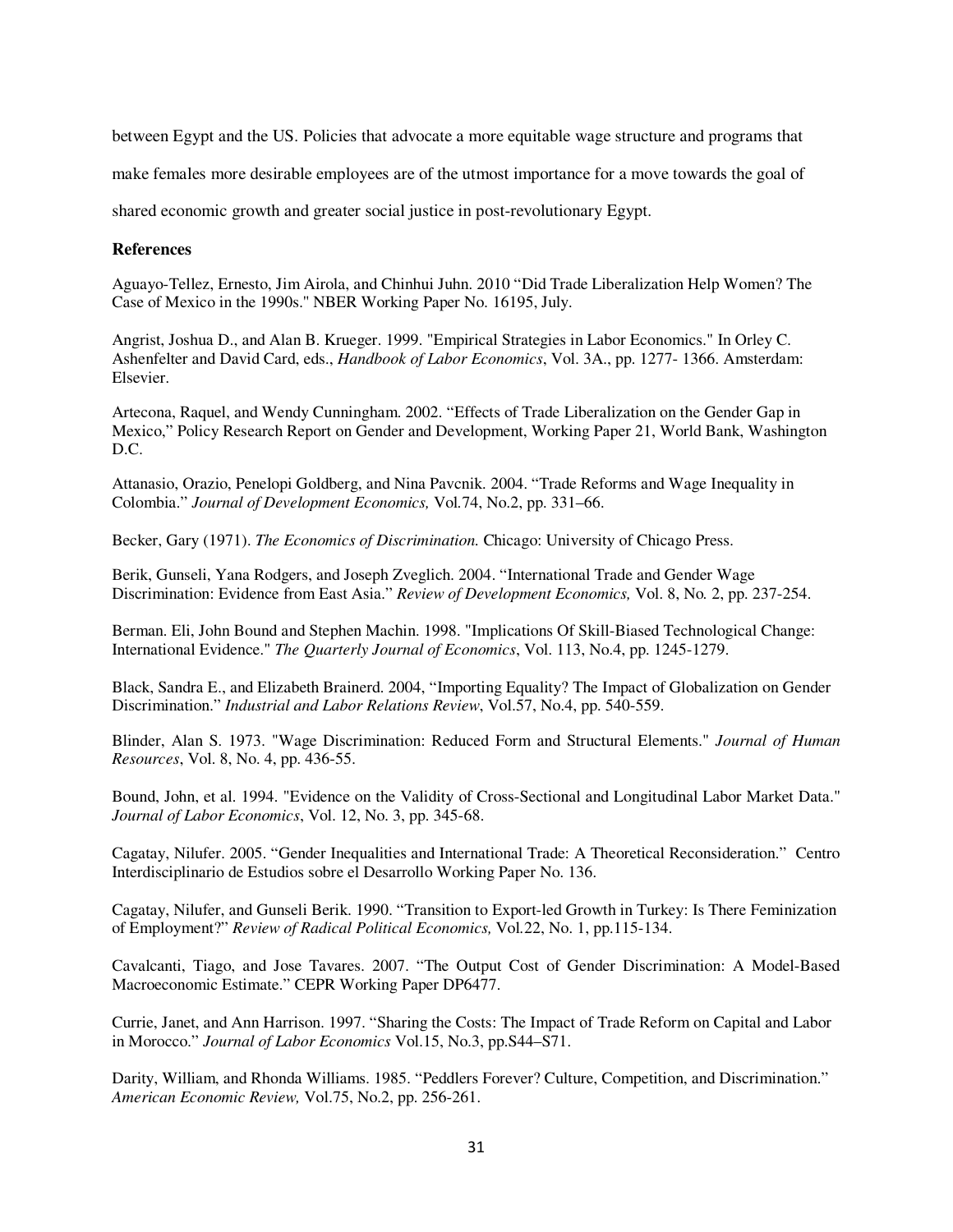between Egypt and the US. Policies that advocate a more equitable wage structure and programs that make females more desirable employees are of the utmost importance for a move towards the goal of shared economic growth and greater social justice in post-revolutionary Egypt.

**References**

Aguayo-Tellez, Ernesto, Jim Airola, and Chinhui Juhn. 2010 “Did Trade Liberalization Help Women? The Case of Mexico in the 1990s." NBER Working Paper No. 16195, July.

Angrist, Joshua D., and Alan B. Krueger. 1999. "Empirical Strategies in Labor Economics." In Orley C. Ashenfelter and David Card, eds., *Handbook of Labor Economics*, Vol. 3A., pp. 1277- 1366. Amsterdam: Elsevier.

Artecona, Raquel, and Wendy Cunningham. 2002. “Effects of Trade Liberalization on the Gender Gap in Mexico,” Policy Research Report on Gender and Development, Working Paper 21, World Bank, Washington D.C.

Attanasio, Orazio, Penelopi Goldberg, and Nina Pavcnik. 2004. “Trade Reforms and Wage Inequality in Colombia.” *Journal of Development Economics,* Vol.74, No.2, pp. 331–66.

Becker, Gary (1971). *The Economics of Discrimination.* Chicago: University of Chicago Press.

Berik, Gunseli, Yana Rodgers, and Joseph Zveglich. 2004. “International Trade and Gender Wage Discrimination: Evidence from East Asia.” *Review of Development Economics,* Vol. 8, No. 2, pp. 237-254.

Berman. Eli, John Bound and Stephen Machin. 1998. "Implications Of Skill-Biased Technological Change: International Evidence." *The Quarterly Journal of Economics*, Vol. 113, No.4, pp. 1245-1279.

Black, Sandra E., and Elizabeth Brainerd. 2004, “Importing Equality? The Impact of Globalization on Gender Discrimination.” *Industrial and Labor Relations Review*, Vol.57, No.4, pp. 540-559.

Blinder, Alan S. 1973. "Wage Discrimination: Reduced Form and Structural Elements." *Journal of Human Resources*, Vol. 8, No. 4, pp. 436-55.

Bound, John, et al. 1994. "Evidence on the Validity of Cross-Sectional and Longitudinal Labor Market Data." *Journal of Labor Economics*, Vol. 12, No. 3, pp. 345-68.

Cagatay, Nilufer. 2005. “Gender Inequalities and International Trade: A Theoretical Reconsideration.” Centro Interdisciplinario de Estudios sobre el Desarrollo Working Paper No. 136.

Cagatay, Nilufer, and Gunseli Berik. 1990. “Transition to Export-led Growth in Turkey: Is There Feminization of Employment?” *Review of Radical Political Economics,* Vol.22, No. 1, pp.115-134.

Cavalcanti, Tiago, and Jose Tavares. 2007. “The Output Cost of Gender Discrimination: A Model-Based Macroeconomic Estimate.” CEPR Working Paper DP6477.

Currie, Janet, and Ann Harrison. 1997. “Sharing the Costs: The Impact of Trade Reform on Capital and Labor in Morocco.” *Journal of Labor Economics* Vol.15, No.3, pp.S44–S71.

Darity, William, and Rhonda Williams. 1985. “Peddlers Forever? Culture, Competition, and Discrimination.” *American Economic Review,* Vol.75, No.2, pp. 256-261.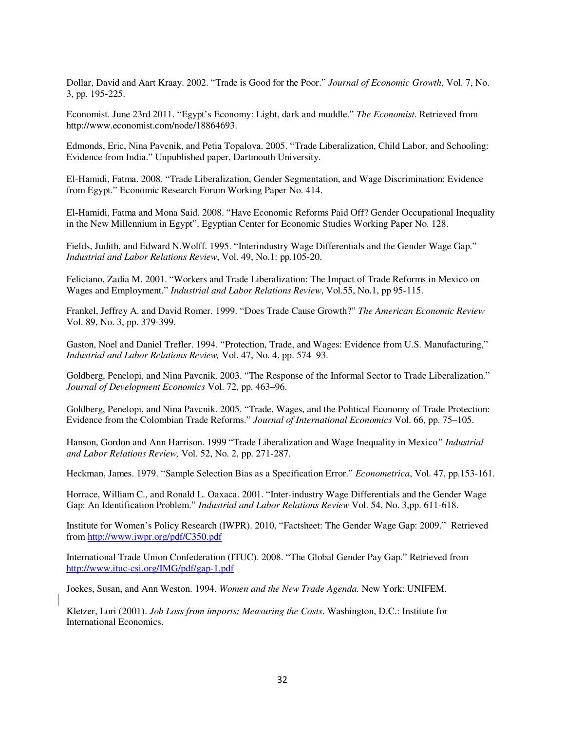Dollar, David and Aart Kraay. 2002. "Trade is Good for the Poor." *Journal of Economic Growth*, Vol. 7, No. 3, pp. 195-225.

Economist. June 23rd 2011. "Egypt's Economy: Light, dark and muddle." *The Economist*. Retrieved from http://www.economist.com/node/18864693.

Edmonds, Eric, Nina Pavcnik, and Petia Topalova. 2005. "Trade Liberalization, Child Labor, and Schooling: Evidence from India." Unpublished paper, Dartmouth University.

El-Hamidi, Fatma. 2008. "Trade Liberalization, Gender Segmentation, and Wage Discrimination: Evidence from Egypt." Economic Research Forum Working Paper No. 414.

El-Hamidi, Fatma and Mona Said. 2008. "Have Economic Reforms Paid Off? Gender Occupational Inequality in the New Millennium in Egypt". Egyptian Center for Economic Studies Working Paper No. 128.

Fields, Judith, and Edward N.Wolff. 1995. "Interindustry Wage Differentials and the Gender Wage Gap." *Industrial and Labor Relations Review*, Vol. 49, No.1: pp.105-20.

Feliciano, Zadia M. 2001. "Workers and Trade Liberalization: The Impact of Trade Reforms in Mexico on Wages and Employment." *Industrial and Labor Relations Review*, Vol.55, No.1, pp 95-115.

Frankel, Jeffrey A. and David Romer. 1999. "Does Trade Cause Growth?" *The American Economic Review* Vol. 89, No. 3, pp. 379-399.

Gaston, Noel and Daniel Trefler. 1994. "Protection, Trade, and Wages: Evidence from U.S. Manufacturing," *Industrial and Labor Relations Review,* Vol. 47, No. 4, pp. 574–93.

Goldberg, Penelopi, and Nina Pavcnik. 2003. "The Response of the Informal Sector to Trade Liberalization." *Journal of Development Economics* Vol. 72, pp. 463–96.

Goldberg, Penelopi, and Nina Pavcnik. 2005. "Trade, Wages, and the Political Economy of Trade Protection: Evidence from the Colombian Trade Reforms." *Journal of International Economics* Vol. 66, pp. 75–105.

Hanson, Gordon and Ann Harrison. 1999 "Trade Liberalization and Wage Inequality in Mexico*" Industrial and Labor Relations Review,* Vol. 52, No. 2, pp. 271-287.

Heckman, James. 1979. "Sample Selection Bias as a Specification Error." *Econometrica*, Vol. 47, pp.153-161.

Horrace, William C., and Ronald L. Oaxaca. 2001. "Inter-industry Wage Differentials and the Gender Wage Gap: An Identification Problem." *Industrial and Labor Relations Review* Vol. 54, No. 3,pp. 611-618.

Institute for Women's Policy Research (IWPR). 2010, "Factsheet: The Gender Wage Gap: 2009." Retrieved from http://www.iwpr.org/pdf/C350.pdf

International Trade Union Confederation (ITUC). 2008. "The Global Gender Pay Gap." Retrieved from http://www.ituc-csi.org/IMG/pdf/gap-1.pdf

Joekes, Susan, and Ann Weston. 1994. *Women and the New Trade Agenda.* New York: UNIFEM.

Kletzer, Lori (2001). *Job Loss from imports: Measuring the Costs*. Washington, D.C.: Institute for International Economics.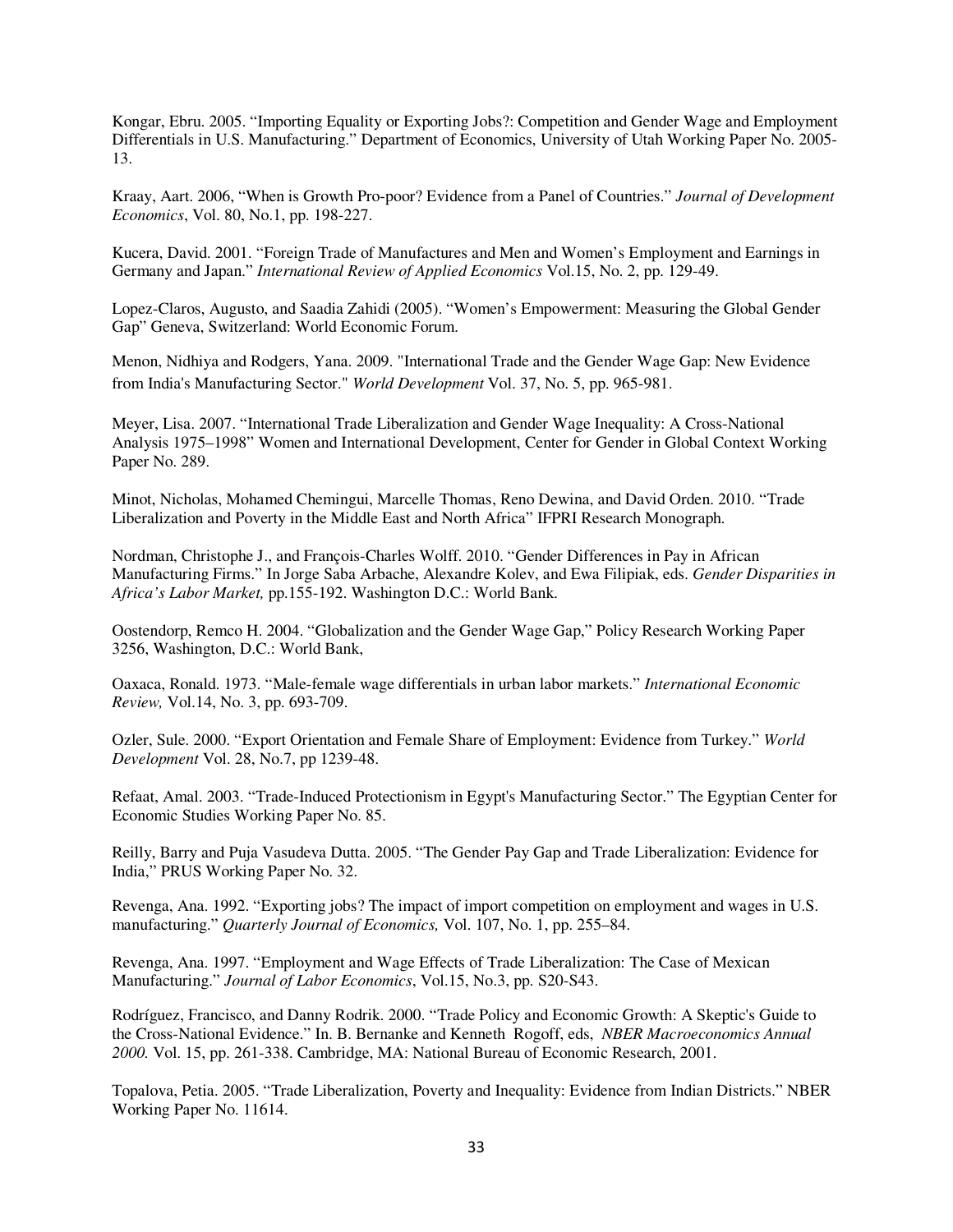Kongar, Ebru. 2005. "Importing Equality or Exporting Jobs?: Competition and Gender Wage and Employment Differentials in U.S. Manufacturing." Department of Economics, University of Utah Working Paper No. 2005-13.

Kraay, Aart. 2006, "When is Growth Pro-poor? Evidence from a Panel of Countries." *Journal of Development Economics*, Vol. 80, No.1, pp. 198-227.

Kucera, David. 2001. "Foreign Trade of Manufactures and Men and Women's Employment and Earnings in Germany and Japan." *International Review of Applied Economics* Vol.15, No. 2, pp. 129-49.

Lopez-Claros, Augusto, and Saadia Zahidi (2005). "Women's Empowerment: Measuring the Global Gender Gap" Geneva, Switzerland: World Economic Forum.

Menon, Nidhiya and Rodgers, Yana. 2009. "International Trade and the Gender Wage Gap: New Evidence from India's Manufacturing Sector." *World Development* Vol. 37, No. 5, pp. 965-981.

Meyer, Lisa. 2007. "International Trade Liberalization and Gender Wage Inequality: A Cross-National Analysis 1975–1998" Women and International Development, Center for Gender in Global Context Working Paper No. 289.

Minot, Nicholas, Mohamed Chemingui, Marcelle Thomas, Reno Dewina, and David Orden. 2010. "Trade Liberalization and Poverty in the Middle East and North Africa" IFPRI Research Monograph.

Nordman, Christophe J., and François-Charles Wolff. 2010. "Gender Differences in Pay in African Manufacturing Firms." In Jorge Saba Arbache, Alexandre Kolev, and Ewa Filipiak, eds. *Gender Disparities in Africa's Labor Market,* pp.155-192. Washington D.C.: World Bank.

Oostendorp, Remco H. 2004. "Globalization and the Gender Wage Gap," Policy Research Working Paper 3256, Washington, D.C.: World Bank,

Oaxaca, Ronald. 1973. "Male-female wage differentials in urban labor markets." *International Economic Review,* Vol.14, No. 3, pp. 693-709.

Ozler, Sule. 2000. "Export Orientation and Female Share of Employment: Evidence from Turkey." *World Development* Vol. 28, No.7, pp 1239-48.

Refaat, Amal. 2003. "Trade-Induced Protectionism in Egypt's Manufacturing Sector." The Egyptian Center for Economic Studies Working Paper No. 85.

Reilly, Barry and Puja Vasudeva Dutta. 2005. "The Gender Pay Gap and Trade Liberalization: Evidence for India," PRUS Working Paper No. 32.

Revenga, Ana. 1992. "Exporting jobs? The impact of import competition on employment and wages in U.S. manufacturing." *Quarterly Journal of Economics,* Vol. 107, No. 1, pp. 255–84.

Revenga, Ana. 1997. "Employment and Wage Effects of Trade Liberalization: The Case of Mexican Manufacturing." *Journal of Labor Economics*, Vol.15, No.3, pp. S20-S43.

Rodríguez, Francisco, and Danny Rodrik. 2000. "Trade Policy and Economic Growth: A Skeptic's Guide to the Cross-National Evidence." In. B. Bernanke and Kenneth Rogoff, eds, *NBER Macroeconomics Annual 2000.* Vol. 15, pp. 261-338. Cambridge, MA: National Bureau of Economic Research, 2001.

Topalova, Petia. 2005. "Trade Liberalization, Poverty and Inequality: Evidence from Indian Districts." NBER Working Paper No. 11614.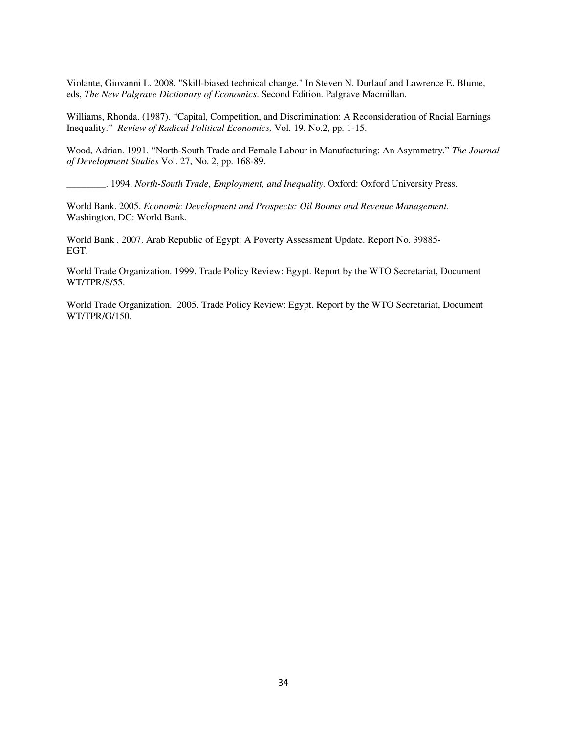Violante, Giovanni L. 2008. "Skill-biased technical change." In Steven N. Durlauf and Lawrence E. Blume, eds, *The New Palgrave Dictionary of Economics*. Second Edition. Palgrave Macmillan.

Williams, Rhonda. (1987). "Capital, Competition, and Discrimination: A Reconsideration of Racial Earnings Inequality." *Review of Radical Political Economics,* Vol. 19, No.2, pp. 1-15.

Wood, Adrian. 1991. "North-South Trade and Female Labour in Manufacturing: An Asymmetry." *The Journal of Development Studies* Vol. 27, No. 2, pp. 168-89.

________. 1994. *North-South Trade, Employment, and Inequality.* Oxford: Oxford University Press.

World Bank. 2005. *Economic Development and Prospects: Oil Booms and Revenue Management*. Washington, DC: World Bank.

World Bank . 2007. Arab Republic of Egypt: A Poverty Assessment Update. Report No. 39885-EGT.

World Trade Organization. 1999. Trade Policy Review: Egypt. Report by the WTO Secretariat, Document WT/TPR/S/55.

World Trade Organization. 2005. Trade Policy Review: Egypt. Report by the WTO Secretariat, Document WT/TPR/G/150.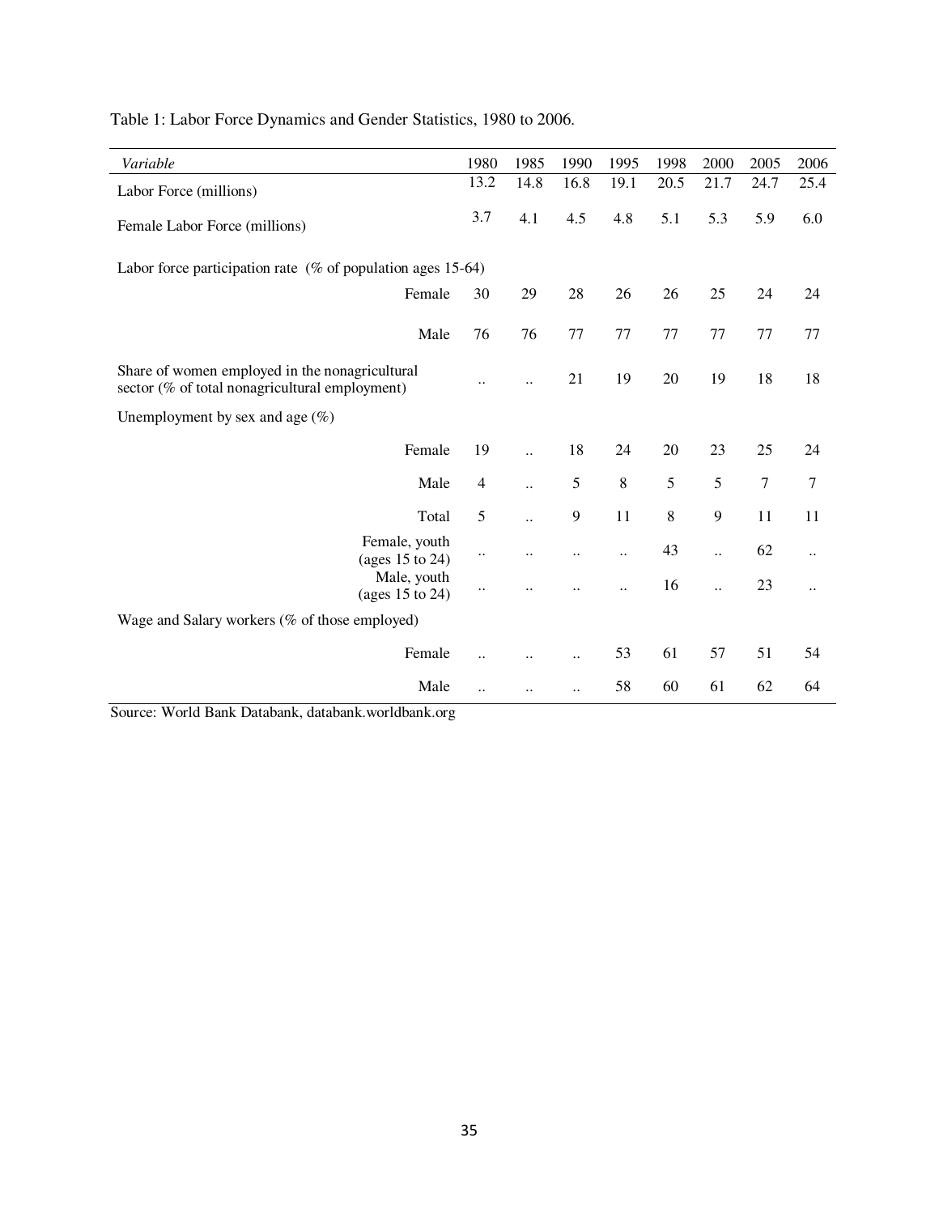Table 1: Labor Force Dynamics and Gender Statistics, 1980 to 2006.

| *Variable* | 1980 | 1985 | 1990 | 1995 | 1998 | 2000 | 2005 | 2006 |
|---|---|---|---|---|---|---|---|---|
| Labor Force (millions) | 13.2 | 14.8 | 16.8 | 19.1 | 20.5 | 21.7 | 24.7 | 25.4 |
| Female Labor Force (millions) | 3.7 | 4.1 | 4.5 | 4.8 | 5.1 | 5.3 | 5.9 | 6.0 |
| Labor force participation rate (% of population ages 15-64) | | | | | | | | |
| Female | 30 | 29 | 28 | 26 | 26 | 25 | 24 | 24 |
| Male | 76 | 76 | 77 | 77 | 77 | 77 | 77 | 77 |
| Share of women employed in the nonagricultural sector (% of total nonagricultural employment) | .. | .. | 21 | 19 | 20 | 19 | 18 | 18 |
| Unemployment by sex and age (%) | | | | | | | | |
| Female | 19 | .. | 18 | 24 | 20 | 23 | 25 | 24 |
| Male | 4 | .. | 5 | 8 | 5 | 5 | 7 | 7 |
| Total | 5 | .. | 9 | 11 | 8 | 9 | 11 | 11 |
| Female, youth (ages 15 to 24) | .. | .. | .. | .. | 43 | .. | 62 | .. |
| Male, youth (ages 15 to 24) | .. | .. | .. | .. | 16 | .. | 23 | .. |
| Wage and Salary workers (% of those employed) | | | | | | | | |
| Female | .. | .. | .. | 53 | 61 | 57 | 51 | 54 |
| Male | .. | .. | .. | 58 | 60 | 61 | 62 | 64 |

Source: World Bank Databank, databank.worldbank.org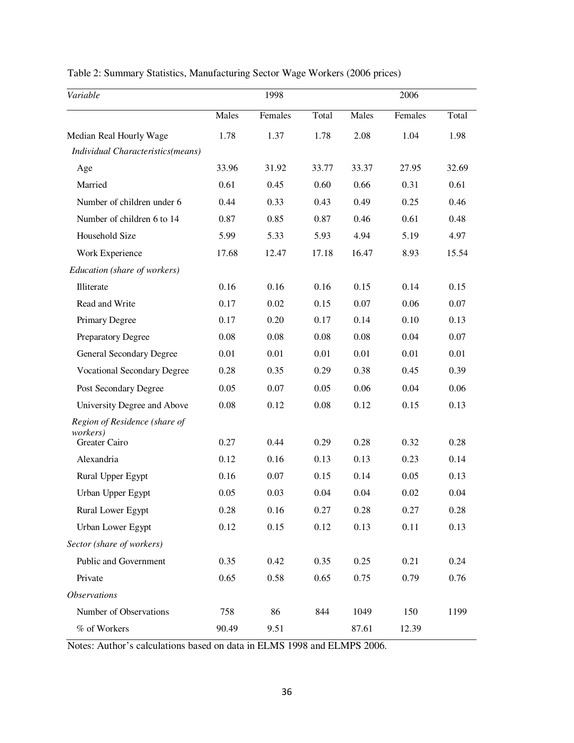Table 2: Summary Statistics, Manufacturing Sector Wage Workers (2006 prices)

| *Variable* | 1998 | | | 2006 | | |
|---|---|---|---|---|---|---|
| | Males | Females | Total | Males | Females | Total |
| Median Real Hourly Wage | 1.78 | 1.37 | 1.78 | 2.08 | 1.04 | 1.98 |
| *Individual Characteristics(means)* | | | | | | |
| Age | 33.96 | 31.92 | 33.77 | 33.37 | 27.95 | 32.69 |
| Married | 0.61 | 0.45 | 0.60 | 0.66 | 0.31 | 0.61 |
| Number of children under 6 | 0.44 | 0.33 | 0.43 | 0.49 | 0.25 | 0.46 |
| Number of children 6 to 14 | 0.87 | 0.85 | 0.87 | 0.46 | 0.61 | 0.48 |
| Household Size | 5.99 | 5.33 | 5.93 | 4.94 | 5.19 | 4.97 |
| Work Experience | 17.68 | 12.47 | 17.18 | 16.47 | 8.93 | 15.54 |
| *Education (share of workers)* | | | | | | |
| Illiterate | 0.16 | 0.16 | 0.16 | 0.15 | 0.14 | 0.15 |
| Read and Write | 0.17 | 0.02 | 0.15 | 0.07 | 0.06 | 0.07 |
| Primary Degree | 0.17 | 0.20 | 0.17 | 0.14 | 0.10 | 0.13 |
| Preparatory Degree | 0.08 | 0.08 | 0.08 | 0.08 | 0.04 | 0.07 |
| General Secondary Degree | 0.01 | 0.01 | 0.01 | 0.01 | 0.01 | 0.01 |
| Vocational Secondary Degree | 0.28 | 0.35 | 0.29 | 0.38 | 0.45 | 0.39 |
| Post Secondary Degree | 0.05 | 0.07 | 0.05 | 0.06 | 0.04 | 0.06 |
| University Degree and Above | 0.08 | 0.12 | 0.08 | 0.12 | 0.15 | 0.13 |
| *Region of Residence (share of workers)* | | | | | | |
| Greater Cairo | 0.27 | 0.44 | 0.29 | 0.28 | 0.32 | 0.28 |
| Alexandria | 0.12 | 0.16 | 0.13 | 0.13 | 0.23 | 0.14 |
| Rural Upper Egypt | 0.16 | 0.07 | 0.15 | 0.14 | 0.05 | 0.13 |
| Urban Upper Egypt | 0.05 | 0.03 | 0.04 | 0.04 | 0.02 | 0.04 |
| Rural Lower Egypt | 0.28 | 0.16 | 0.27 | 0.28 | 0.27 | 0.28 |
| Urban Lower Egypt | 0.12 | 0.15 | 0.12 | 0.13 | 0.11 | 0.13 |
| *Sector (share of workers)* | | | | | | |
| Public and Government | 0.35 | 0.42 | 0.35 | 0.25 | 0.21 | 0.24 |
| Private | 0.65 | 0.58 | 0.65 | 0.75 | 0.79 | 0.76 |
| *Observations* | | | | | | |
| Number of Observations | 758 | 86 | 844 | 1049 | 150 | 1199 |
| % of Workers | 90.49 | 9.51 | | 87.61 | 12.39 | |

Notes: Author's calculations based on data in ELMS 1998 and ELMPS 2006.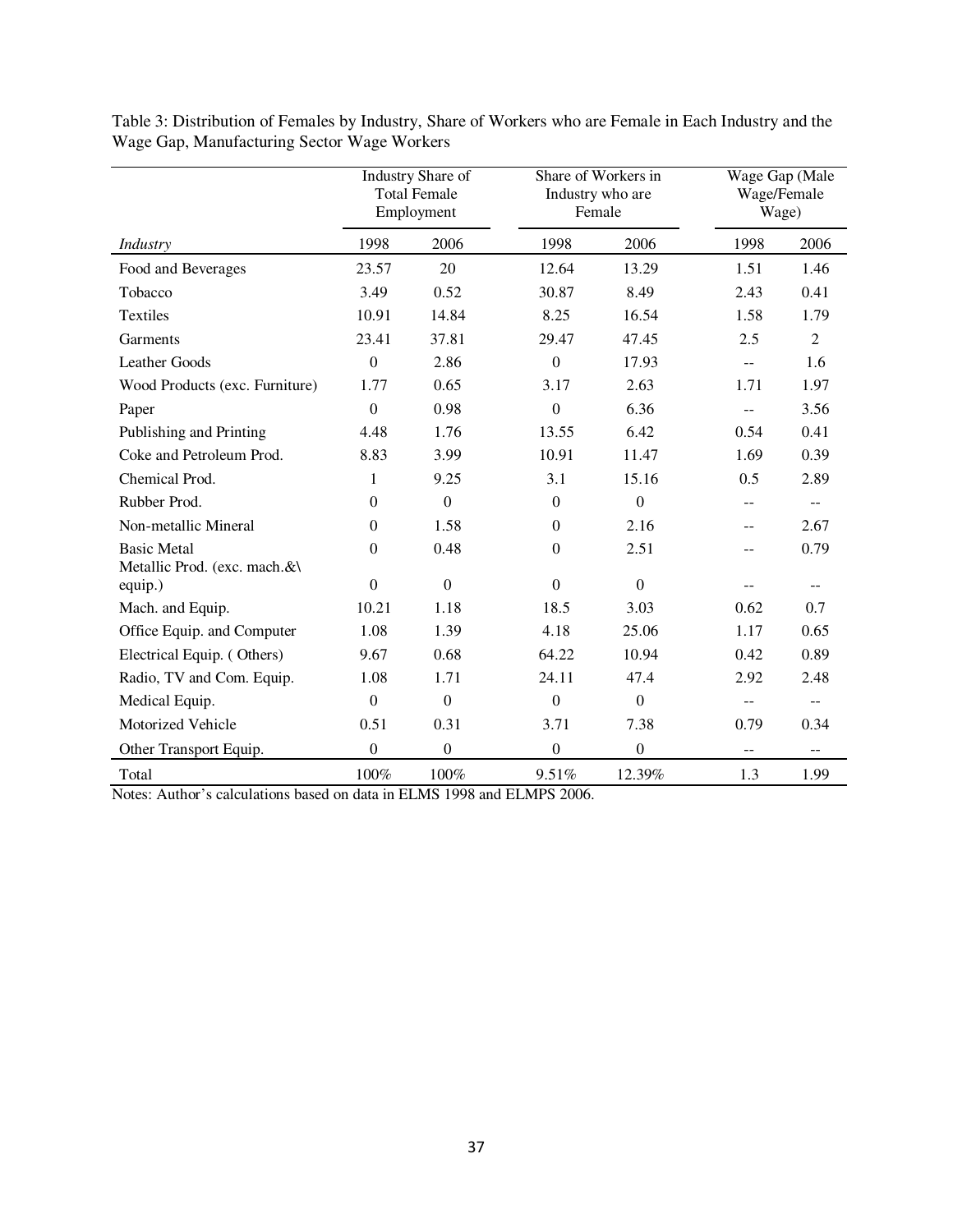Table 3: Distribution of Females by Industry, Share of Workers who are Female in Each Industry and the Wage Gap, Manufacturing Sector Wage Workers

| | Industry Share of Total Female Employment | | Share of Workers in Industry who are Female | | Wage Gap (Male Wage/Female Wage) | |
|---|---|---|---|---|---|---|
| *Industry* | 1998 | 2006 | 1998 | 2006 | 1998 | 2006 |
| Food and Beverages | 23.57 | 20 | 12.64 | 13.29 | 1.51 | 1.46 |
| Tobacco | 3.49 | 0.52 | 30.87 | 8.49 | 2.43 | 0.41 |
| Textiles | 10.91 | 14.84 | 8.25 | 16.54 | 1.58 | 1.79 |
| Garments | 23.41 | 37.81 | 29.47 | 47.45 | 2.5 | 2 |
| Leather Goods | 0 | 2.86 | 0 | 17.93 | -- | 1.6 |
| Wood Products (exc. Furniture) | 1.77 | 0.65 | 3.17 | 2.63 | 1.71 | 1.97 |
| Paper | 0 | 0.98 | 0 | 6.36 | -- | 3.56 |
| Publishing and Printing | 4.48 | 1.76 | 13.55 | 6.42 | 0.54 | 0.41 |
| Coke and Petroleum Prod. | 8.83 | 3.99 | 10.91 | 11.47 | 1.69 | 0.39 |
| Chemical Prod. | 1 | 9.25 | 3.1 | 15.16 | 0.5 | 2.89 |
| Rubber Prod. | 0 | 0 | 0 | 0 | -- | -- |
| Non-metallic Mineral | 0 | 1.58 | 0 | 2.16 | -- | 2.67 |
| Basic Metal | 0 | 0.48 | 0 | 2.51 | -- | 0.79 |
| Metallic Prod. (exc. mach.&\ equip.) | 0 | 0 | 0 | 0 | -- | -- |
| Mach. and Equip. | 10.21 | 1.18 | 18.5 | 3.03 | 0.62 | 0.7 |
| Office Equip. and Computer | 1.08 | 1.39 | 4.18 | 25.06 | 1.17 | 0.65 |
| Electrical Equip. ( Others) | 9.67 | 0.68 | 64.22 | 10.94 | 0.42 | 0.89 |
| Radio, TV and Com. Equip. | 1.08 | 1.71 | 24.11 | 47.4 | 2.92 | 2.48 |
| Medical Equip. | 0 | 0 | 0 | 0 | -- | -- |
| Motorized Vehicle | 0.51 | 0.31 | 3.71 | 7.38 | 0.79 | 0.34 |
| Other Transport Equip. | 0 | 0 | 0 | 0 | -- | -- |
| Total | 100% | 100% | 9.51% | 12.39% | 1.3 | 1.99 |

Notes: Author's calculations based on data in ELMS 1998 and ELMPS 2006.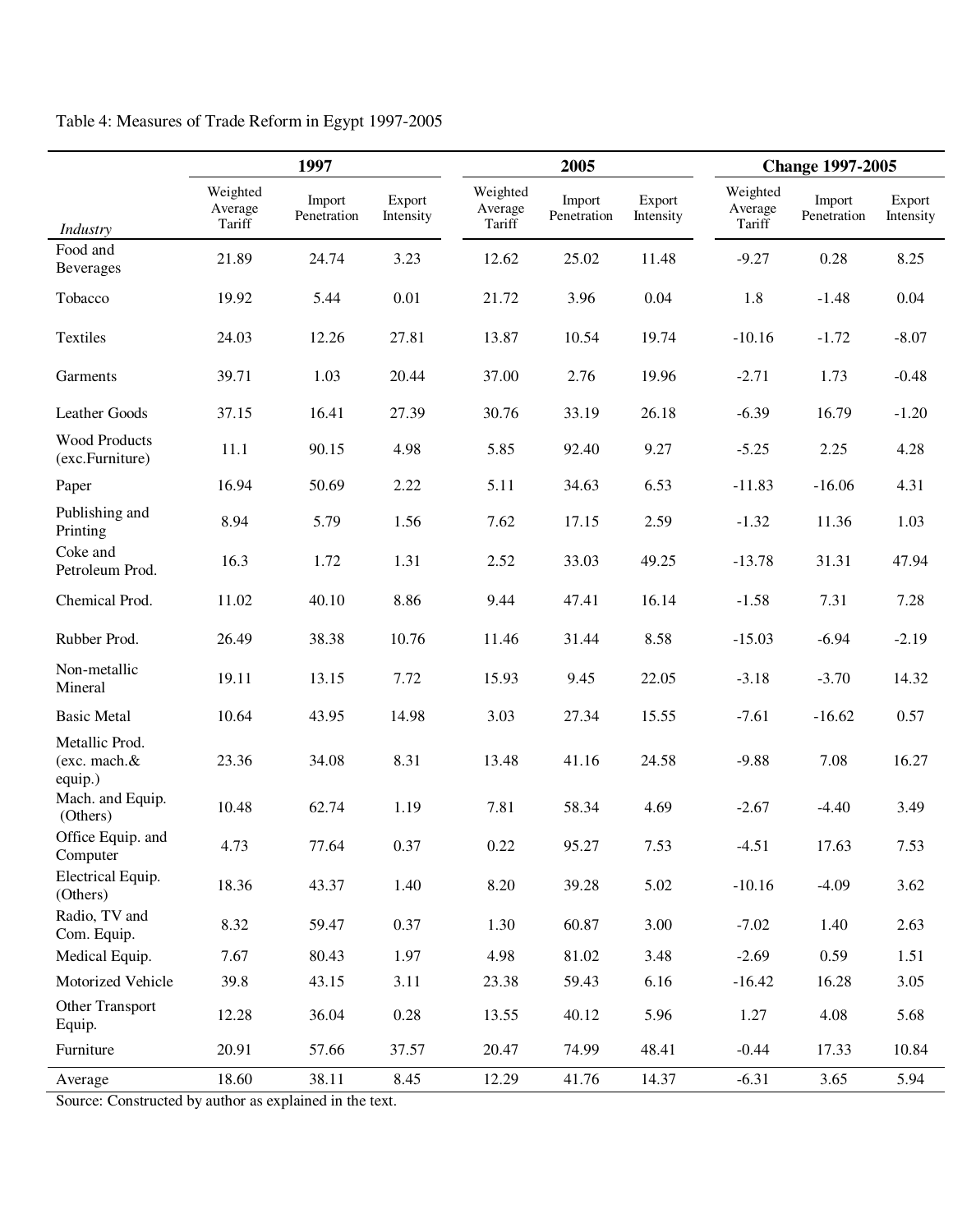Table 4: Measures of Trade Reform in Egypt 1997-2005

| | 1997 | | | 2005 | | | Change 1997-2005 | | |
|---|---|---|---|---|---|---|---|---|---|
| *Industry* | Weighted Average Tariff | Import Penetration | Export Intensity | Weighted Average Tariff | Import Penetration | Export Intensity | Weighted Average Tariff | Import Penetration | Export Intensity |
| Food and Beverages | 21.89 | 24.74 | 3.23 | 12.62 | 25.02 | 11.48 | -9.27 | 0.28 | 8.25 |
| Tobacco | 19.92 | 5.44 | 0.01 | 21.72 | 3.96 | 0.04 | 1.8 | -1.48 | 0.04 |
| Textiles | 24.03 | 12.26 | 27.81 | 13.87 | 10.54 | 19.74 | -10.16 | -1.72 | -8.07 |
| Garments | 39.71 | 1.03 | 20.44 | 37.00 | 2.76 | 19.96 | -2.71 | 1.73 | -0.48 |
| Leather Goods | 37.15 | 16.41 | 27.39 | 30.76 | 33.19 | 26.18 | -6.39 | 16.79 | -1.20 |
| Wood Products (exc.Furniture) | 11.1 | 90.15 | 4.98 | 5.85 | 92.40 | 9.27 | -5.25 | 2.25 | 4.28 |
| Paper | 16.94 | 50.69 | 2.22 | 5.11 | 34.63 | 6.53 | -11.83 | -16.06 | 4.31 |
| Publishing and Printing | 8.94 | 5.79 | 1.56 | 7.62 | 17.15 | 2.59 | -1.32 | 11.36 | 1.03 |
| Coke and Petroleum Prod. | 16.3 | 1.72 | 1.31 | 2.52 | 33.03 | 49.25 | -13.78 | 31.31 | 47.94 |
| Chemical Prod. | 11.02 | 40.10 | 8.86 | 9.44 | 47.41 | 16.14 | -1.58 | 7.31 | 7.28 |
| Rubber Prod. | 26.49 | 38.38 | 10.76 | 11.46 | 31.44 | 8.58 | -15.03 | -6.94 | -2.19 |
| Non-metallic Mineral | 19.11 | 13.15 | 7.72 | 15.93 | 9.45 | 22.05 | -3.18 | -3.70 | 14.32 |
| Basic Metal | 10.64 | 43.95 | 14.98 | 3.03 | 27.34 | 15.55 | -7.61 | -16.62 | 0.57 |
| Metallic Prod. (exc. mach.& equip.) | 23.36 | 34.08 | 8.31 | 13.48 | 41.16 | 24.58 | -9.88 | 7.08 | 16.27 |
| Mach. and Equip. (Others) | 10.48 | 62.74 | 1.19 | 7.81 | 58.34 | 4.69 | -2.67 | -4.40 | 3.49 |
| Office Equip. and Computer | 4.73 | 77.64 | 0.37 | 0.22 | 95.27 | 7.53 | -4.51 | 17.63 | 7.53 |
| Electrical Equip. (Others) | 18.36 | 43.37 | 1.40 | 8.20 | 39.28 | 5.02 | -10.16 | -4.09 | 3.62 |
| Radio, TV and Com. Equip. | 8.32 | 59.47 | 0.37 | 1.30 | 60.87 | 3.00 | -7.02 | 1.40 | 2.63 |
| Medical Equip. | 7.67 | 80.43 | 1.97 | 4.98 | 81.02 | 3.48 | -2.69 | 0.59 | 1.51 |
| Motorized Vehicle | 39.8 | 43.15 | 3.11 | 23.38 | 59.43 | 6.16 | -16.42 | 16.28 | 3.05 |
| Other Transport Equip. | 12.28 | 36.04 | 0.28 | 13.55 | 40.12 | 5.96 | 1.27 | 4.08 | 5.68 |
| Furniture | 20.91 | 57.66 | 37.57 | 20.47 | 74.99 | 48.41 | -0.44 | 17.33 | 10.84 |
| Average | 18.60 | 38.11 | 8.45 | 12.29 | 41.76 | 14.37 | -6.31 | 3.65 | 5.94 |

Source: Constructed by author as explained in the text.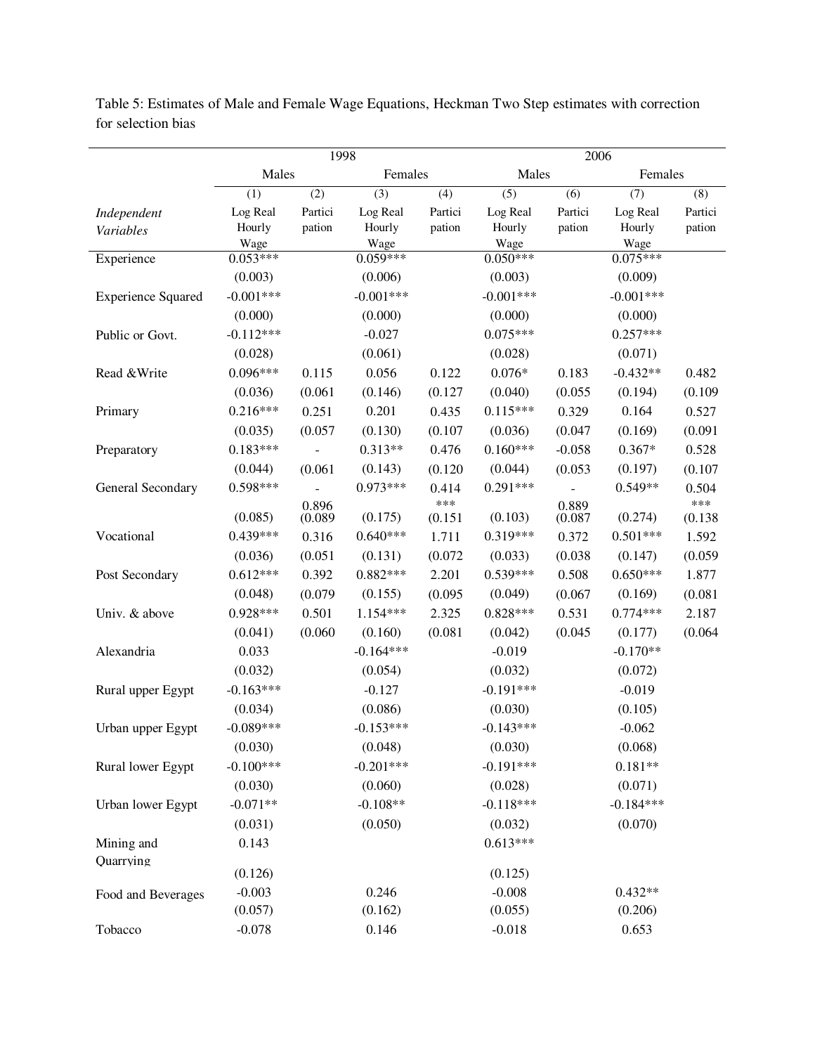Table 5: Estimates of Male and Female Wage Equations, Heckman Two Step estimates with correction for selection bias

| | 1998 | | | | 2006 | | | |
|---|---|---|---|---|---|---|---|---|
| | Males | | Females | | Males | | Females | |
| | (1) | (2) | (3) | (4) | (5) | (6) | (7) | (8) |
| *Independent Variables* | Log Real Hourly Wage | Participation | Log Real Hourly Wage | Participation | Log Real Hourly Wage | Participation | Log Real Hourly Wage | Participation |
| Experience | 0.053*** | | 0.059*** | | 0.050*** | | 0.075*** | |
| | (0.003) | | (0.006) | | (0.003) | | (0.009) | |
| Experience Squared | -0.001*** | | -0.001*** | | -0.001*** | | -0.001*** | |
| | (0.000) | | (0.000) | | (0.000) | | (0.000) | |
| Public or Govt. | -0.112*** | | -0.027 | | 0.075*** | | 0.257*** | |
| | (0.028) | | (0.061) | | (0.028) | | (0.071) | |
| Read &Write | 0.096*** | 0.115 | 0.056 | 0.122 | 0.076* | 0.183 | -0.432** | 0.482 |
| | (0.036) | (0.061 | (0.146) | (0.127 | (0.040) | (0.055 | (0.194) | (0.109 |
| Primary | 0.216*** | 0.251 | 0.201 | 0.435 | 0.115*** | 0.329 | 0.164 | 0.527 |
| | (0.035) | (0.057 | (0.130) | (0.107 | (0.036) | (0.047 | (0.169) | (0.091 |
| Preparatory | 0.183*** | - | 0.313** | 0.476 | 0.160*** | -0.058 | 0.367* | 0.528 |
| | (0.044) | (0.061 | (0.143) | (0.120 | (0.044) | (0.053 | (0.197) | (0.107 |
| General Secondary | 0.598*** | - 0.896 | 0.973*** | 0.414 *** | 0.291*** | - 0.889 | 0.549** | 0.504 *** |
| | (0.085) | (0.089 | (0.175) | (0.151 | (0.103) | (0.087 | (0.274) | (0.138 |
| Vocational | 0.439*** | 0.316 | 0.640*** | 1.711 | 0.319*** | 0.372 | 0.501*** | 1.592 |
| | (0.036) | (0.051 | (0.131) | (0.072 | (0.033) | (0.038 | (0.147) | (0.059 |
| Post Secondary | 0.612*** | 0.392 | 0.882*** | 2.201 | 0.539*** | 0.508 | 0.650*** | 1.877 |
| | (0.048) | (0.079 | (0.155) | (0.095 | (0.049) | (0.067 | (0.169) | (0.081 |
| Univ. & above | 0.928*** | 0.501 | 1.154*** | 2.325 | 0.828*** | 0.531 | 0.774*** | 2.187 |
| | (0.041) | (0.060 | (0.160) | (0.081 | (0.042) | (0.045 | (0.177) | (0.064 |
| Alexandria | 0.033 | | -0.164*** | | -0.019 | | -0.170** | |
| | (0.032) | | (0.054) | | (0.032) | | (0.072) | |
| Rural upper Egypt | -0.163*** | | -0.127 | | -0.191*** | | -0.019 | |
| | (0.034) | | (0.086) | | (0.030) | | (0.105) | |
| Urban upper Egypt | -0.089*** | | -0.153*** | | -0.143*** | | -0.062 | |
| | (0.030) | | (0.048) | | (0.030) | | (0.068) | |
| Rural lower Egypt | -0.100*** | | -0.201*** | | -0.191*** | | 0.181** | |
| | (0.030) | | (0.060) | | (0.028) | | (0.071) | |
| Urban lower Egypt | -0.071** | | -0.108** | | -0.118*** | | -0.184*** | |
| | (0.031) | | (0.050) | | (0.032) | | (0.070) | |
| Mining and Quarrying | 0.143 | | | | 0.613*** | | | |
| | (0.126) | | | | (0.125) | | | |
| Food and Beverages | -0.003 | | 0.246 | | -0.008 | | 0.432** | |
| | (0.057) | | (0.162) | | (0.055) | | (0.206) | |
| Tobacco | -0.078 | | 0.146 | | -0.018 | | 0.653 | |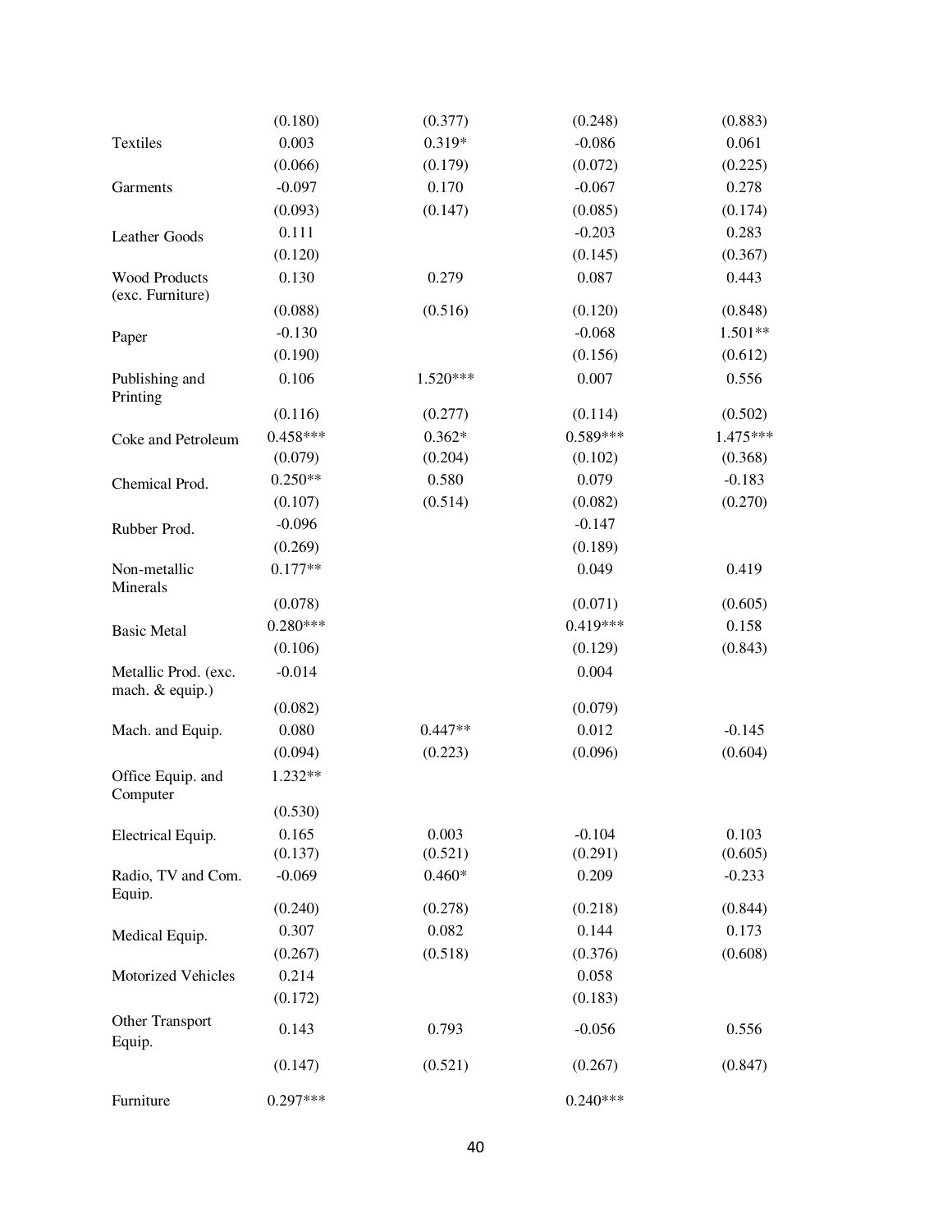| | | | | |
|---|---|---|---|---|
| | (0.180) | (0.377) | (0.248) | (0.883) |
| Textiles | 0.003 | 0.319* | -0.086 | 0.061 |
| | (0.066) | (0.179) | (0.072) | (0.225) |
| Garments | -0.097 | 0.170 | -0.067 | 0.278 |
| | (0.093) | (0.147) | (0.085) | (0.174) |
| Leather Goods | 0.111 | | -0.203 | 0.283 |
| | (0.120) | | (0.145) | (0.367) |
| Wood Products (exc. Furniture) | 0.130 | 0.279 | 0.087 | 0.443 |
| | (0.088) | (0.516) | (0.120) | (0.848) |
| Paper | -0.130 | | -0.068 | 1.501** |
| | (0.190) | | (0.156) | (0.612) |
| Publishing and Printing | 0.106 | 1.520*** | 0.007 | 0.556 |
| | (0.116) | (0.277) | (0.114) | (0.502) |
| Coke and Petroleum | 0.458*** | 0.362* | 0.589*** | 1.475*** |
| | (0.079) | (0.204) | (0.102) | (0.368) |
| Chemical Prod. | 0.250** | 0.580 | 0.079 | -0.183 |
| | (0.107) | (0.514) | (0.082) | (0.270) |
| Rubber Prod. | -0.096 | | -0.147 | |
| | (0.269) | | (0.189) | |
| Non-metallic Minerals | 0.177** | | 0.049 | 0.419 |
| | (0.078) | | (0.071) | (0.605) |
| Basic Metal | 0.280*** | | 0.419*** | 0.158 |
| | (0.106) | | (0.129) | (0.843) |
| Metallic Prod. (exc. mach. & equip.) | -0.014 | | 0.004 | |
| | (0.082) | | (0.079) | |
| Mach. and Equip. | 0.080 | 0.447** | 0.012 | -0.145 |
| | (0.094) | (0.223) | (0.096) | (0.604) |
| Office Equip. and Computer | 1.232** | | | |
| | (0.530) | | | |
| Electrical Equip. | 0.165 | 0.003 | -0.104 | 0.103 |
| | (0.137) | (0.521) | (0.291) | (0.605) |
| Radio, TV and Com. Equip. | -0.069 | 0.460* | 0.209 | -0.233 |
| | (0.240) | (0.278) | (0.218) | (0.844) |
| Medical Equip. | 0.307 | 0.082 | 0.144 | 0.173 |
| | (0.267) | (0.518) | (0.376) | (0.608) |
| Motorized Vehicles | 0.214 | | 0.058 | |
| | (0.172) | | (0.183) | |
| Other Transport Equip. | 0.143 | 0.793 | -0.056 | 0.556 |
| | (0.147) | (0.521) | (0.267) | (0.847) |
| Furniture | 0.297*** | | 0.240*** | |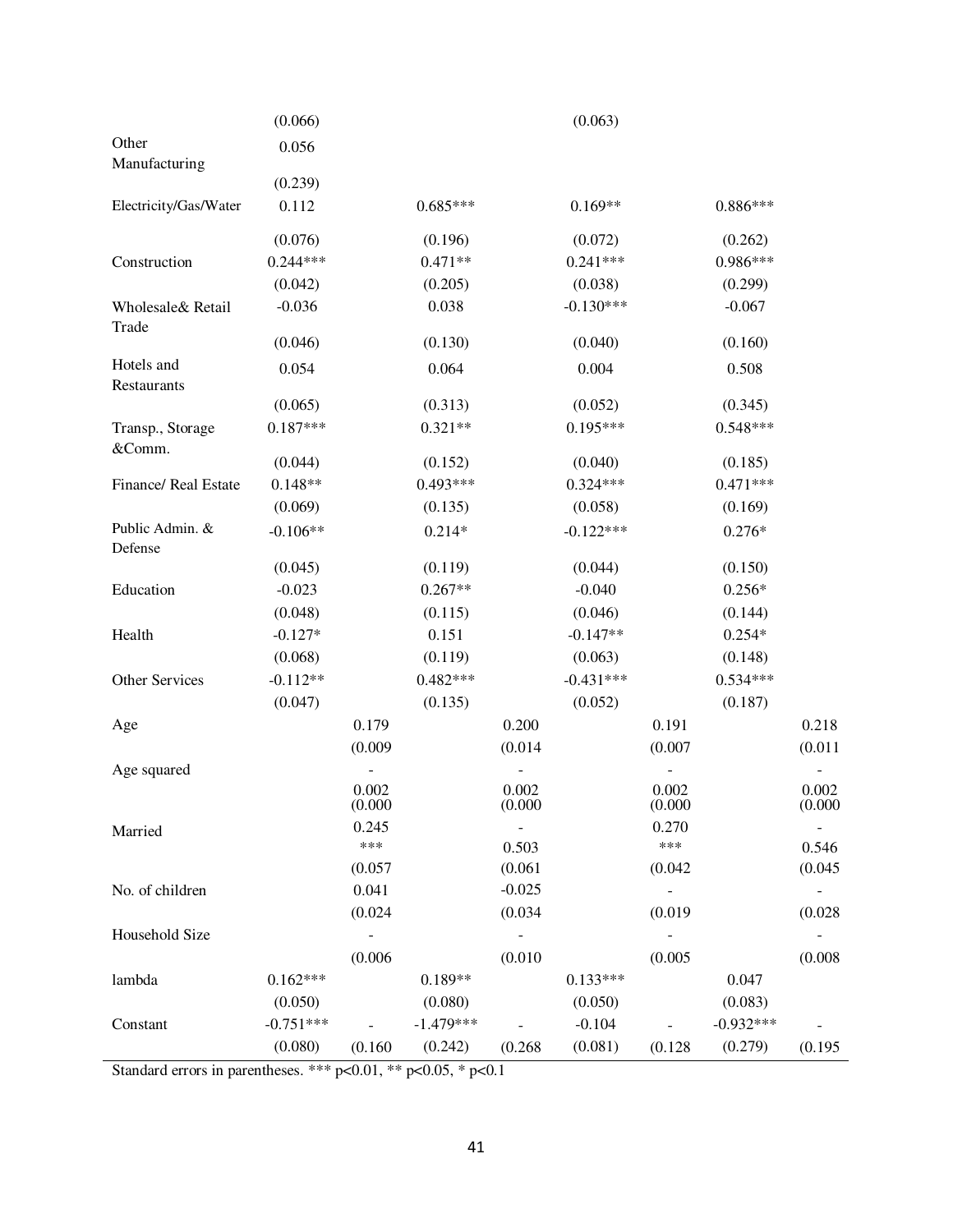| | | | | | | | | |
|---|---|---|---|---|---|---|---|---|
| | (0.066) | | | | (0.063) | | | |
| Other Manufacturing | 0.056 | | | | | | | |
| | (0.239) | | | | | | | |
| Electricity/Gas/Water | 0.112 | | 0.685*** | | 0.169** | | 0.886*** | |
| | (0.076) | | (0.196) | | (0.072) | | (0.262) | |
| Construction | 0.244*** | | 0.471** | | 0.241*** | | 0.986*** | |
| | (0.042) | | (0.205) | | (0.038) | | (0.299) | |
| Wholesale& Retail Trade | -0.036 | | 0.038 | | -0.130*** | | -0.067 | |
| | (0.046) | | (0.130) | | (0.040) | | (0.160) | |
| Hotels and Restaurants | 0.054 | | 0.064 | | 0.004 | | 0.508 | |
| | (0.065) | | (0.313) | | (0.052) | | (0.345) | |
| Transp., Storage &Comm. | 0.187*** | | 0.321** | | 0.195*** | | 0.548*** | |
| | (0.044) | | (0.152) | | (0.040) | | (0.185) | |
| Finance/ Real Estate | 0.148** | | 0.493*** | | 0.324*** | | 0.471*** | |
| | (0.069) | | (0.135) | | (0.058) | | (0.169) | |
| Public Admin. & Defense | -0.106** | | 0.214* | | -0.122*** | | 0.276* | |
| | (0.045) | | (0.119) | | (0.044) | | (0.150) | |
| Education | -0.023 | | 0.267** | | -0.040 | | 0.256* | |
| | (0.048) | | (0.115) | | (0.046) | | (0.144) | |
| Health | -0.127* | | 0.151 | | -0.147** | | 0.254* | |
| | (0.068) | | (0.119) | | (0.063) | | (0.148) | |
| Other Services | -0.112** | | 0.482*** | | -0.431*** | | 0.534*** | |
| | (0.047) | | (0.135) | | (0.052) | | (0.187) | |
| Age | | 0.179 | | 0.200 | | 0.191 | | 0.218 |
| | | (0.009 | | (0.014 | | (0.007 | | (0.011 |
| Age squared | | - 0.002 | | - 0.002 | | - 0.002 | | - 0.002 |
| | | (0.000 | | (0.000 | | (0.000 | | (0.000 |
| Married | | 0.245 *** | | - 0.503 | | 0.270 *** | | - 0.546 |
| | | (0.057 | | (0.061 | | (0.042 | | (0.045 |
| No. of children | | 0.041 | | -0.025 | | - | | - |
| | | (0.024 | | (0.034 | | (0.019 | | (0.028 |
| Household Size | | - | | - | | - | | - |
| | | (0.006 | | (0.010 | | (0.005 | | (0.008 |
| lambda | 0.162*** | | 0.189** | | 0.133*** | | 0.047 | |
| | (0.050) | | (0.080) | | (0.050) | | (0.083) | |
| Constant | -0.751*** | - | -1.479*** | - | -0.104 | - | -0.932*** | - |
| | (0.080) | (0.160 | (0.242) | (0.268 | (0.081) | (0.128 | (0.279) | (0.195 |

Standard errors in parentheses. *** p<0.01, ** p<0.05, * p<0.1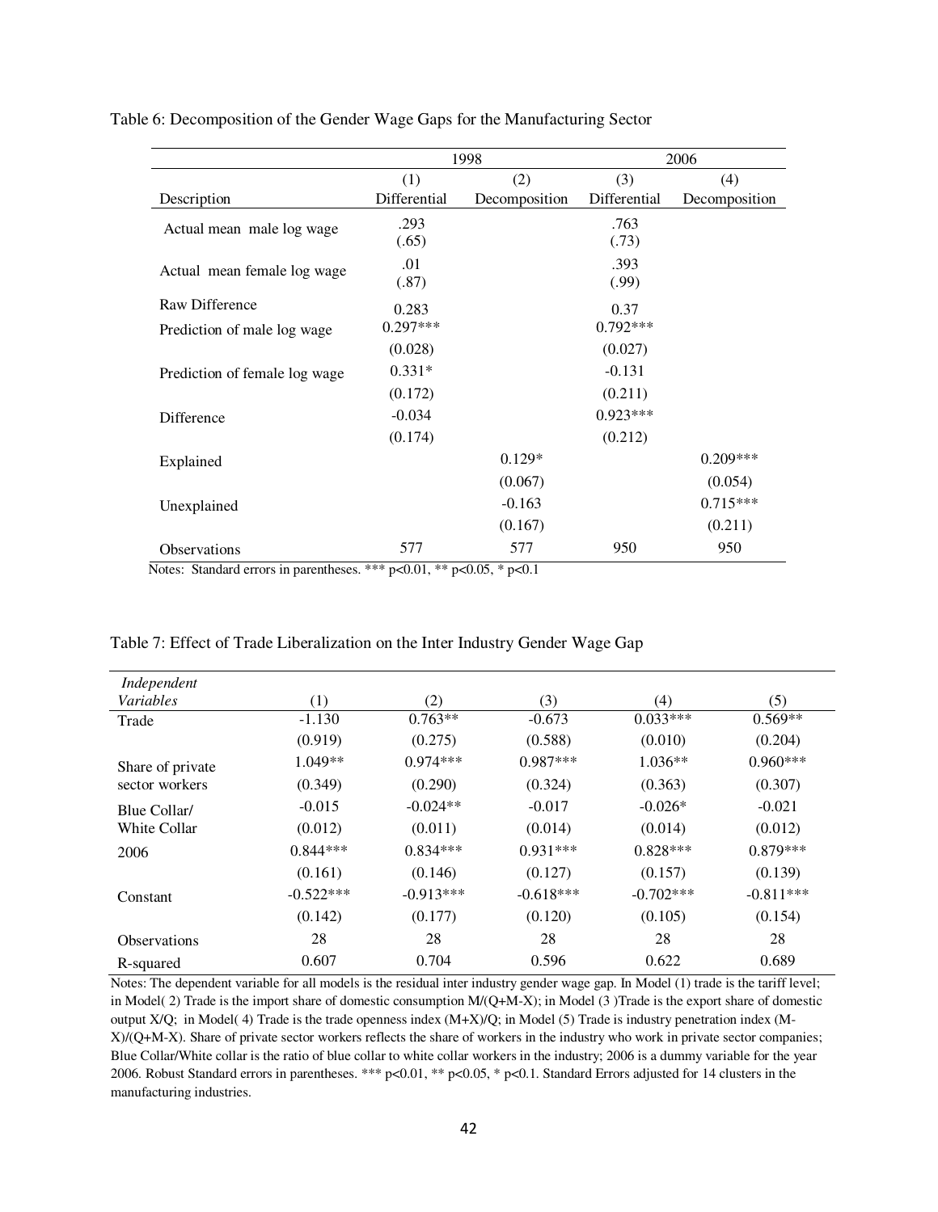Table 6: Decomposition of the Gender Wage Gaps for the Manufacturing Sector

| | 1998 | | 2006 | |
|---|---|---|---|---|
| | (1) | (2) | (3) | (4) |
| Description | Differential | Decomposition | Differential | Decomposition |
| Actual mean male log wage | .293 | | .763 | |
| | (.65) | | (.73) | |
| Actual mean female log wage | .01 | | .393 | |
| | (.87) | | (.99) | |
| Raw Difference | 0.283 | | 0.37 | |
| Prediction of male log wage | 0.297*** | | 0.792*** | |
| | (0.028) | | (0.027) | |
| Prediction of female log wage | 0.331* | | -0.131 | |
| | (0.172) | | (0.211) | |
| Difference | -0.034 | | 0.923*** | |
| | (0.174) | | (0.212) | |
| Explained | | 0.129* | | 0.209*** |
| | | (0.067) | | (0.054) |
| Unexplained | | -0.163 | | 0.715*** |
| | | (0.167) | | (0.211) |
| Observations | 577 | 577 | 950 | 950 |

Notes: Standard errors in parentheses. *** p<0.01, ** p<0.05, * p<0.1

Table 7: Effect of Trade Liberalization on the Inter Industry Gender Wage Gap

| *Independent Variables* | (1) | (2) | (3) | (4) | (5) |
|---|---|---|---|---|---|
| Trade | -1.130 | 0.763** | -0.673 | 0.033*** | 0.569** |
| | (0.919) | (0.275) | (0.588) | (0.010) | (0.204) |
| Share of private sector workers | 1.049** | 0.974*** | 0.987*** | 1.036** | 0.960*** |
| | (0.349) | (0.290) | (0.324) | (0.363) | (0.307) |
| Blue Collar/ White Collar | -0.015 | -0.024** | -0.017 | -0.026* | -0.021 |
| | (0.012) | (0.011) | (0.014) | (0.014) | (0.012) |
| 2006 | 0.844*** | 0.834*** | 0.931*** | 0.828*** | 0.879*** |
| | (0.161) | (0.146) | (0.127) | (0.157) | (0.139) |
| Constant | -0.522*** | -0.913*** | -0.618*** | -0.702*** | -0.811*** |
| | (0.142) | (0.177) | (0.120) | (0.105) | (0.154) |
| Observations | 28 | 28 | 28 | 28 | 28 |
| R-squared | 0.607 | 0.704 | 0.596 | 0.622 | 0.689 |

Notes: The dependent variable for all models is the residual inter industry gender wage gap. In Model (1) trade is the tariff level; in Model( 2) Trade is the import share of domestic consumption M/(Q+M-X); in Model (3 )Trade is the export share of domestic output X/Q; in Model( 4) Trade is the trade openness index (M+X)/Q; in Model (5) Trade is industry penetration index (M-X)/(Q+M-X). Share of private sector workers reflects the share of workers in the industry who work in private sector companies; Blue Collar/White collar is the ratio of blue collar to white collar workers in the industry; 2006 is a dummy variable for the year 2006. Robust Standard errors in parentheses. *** p<0.01, ** p<0.05, * p<0.1. Standard Errors adjusted for 14 clusters in the manufacturing industries.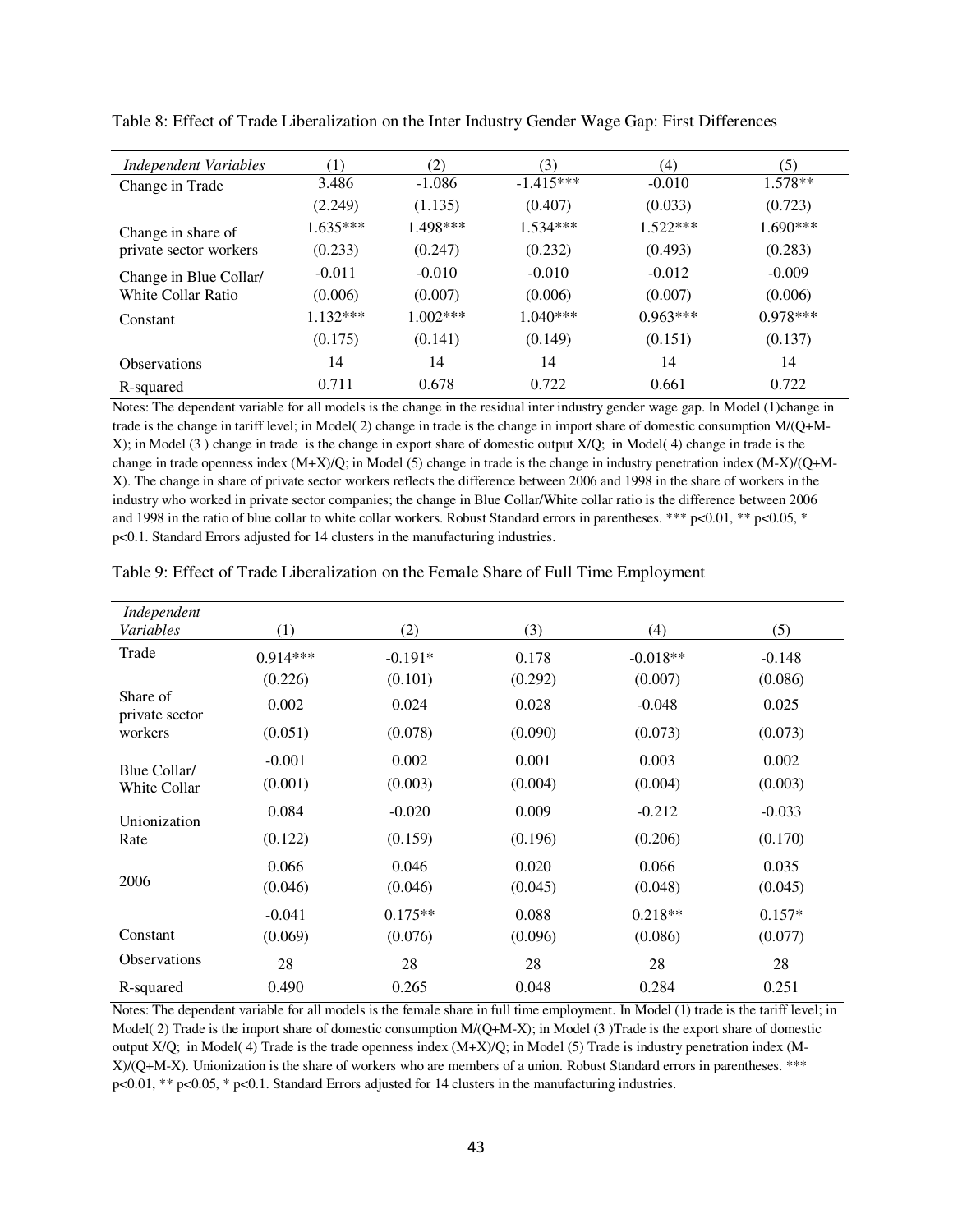Table 8: Effect of Trade Liberalization on the Inter Industry Gender Wage Gap: First Differences

| *Independent Variables* | (1) | (2) | (3) | (4) | (5) |
|---|---|---|---|---|---|
| Change in Trade | 3.486 | -1.086 | -1.415*** | -0.010 | 1.578** |
| | (2.249) | (1.135) | (0.407) | (0.033) | (0.723) |
| Change in share of private sector workers | 1.635*** | 1.498*** | 1.534*** | 1.522*** | 1.690*** |
| | (0.233) | (0.247) | (0.232) | (0.493) | (0.283) |
| Change in Blue Collar/ White Collar Ratio | -0.011 | -0.010 | -0.010 | -0.012 | -0.009 |
| | (0.006) | (0.007) | (0.006) | (0.007) | (0.006) |
| Constant | 1.132*** | 1.002*** | 1.040*** | 0.963*** | 0.978*** |
| | (0.175) | (0.141) | (0.149) | (0.151) | (0.137) |
| Observations | 14 | 14 | 14 | 14 | 14 |
| R-squared | 0.711 | 0.678 | 0.722 | 0.661 | 0.722 |

Notes: The dependent variable for all models is the change in the residual inter industry gender wage gap. In Model (1)change in trade is the change in tariff level; in Model( 2) change in trade is the change in import share of domestic consumption M/(Q+M-X); in Model (3 ) change in trade is the change in export share of domestic output X/Q; in Model( 4) change in trade is the change in trade openness index (M+X)/Q; in Model (5) change in trade is the change in industry penetration index (M-X)/(Q+M-X). The change in share of private sector workers reflects the difference between 2006 and 1998 in the share of workers in the industry who worked in private sector companies; the change in Blue Collar/White collar ratio is the difference between 2006 and 1998 in the ratio of blue collar to white collar workers. Robust Standard errors in parentheses. *** p<0.01, ** p<0.05, * p<0.1. Standard Errors adjusted for 14 clusters in the manufacturing industries.

Table 9: Effect of Trade Liberalization on the Female Share of Full Time Employment

| *Independent Variables* | (1) | (2) | (3) | (4) | (5) |
|---|---|---|---|---|---|
| Trade | 0.914*** | -0.191* | 0.178 | -0.018** | -0.148 |
| | (0.226) | (0.101) | (0.292) | (0.007) | (0.086) |
| Share of private sector workers | 0.002 | 0.024 | 0.028 | -0.048 | 0.025 |
| | (0.051) | (0.078) | (0.090) | (0.073) | (0.073) |
| Blue Collar/ White Collar | -0.001 | 0.002 | 0.001 | 0.003 | 0.002 |
| | (0.001) | (0.003) | (0.004) | (0.004) | (0.003) |
| Unionization Rate | 0.084 | -0.020 | 0.009 | -0.212 | -0.033 |
| | (0.122) | (0.159) | (0.196) | (0.206) | (0.170) |
| 2006 | 0.066 | 0.046 | 0.020 | 0.066 | 0.035 |
| | (0.046) | (0.046) | (0.045) | (0.048) | (0.045) |
| Constant | -0.041 | 0.175** | 0.088 | 0.218** | 0.157* |
| | (0.069) | (0.076) | (0.096) | (0.086) | (0.077) |
| Observations | 28 | 28 | 28 | 28 | 28 |
| R-squared | 0.490 | 0.265 | 0.048 | 0.284 | 0.251 |

Notes: The dependent variable for all models is the female share in full time employment. In Model (1) trade is the tariff level; in Model( 2) Trade is the import share of domestic consumption M/(Q+M-X); in Model (3 )Trade is the export share of domestic output X/Q; in Model( 4) Trade is the trade openness index (M+X)/Q; in Model (5) Trade is industry penetration index (M-X)/(Q+M-X). Unionization is the share of workers who are members of a union. Robust Standard errors in parentheses. *** p<0.01, ** p<0.05, * p<0.1. Standard Errors adjusted for 14 clusters in the manufacturing industries.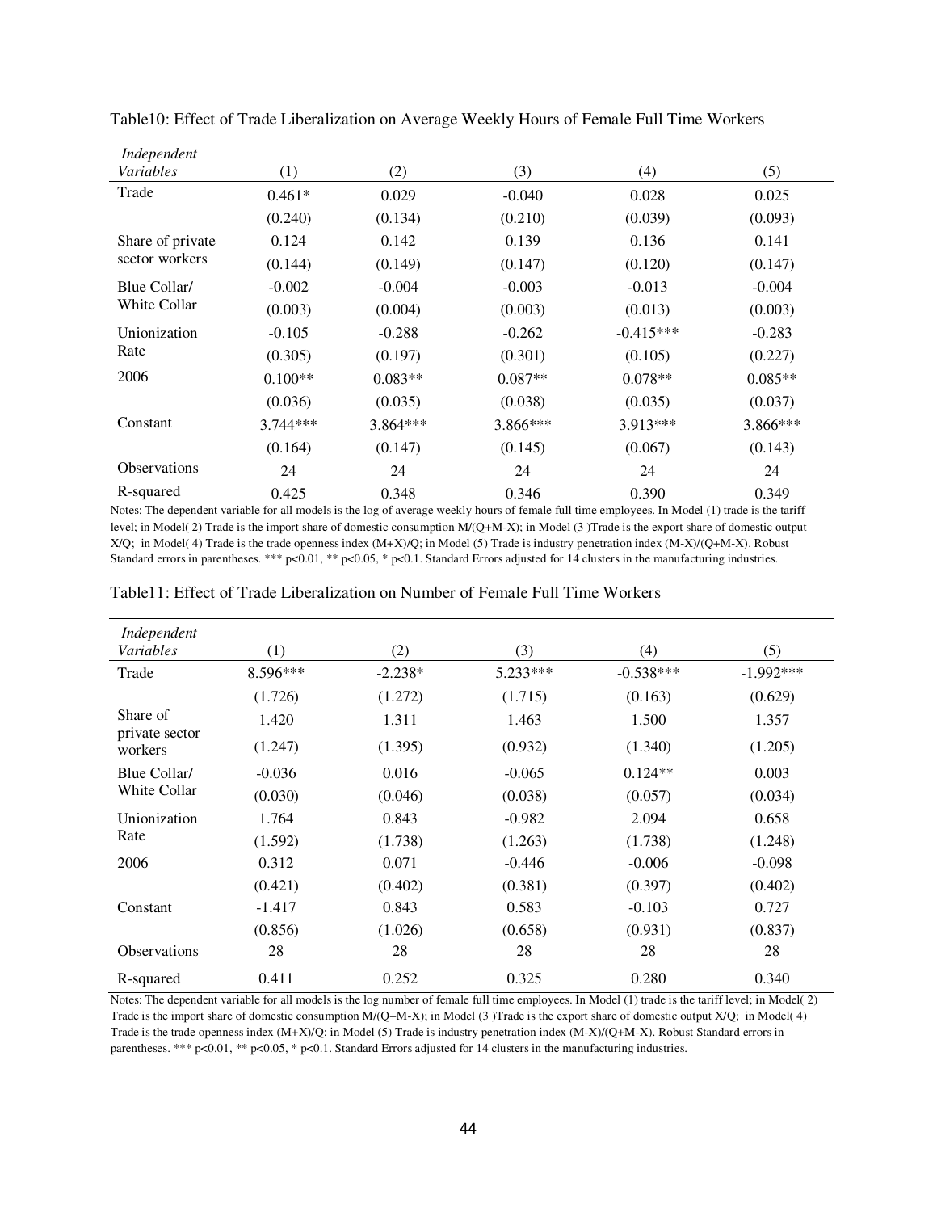Table10: Effect of Trade Liberalization on Average Weekly Hours of Female Full Time Workers

| *Independent Variables* | (1) | (2) | (3) | (4) | (5) |
|---|---|---|---|---|---|
| Trade | 0.461* | 0.029 | -0.040 | 0.028 | 0.025 |
| | (0.240) | (0.134) | (0.210) | (0.039) | (0.093) |
| Share of private sector workers | 0.124 | 0.142 | 0.139 | 0.136 | 0.141 |
| | (0.144) | (0.149) | (0.147) | (0.120) | (0.147) |
| Blue Collar/ White Collar | -0.002 | -0.004 | -0.003 | -0.013 | -0.004 |
| | (0.003) | (0.004) | (0.003) | (0.013) | (0.003) |
| Unionization Rate | -0.105 | -0.288 | -0.262 | -0.415*** | -0.283 |
| | (0.305) | (0.197) | (0.301) | (0.105) | (0.227) |
| 2006 | 0.100** | 0.083** | 0.087** | 0.078** | 0.085** |
| | (0.036) | (0.035) | (0.038) | (0.035) | (0.037) |
| Constant | 3.744*** | 3.864*** | 3.866*** | 3.913*** | 3.866*** |
| | (0.164) | (0.147) | (0.145) | (0.067) | (0.143) |
| Observations | 24 | 24 | 24 | 24 | 24 |
| R-squared | 0.425 | 0.348 | 0.346 | 0.390 | 0.349 |

Notes: The dependent variable for all models is the log of average weekly hours of female full time employees. In Model (1) trade is the tariff level; in Model( 2) Trade is the import share of domestic consumption M/(Q+M-X); in Model (3 )Trade is the export share of domestic output X/Q; in Model( 4) Trade is the trade openness index (M+X)/Q; in Model (5) Trade is industry penetration index (M-X)/(Q+M-X). Robust Standard errors in parentheses. *** p<0.01, ** p<0.05, * p<0.1. Standard Errors adjusted for 14 clusters in the manufacturing industries.

Table11: Effect of Trade Liberalization on Number of Female Full Time Workers

| *Independent Variables* | (1) | (2) | (3) | (4) | (5) |
|---|---|---|---|---|---|
| Trade | 8.596*** | -2.238* | 5.233*** | -0.538*** | -1.992*** |
| | (1.726) | (1.272) | (1.715) | (0.163) | (0.629) |
| Share of private sector workers | 1.420 | 1.311 | 1.463 | 1.500 | 1.357 |
| | (1.247) | (1.395) | (0.932) | (1.340) | (1.205) |
| Blue Collar/ White Collar | -0.036 | 0.016 | -0.065 | 0.124** | 0.003 |
| | (0.030) | (0.046) | (0.038) | (0.057) | (0.034) |
| Unionization Rate | 1.764 | 0.843 | -0.982 | 2.094 | 0.658 |
| | (1.592) | (1.738) | (1.263) | (1.738) | (1.248) |
| 2006 | 0.312 | 0.071 | -0.446 | -0.006 | -0.098 |
| | (0.421) | (0.402) | (0.381) | (0.397) | (0.402) |
| Constant | -1.417 | 0.843 | 0.583 | -0.103 | 0.727 |
| | (0.856) | (1.026) | (0.658) | (0.931) | (0.837) |
| Observations | 28 | 28 | 28 | 28 | 28 |
| R-squared | 0.411 | 0.252 | 0.325 | 0.280 | 0.340 |

Notes: The dependent variable for all models is the log number of female full time employees. In Model (1) trade is the tariff level; in Model( 2) Trade is the import share of domestic consumption M/(Q+M-X); in Model (3 )Trade is the export share of domestic output X/Q; in Model( 4) Trade is the trade openness index (M+X)/Q; in Model (5) Trade is industry penetration index (M-X)/(Q+M-X). Robust Standard errors in parentheses. *** p<0.01, ** p<0.05, * p<0.1. Standard Errors adjusted for 14 clusters in the manufacturing industries.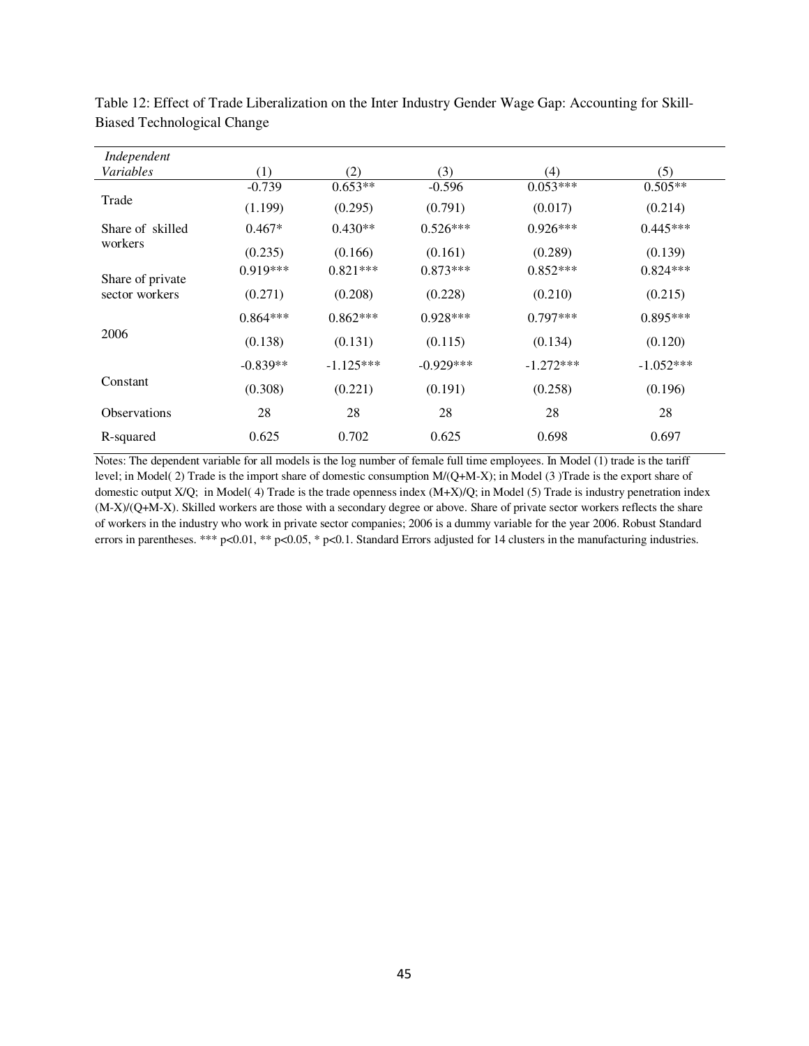Table 12: Effect of Trade Liberalization on the Inter Industry Gender Wage Gap: Accounting for Skill-Biased Technological Change

| *Independent Variables* | (1) | (2) | (3) | (4) | (5) |
|---|---|---|---|---|---|
| Trade | -0.739 | 0.653** | -0.596 | 0.053*** | 0.505** |
| | (1.199) | (0.295) | (0.791) | (0.017) | (0.214) |
| Share of skilled workers | 0.467* | 0.430** | 0.526*** | 0.926*** | 0.445*** |
| | (0.235) | (0.166) | (0.161) | (0.289) | (0.139) |
| Share of private sector workers | 0.919*** | 0.821*** | 0.873*** | 0.852*** | 0.824*** |
| | (0.271) | (0.208) | (0.228) | (0.210) | (0.215) |
| 2006 | 0.864*** | 0.862*** | 0.928*** | 0.797*** | 0.895*** |
| | (0.138) | (0.131) | (0.115) | (0.134) | (0.120) |
| Constant | -0.839** | -1.125*** | -0.929*** | -1.272*** | -1.052*** |
| | (0.308) | (0.221) | (0.191) | (0.258) | (0.196) |
| Observations | 28 | 28 | 28 | 28 | 28 |
| R-squared | 0.625 | 0.702 | 0.625 | 0.698 | 0.697 |

Notes: The dependent variable for all models is the log number of female full time employees. In Model (1) trade is the tariff level; in Model( 2) Trade is the import share of domestic consumption M/(Q+M-X); in Model (3 )Trade is the export share of domestic output X/Q; in Model( 4) Trade is the trade openness index (M+X)/Q; in Model (5) Trade is industry penetration index (M-X)/(Q+M-X). Skilled workers are those with a secondary degree or above. Share of private sector workers reflects the share of workers in the industry who work in private sector companies; 2006 is a dummy variable for the year 2006. Robust Standard errors in parentheses. *** p<0.01, ** p<0.05, * p<0.1. Standard Errors adjusted for 14 clusters in the manufacturing industries.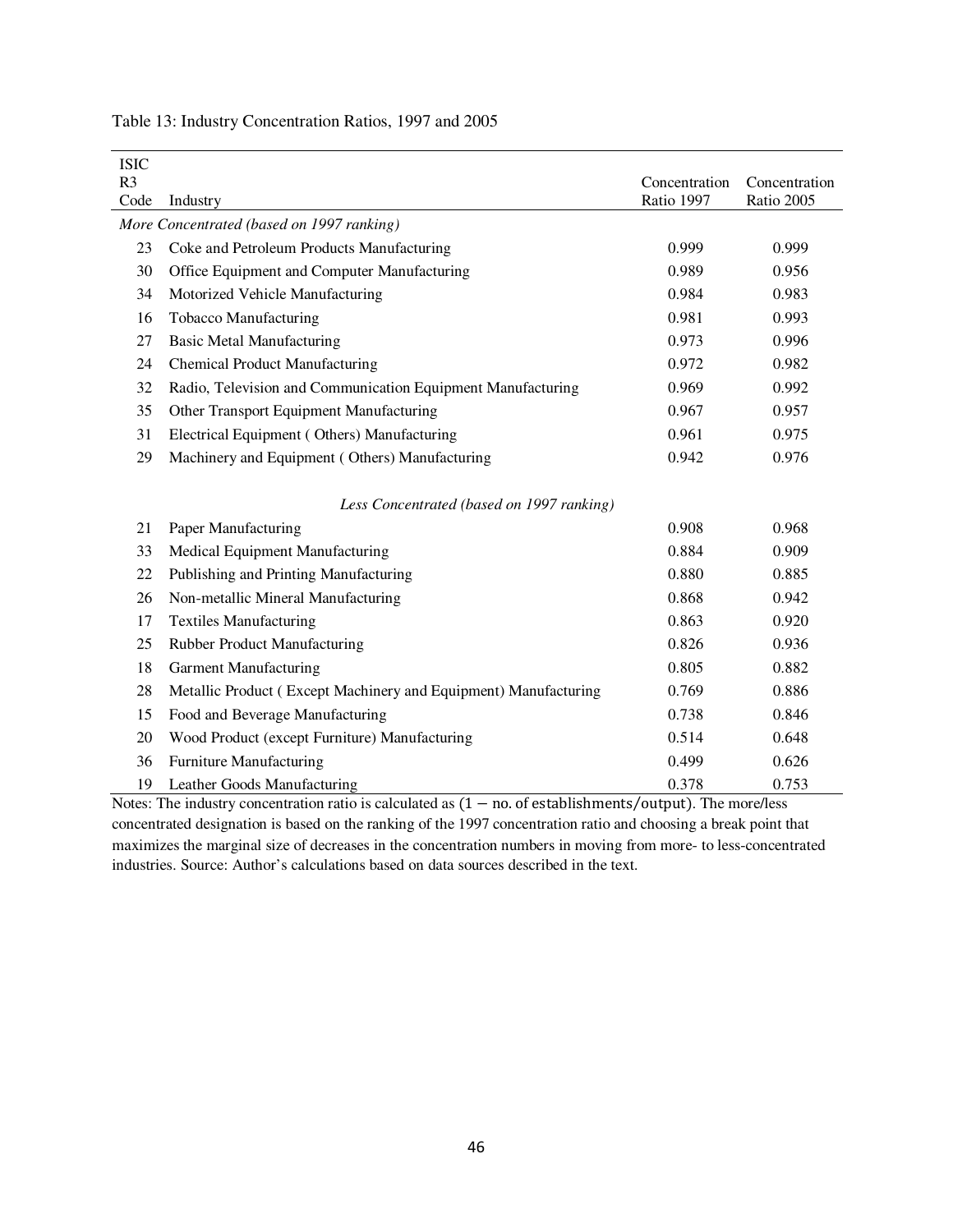Table 13: Industry Concentration Ratios, 1997 and 2005

| ISIC R3 Code | Industry | Concentration Ratio 1997 | Concentration Ratio 2005 |
|---|---|---|---|
| *More Concentrated (based on 1997 ranking)* | | | |
| 23 | Coke and Petroleum Products Manufacturing | 0.999 | 0.999 |
| 30 | Office Equipment and Computer Manufacturing | 0.989 | 0.956 |
| 34 | Motorized Vehicle Manufacturing | 0.984 | 0.983 |
| 16 | Tobacco Manufacturing | 0.981 | 0.993 |
| 27 | Basic Metal Manufacturing | 0.973 | 0.996 |
| 24 | Chemical Product Manufacturing | 0.972 | 0.982 |
| 32 | Radio, Television and Communication Equipment Manufacturing | 0.969 | 0.992 |
| 35 | Other Transport Equipment Manufacturing | 0.967 | 0.957 |
| 31 | Electrical Equipment ( Others) Manufacturing | 0.961 | 0.975 |
| 29 | Machinery and Equipment ( Others) Manufacturing | 0.942 | 0.976 |
| | *Less Concentrated (based on 1997 ranking)* | | |
| 21 | Paper Manufacturing | 0.908 | 0.968 |
| 33 | Medical Equipment Manufacturing | 0.884 | 0.909 |
| 22 | Publishing and Printing Manufacturing | 0.880 | 0.885 |
| 26 | Non-metallic Mineral Manufacturing | 0.868 | 0.942 |
| 17 | Textiles Manufacturing | 0.863 | 0.920 |
| 25 | Rubber Product Manufacturing | 0.826 | 0.936 |
| 18 | Garment Manufacturing | 0.805 | 0.882 |
| 28 | Metallic Product ( Except Machinery and Equipment) Manufacturing | 0.769 | 0.886 |
| 15 | Food and Beverage Manufacturing | 0.738 | 0.846 |
| 20 | Wood Product (except Furniture) Manufacturing | 0.514 | 0.648 |
| 36 | Furniture Manufacturing | 0.499 | 0.626 |
| 19 | Leather Goods Manufacturing | 0.378 | 0.753 |

Notes: The industry concentration ratio is calculated as $(1 - \text{no. of establishments/output})$. The more/less concentrated designation is based on the ranking of the 1997 concentration ratio and choosing a break point that maximizes the marginal size of decreases in the concentration numbers in moving from more- to less-concentrated industries. Source: Author's calculations based on data sources described in the text.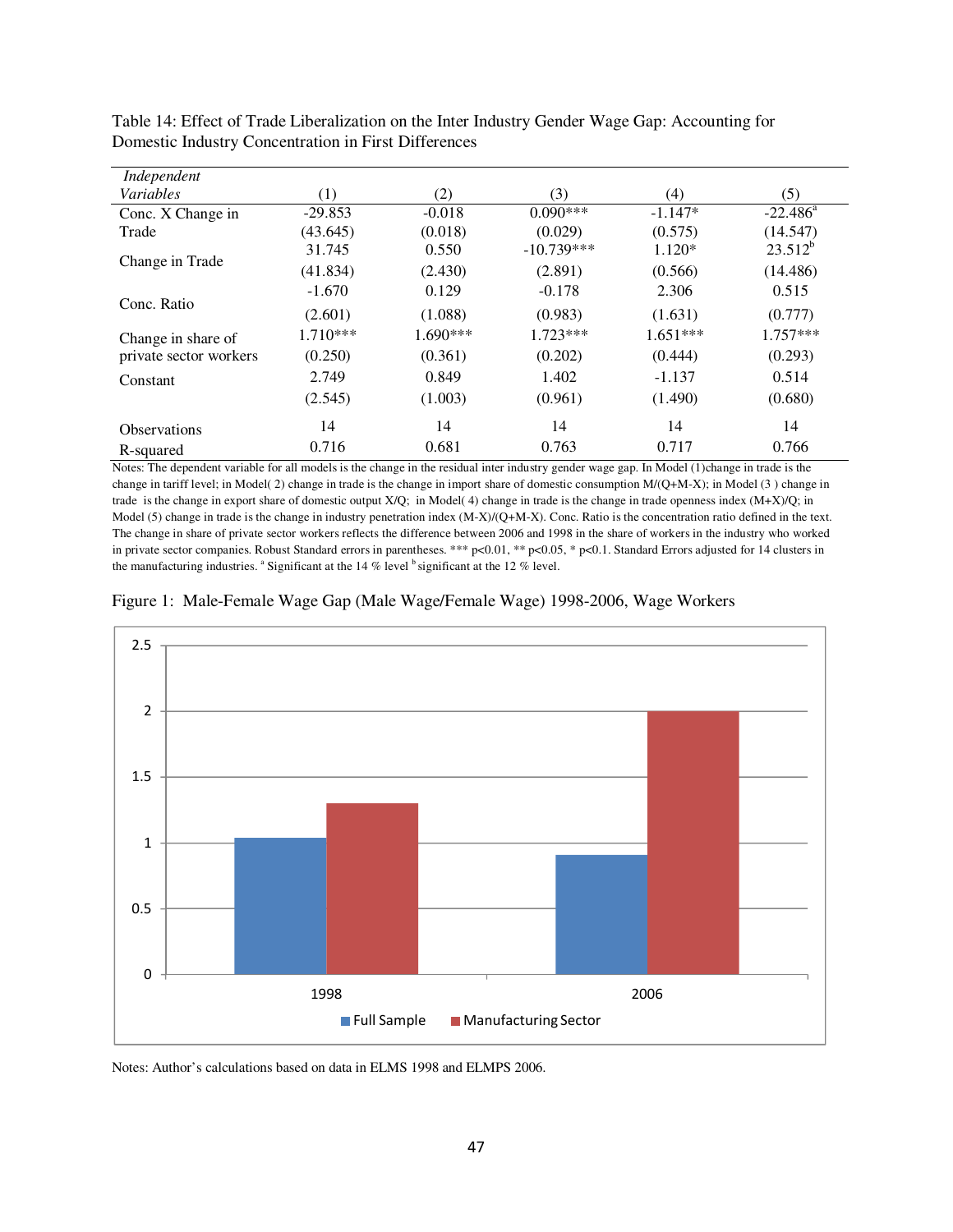Table 14: Effect of Trade Liberalization on the Inter Industry Gender Wage Gap: Accounting for Domestic Industry Concentration in First Differences

| *Independent Variables* | (1) | (2) | (3) | (4) | (5) |
|---|---|---|---|---|---|
| Conc. X Change in Trade | -29.853 | -0.018 | 0.090*** | -1.147* | -22.486[a] |
| | (43.645) | (0.018) | (0.029) | (0.575) | (14.547) |
| Change in Trade | 31.745 | 0.550 | -10.739*** | 1.120* | 23.512[b] |
| | (41.834) | (2.430) | (2.891) | (0.566) | (14.486) |
| Conc. Ratio | -1.670 | 0.129 | -0.178 | 2.306 | 0.515 |
| | (2.601) | (1.088) | (0.983) | (1.631) | (0.777) |
| Change in share of private sector workers | 1.710*** | 1.690*** | 1.723*** | 1.651*** | 1.757*** |
| | (0.250) | (0.361) | (0.202) | (0.444) | (0.293) |
| Constant | 2.749 | 0.849 | 1.402 | -1.137 | 0.514 |
| | (2.545) | (1.003) | (0.961) | (1.490) | (0.680) |
| Observations | 14 | 14 | 14 | 14 | 14 |
| R-squared | 0.716 | 0.681 | 0.763 | 0.717 | 0.766 |

Notes: The dependent variable for all models is the change in the residual inter industry gender wage gap. In Model (1)change in trade is the change in tariff level; in Model( 2) change in trade is the change in import share of domestic consumption M/(Q+M-X); in Model (3 ) change in trade is the change in export share of domestic output X/Q; in Model( 4) change in trade is the change in trade openness index (M+X)/Q; in Model (5) change in trade is the change in industry penetration index (M-X)/(Q+M-X). Conc. Ratio is the concentration ratio defined in the text. The change in share of private sector workers reflects the difference between 2006 and 1998 in the share of workers in the industry who worked in private sector companies. Robust Standard errors in parentheses. *** p<0.01, ** p<0.05, * p<0.1. Standard Errors adjusted for 14 clusters in the manufacturing industries. [a] Significant at the 14 % level [b] significant at the 12 % level.

Figure 1: Male-Female Wage Gap (Male Wage/Female Wage) 1998-2006, Wage Workers

Notes: Author's calculations based on data in ELMS 1998 and ELMPS 2006.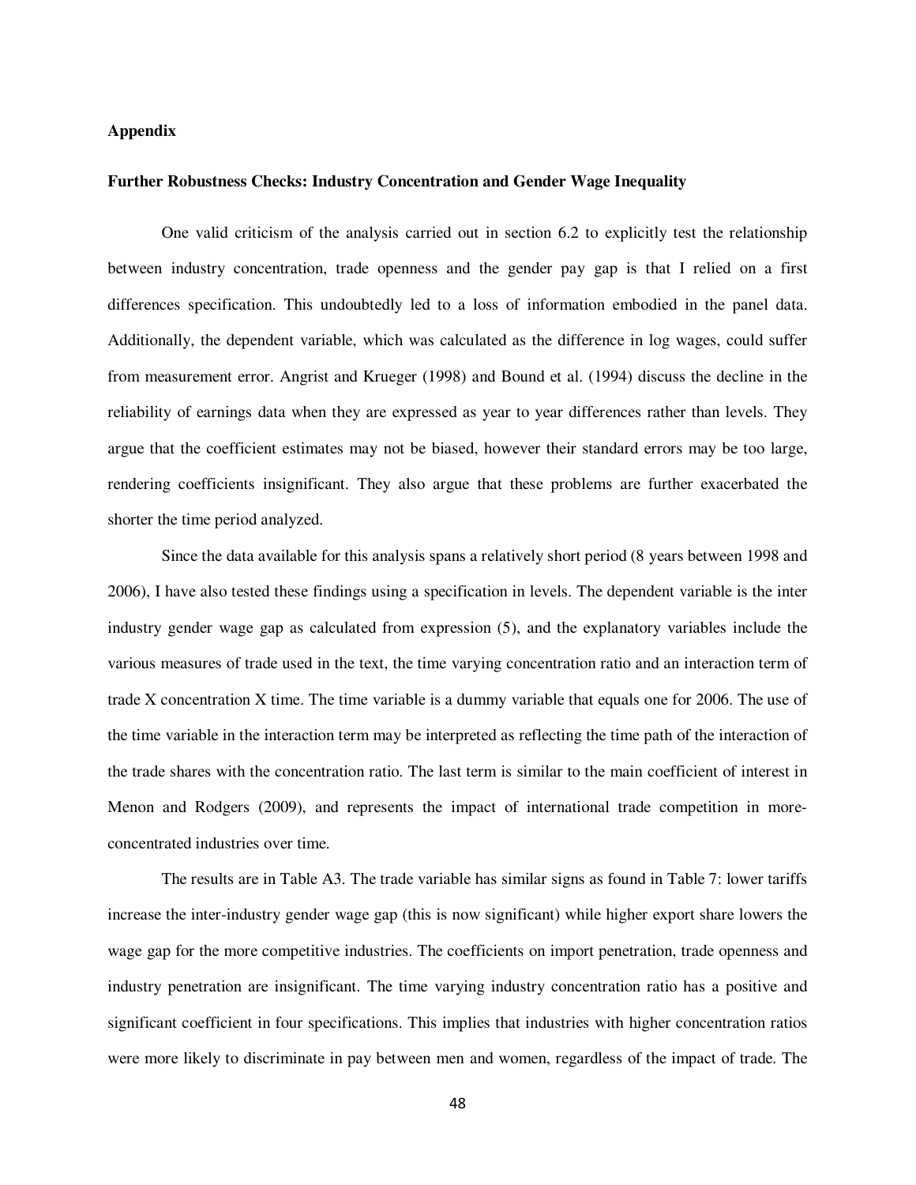## Appendix

### Further Robustness Checks: Industry Concentration and Gender Wage Inequality

One valid criticism of the analysis carried out in section 6.2 to explicitly test the relationship between industry concentration, trade openness and the gender pay gap is that I relied on a first differences specification. This undoubtedly led to a loss of information embodied in the panel data. Additionally, the dependent variable, which was calculated as the difference in log wages, could suffer from measurement error. Angrist and Krueger (1998) and Bound et al. (1994) discuss the decline in the reliability of earnings data when they are expressed as year to year differences rather than levels. They argue that the coefficient estimates may not be biased, however their standard errors may be too large, rendering coefficients insignificant. They also argue that these problems are further exacerbated the shorter the time period analyzed.

Since the data available for this analysis spans a relatively short period (8 years between 1998 and 2006), I have also tested these findings using a specification in levels. The dependent variable is the inter industry gender wage gap as calculated from expression (5), and the explanatory variables include the various measures of trade used in the text, the time varying concentration ratio and an interaction term of trade X concentration X time. The time variable is a dummy variable that equals one for 2006. The use of the time variable in the interaction term may be interpreted as reflecting the time path of the interaction of the trade shares with the concentration ratio. The last term is similar to the main coefficient of interest in Menon and Rodgers (2009), and represents the impact of international trade competition in more-concentrated industries over time.

The results are in Table A3. The trade variable has similar signs as found in Table 7: lower tariffs increase the inter-industry gender wage gap (this is now significant) while higher export share lowers the wage gap for the more competitive industries. The coefficients on import penetration, trade openness and industry penetration are insignificant. The time varying industry concentration ratio has a positive and significant coefficient in four specifications. This implies that industries with higher concentration ratios were more likely to discriminate in pay between men and women, regardless of the impact of trade. The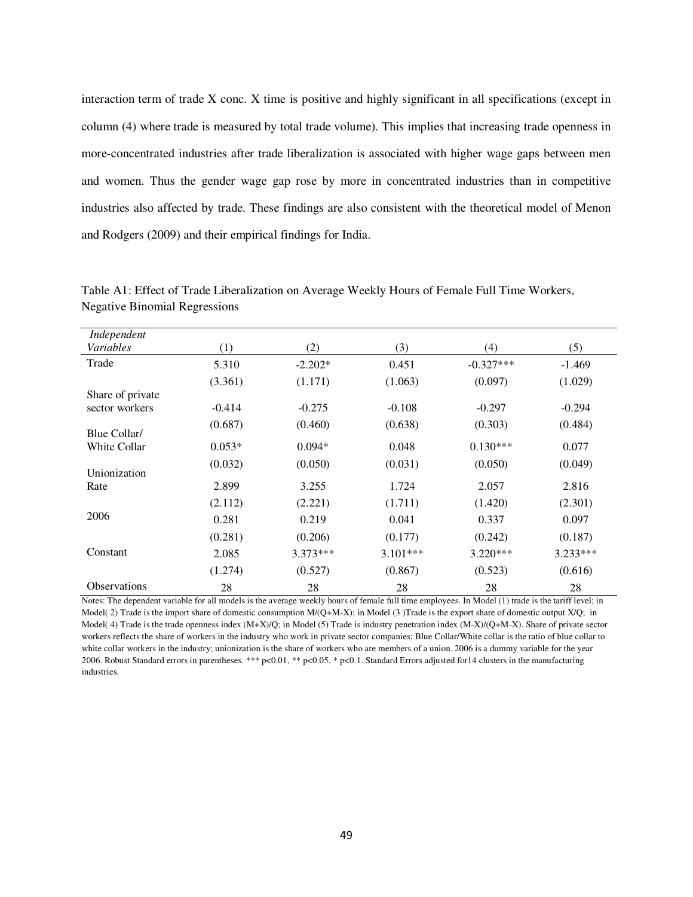interaction term of trade X conc. X time is positive and highly significant in all specifications (except in column (4) where trade is measured by total trade volume). This implies that increasing trade openness in more-concentrated industries after trade liberalization is associated with higher wage gaps between men and women. Thus the gender wage gap rose by more in concentrated industries than in competitive industries also affected by trade. These findings are also consistent with the theoretical model of Menon and Rodgers (2009) and their empirical findings for India.

Table A1: Effect of Trade Liberalization on Average Weekly Hours of Female Full Time Workers, Negative Binomial Regressions

| *Independent Variables* | (1) | (2) | (3) | (4) | (5) |
|---|---|---|---|---|---|
| Trade | 5.310 | -2.202* | 0.451 | -0.327*** | -1.469 |
| | (3.361) | (1.171) | (1.063) | (0.097) | (1.029) |
| Share of private sector workers | -0.414 | -0.275 | -0.108 | -0.297 | -0.294 |
| | (0.687) | (0.460) | (0.638) | (0.303) | (0.484) |
| Blue Collar/ White Collar | 0.053* | 0.094* | 0.048 | 0.130*** | 0.077 |
| | (0.032) | (0.050) | (0.031) | (0.050) | (0.049) |
| Unionization Rate | 2.899 | 3.255 | 1.724 | 2.057 | 2.816 |
| | (2.112) | (2.221) | (1.711) | (1.420) | (2.301) |
| 2006 | 0.281 | 0.219 | 0.041 | 0.337 | 0.097 |
| | (0.281) | (0.206) | (0.177) | (0.242) | (0.187) |
| Constant | 2.085 | 3.373*** | 3.101*** | 3.220*** | 3.233*** |
| | (1.274) | (0.527) | (0.867) | (0.523) | (0.616) |
| Observations | 28 | 28 | 28 | 28 | 28 |

Notes: The dependent variable for all models is the average weekly hours of female full time employees. In Model (1) trade is the tariff level; in Model( 2) Trade is the import share of domestic consumption M/(Q+M-X); in Model (3 )Trade is the export share of domestic output X/Q; in Model( 4) Trade is the trade openness index (M+X)/Q; in Model (5) Trade is industry penetration index (M-X)/(Q+M-X). Share of private sector workers reflects the share of workers in the industry who work in private sector companies; Blue Collar/White collar is the ratio of blue collar to white collar workers in the industry; unionization is the share of workers who are members of a union. 2006 is a dummy variable for the year 2006. Robust Standard errors in parentheses. *** p<0.01, ** p<0.05, * p<0.1. Standard Errors adjusted for14 clusters in the manufacturing industries.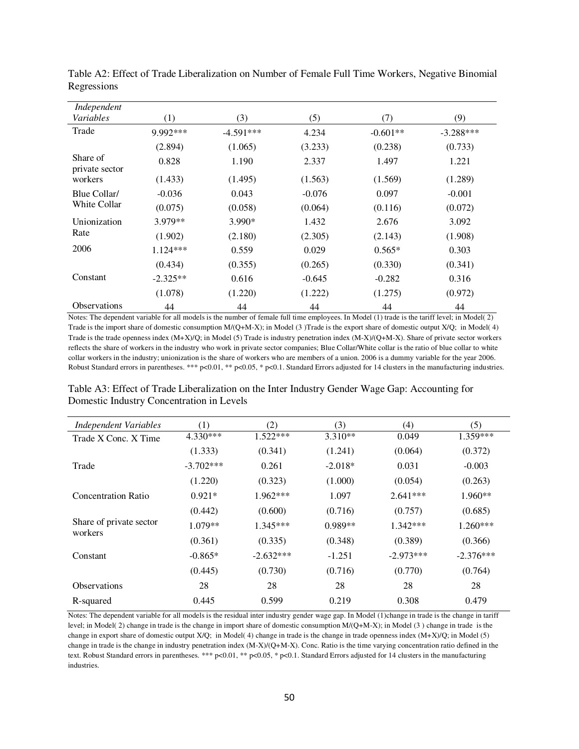Table A2: Effect of Trade Liberalization on Number of Female Full Time Workers, Negative Binomial Regressions

| *Independent Variables* | (1) | (3) | (5) | (7) | (9) |
|---|---|---|---|---|---|
| Trade | 9.992*** | -4.591*** | 4.234 | -0.601** | -3.288*** |
| | (2.894) | (1.065) | (3.233) | (0.238) | (0.733) |
| Share of private sector workers | 0.828 | 1.190 | 2.337 | 1.497 | 1.221 |
| | (1.433) | (1.495) | (1.563) | (1.569) | (1.289) |
| Blue Collar/ White Collar | -0.036 | 0.043 | -0.076 | 0.097 | -0.001 |
| | (0.075) | (0.058) | (0.064) | (0.116) | (0.072) |
| Unionization Rate | 3.979** | 3.990* | 1.432 | 2.676 | 3.092 |
| | (1.902) | (2.180) | (2.305) | (2.143) | (1.908) |
| 2006 | 1.124*** | 0.559 | 0.029 | 0.565* | 0.303 |
| | (0.434) | (0.355) | (0.265) | (0.330) | (0.341) |
| Constant | -2.325** | 0.616 | -0.645 | -0.282 | 0.316 |
| | (1.078) | (1.220) | (1.222) | (1.275) | (0.972) |
| Observations | 44 | 44 | 44 | 44 | 44 |

Notes: The dependent variable for all models is the number of female full time employees. In Model (1) trade is the tariff level; in Model( 2) Trade is the import share of domestic consumption M/(Q+M-X); in Model (3 )Trade is the export share of domestic output X/Q; in Model( 4) Trade is the trade openness index (M+X)/Q; in Model (5) Trade is industry penetration index (M-X)/(Q+M-X). Share of private sector workers reflects the share of workers in the industry who work in private sector companies; Blue Collar/White collar is the ratio of blue collar to white collar workers in the industry; unionization is the share of workers who are members of a union. 2006 is a dummy variable for the year 2006. Robust Standard errors in parentheses. *** p<0.01, ** p<0.05, * p<0.1. Standard Errors adjusted for 14 clusters in the manufacturing industries.

Table A3: Effect of Trade Liberalization on the Inter Industry Gender Wage Gap: Accounting for Domestic Industry Concentration in Levels

| *Independent Variables* | (1) | (2) | (3) | (4) | (5) |
|---|---|---|---|---|---|
| Trade X Conc. X Time | 4.330*** | 1.522*** | 3.310** | 0.049 | 1.359*** |
| | (1.333) | (0.341) | (1.241) | (0.064) | (0.372) |
| Trade | -3.702*** | 0.261 | -2.018* | 0.031 | -0.003 |
| | (1.220) | (0.323) | (1.000) | (0.054) | (0.263) |
| Concentration Ratio | 0.921* | 1.962*** | 1.097 | 2.641*** | 1.960** |
| | (0.442) | (0.600) | (0.716) | (0.757) | (0.685) |
| Share of private sector workers | 1.079** | 1.345*** | 0.989** | 1.342*** | 1.260*** |
| | (0.361) | (0.335) | (0.348) | (0.389) | (0.366) |
| Constant | -0.865* | -2.632*** | -1.251 | -2.973*** | -2.376*** |
| | (0.445) | (0.730) | (0.716) | (0.770) | (0.764) |
| Observations | 28 | 28 | 28 | 28 | 28 |
| R-squared | 0.445 | 0.599 | 0.219 | 0.308 | 0.479 |

Notes: The dependent variable for all models is the residual inter industry gender wage gap. In Model (1)change in trade is the change in tariff level; in Model( 2) change in trade is the change in import share of domestic consumption M/(Q+M-X); in Model (3 ) change in trade is the change in export share of domestic output X/Q; in Model( 4) change in trade is the change in trade openness index (M+X)/Q; in Model (5) change in trade is the change in industry penetration index (M-X)/(Q+M-X). Conc. Ratio is the time varying concentration ratio defined in the text. Robust Standard errors in parentheses. *** p<0.01, ** p<0.05, * p<0.1. Standard Errors adjusted for 14 clusters in the manufacturing industries.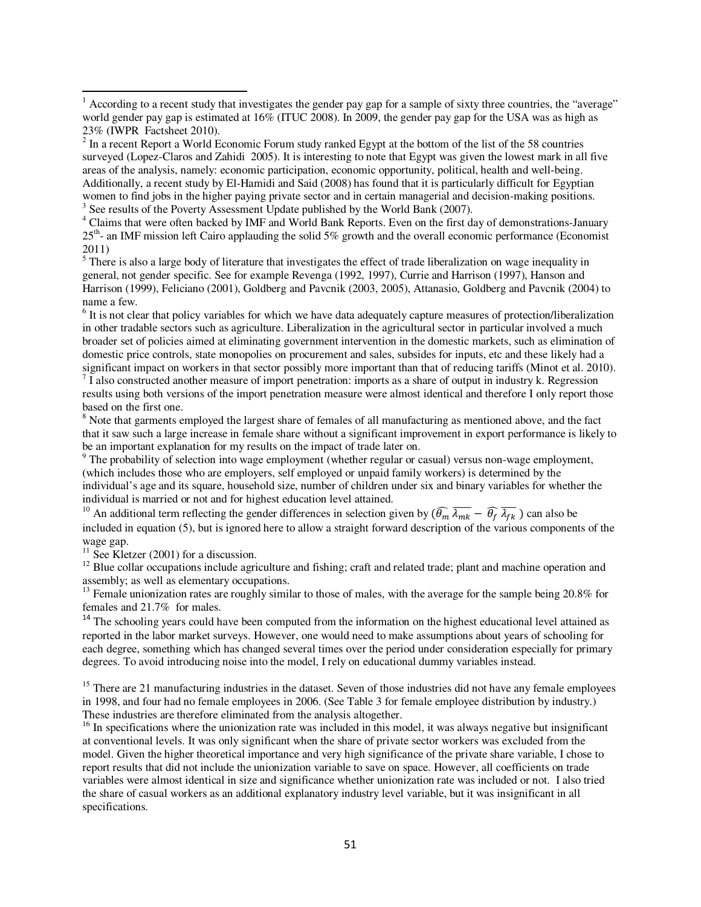[1] According to a recent study that investigates the gender pay gap for a sample of sixty three countries, the "average" world gender pay gap is estimated at 16% (ITUC 2008). In 2009, the gender pay gap for the USA was as high as 23% (IWPR Factsheet 2010).

[2] In a recent Report a World Economic Forum study ranked Egypt at the bottom of the list of the 58 countries surveyed (Lopez-Claros and Zahidi 2005). It is interesting to note that Egypt was given the lowest mark in all five areas of the analysis, namely: economic participation, economic opportunity, political, health and well-being. Additionally, a recent study by El-Hamidi and Said (2008) has found that it is particularly difficult for Egyptian women to find jobs in the higher paying private sector and in certain managerial and decision-making positions.

[3] See results of the Poverty Assessment Update published by the World Bank (2007).

[4] Claims that were often backed by IMF and World Bank Reports. Even on the first day of demonstrations-January 25th- an IMF mission left Cairo applauding the solid 5% growth and the overall economic performance (Economist 2011)

[5] There is also a large body of literature that investigates the effect of trade liberalization on wage inequality in general, not gender specific. See for example Revenga (1992, 1997), Currie and Harrison (1997), Hanson and Harrison (1999), Feliciano (2001), Goldberg and Pavcnik (2003, 2005), Attanasio, Goldberg and Pavcnik (2004) to name a few.

[6] It is not clear that policy variables for which we have data adequately capture measures of protection/liberalization in other tradable sectors such as agriculture. Liberalization in the agricultural sector in particular involved a much broader set of policies aimed at eliminating government intervention in the domestic markets, such as elimination of domestic price controls, state monopolies on procurement and sales, subsides for inputs, etc and these likely had a significant impact on workers in that sector possibly more important than that of reducing tariffs (Minot et al. 2010).

[7] I also constructed another measure of import penetration: imports as a share of output in industry k. Regression results using both versions of the import penetration measure were almost identical and therefore I only report those based on the first one.

[8] Note that garments employed the largest share of females of all manufacturing as mentioned above, and the fact that it saw such a large increase in female share without a significant improvement in export performance is likely to be an important explanation for my results on the impact of trade later on.

[9] The probability of selection into wage employment (whether regular or casual) versus non-wage employment, (which includes those who are employers, self employed or unpaid family workers) is determined by the individual's age and its square, household size, number of children under six and binary variables for whether the individual is married or not and for highest education level attained.

[10] An additional term reflecting the gender differences in selection given by ($\widehat{\theta_m}\,\overline{\lambda_{mk}} - \widehat{\theta_f}\,\overline{\lambda_{fk}}$ ) can also be included in equation (5), but is ignored here to allow a straight forward description of the various components of the wage gap.

[11] See Kletzer (2001) for a discussion.

[12] Blue collar occupations include agriculture and fishing; craft and related trade; plant and machine operation and assembly; as well as elementary occupations.

[13] Female unionization rates are roughly similar to those of males, with the average for the sample being 20.8% for females and 21.7% for males.

[14] The schooling years could have been computed from the information on the highest educational level attained as reported in the labor market surveys. However, one would need to make assumptions about years of schooling for each degree, something which has changed several times over the period under consideration especially for primary degrees. To avoid introducing noise into the model, I rely on educational dummy variables instead.

[15] There are 21 manufacturing industries in the dataset. Seven of those industries did not have any female employees in 1998, and four had no female employees in 2006. (See Table 3 for female employee distribution by industry.) These industries are therefore eliminated from the analysis altogether.

[16] In specifications where the unionization rate was included in this model, it was always negative but insignificant at conventional levels. It was only significant when the share of private sector workers was excluded from the model. Given the higher theoretical importance and very high significance of the private share variable, I chose to report results that did not include the unionization variable to save on space. However, all coefficients on trade variables were almost identical in size and significance whether unionization rate was included or not. I also tried the share of casual workers as an additional explanatory industry level variable, but it was insignificant in all specifications.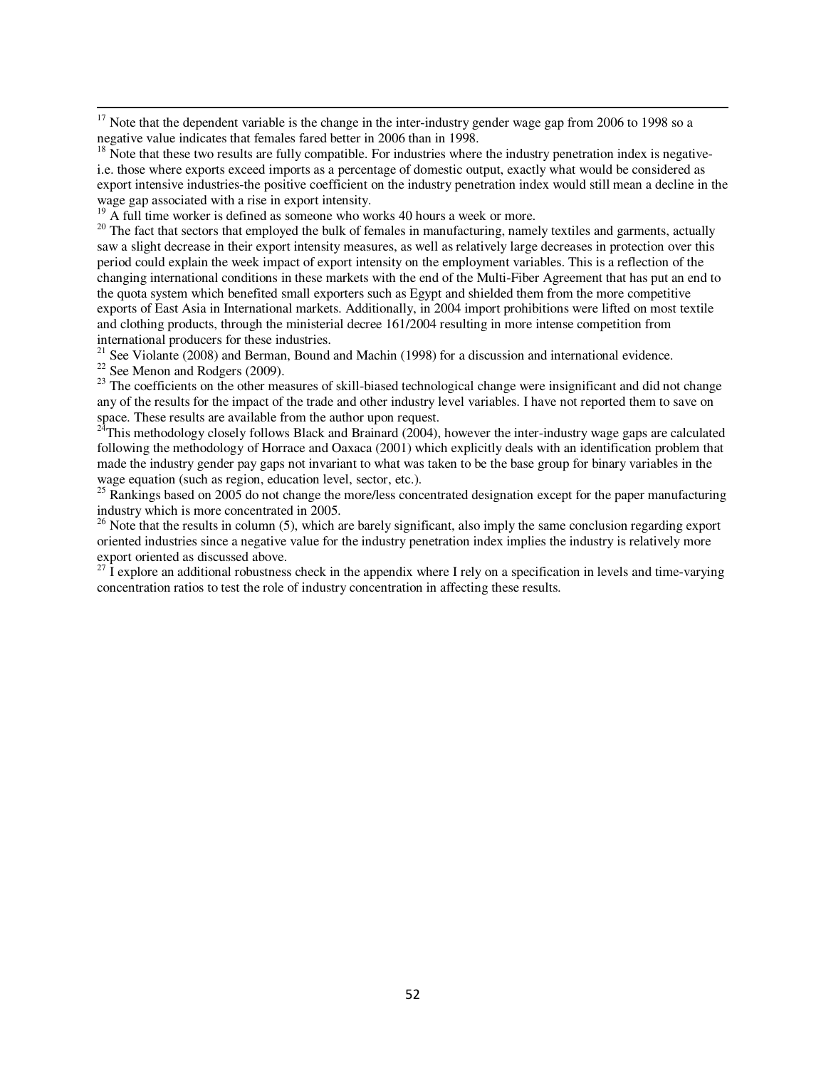[17] Note that the dependent variable is the change in the inter-industry gender wage gap from 2006 to 1998 so a negative value indicates that females fared better in 2006 than in 1998.

[18] Note that these two results are fully compatible. For industries where the industry penetration index is negative-i.e. those where exports exceed imports as a percentage of domestic output, exactly what would be considered as export intensive industries-the positive coefficient on the industry penetration index would still mean a decline in the wage gap associated with a rise in export intensity.

[19] A full time worker is defined as someone who works 40 hours a week or more.

[20] The fact that sectors that employed the bulk of females in manufacturing, namely textiles and garments, actually saw a slight decrease in their export intensity measures, as well as relatively large decreases in protection over this period could explain the week impact of export intensity on the employment variables. This is a reflection of the changing international conditions in these markets with the end of the Multi-Fiber Agreement that has put an end to the quota system which benefited small exporters such as Egypt and shielded them from the more competitive exports of East Asia in International markets. Additionally, in 2004 import prohibitions were lifted on most textile and clothing products, through the ministerial decree 161/2004 resulting in more intense competition from international producers for these industries.

[21] See Violante (2008) and Berman, Bound and Machin (1998) for a discussion and international evidence.

[22] See Menon and Rodgers (2009).

[23] The coefficients on the other measures of skill-biased technological change were insignificant and did not change any of the results for the impact of the trade and other industry level variables. I have not reported them to save on space. These results are available from the author upon request.

[24] This methodology closely follows Black and Brainard (2004), however the inter-industry wage gaps are calculated following the methodology of Horrace and Oaxaca (2001) which explicitly deals with an identification problem that made the industry gender pay gaps not invariant to what was taken to be the base group for binary variables in the wage equation (such as region, education level, sector, etc.).

[25] Rankings based on 2005 do not change the more/less concentrated designation except for the paper manufacturing industry which is more concentrated in 2005.

[26] Note that the results in column (5), which are barely significant, also imply the same conclusion regarding export oriented industries since a negative value for the industry penetration index implies the industry is relatively more export oriented as discussed above.

[27] I explore an additional robustness check in the appendix where I rely on a specification in levels and time-varying concentration ratios to test the role of industry concentration in affecting these results.